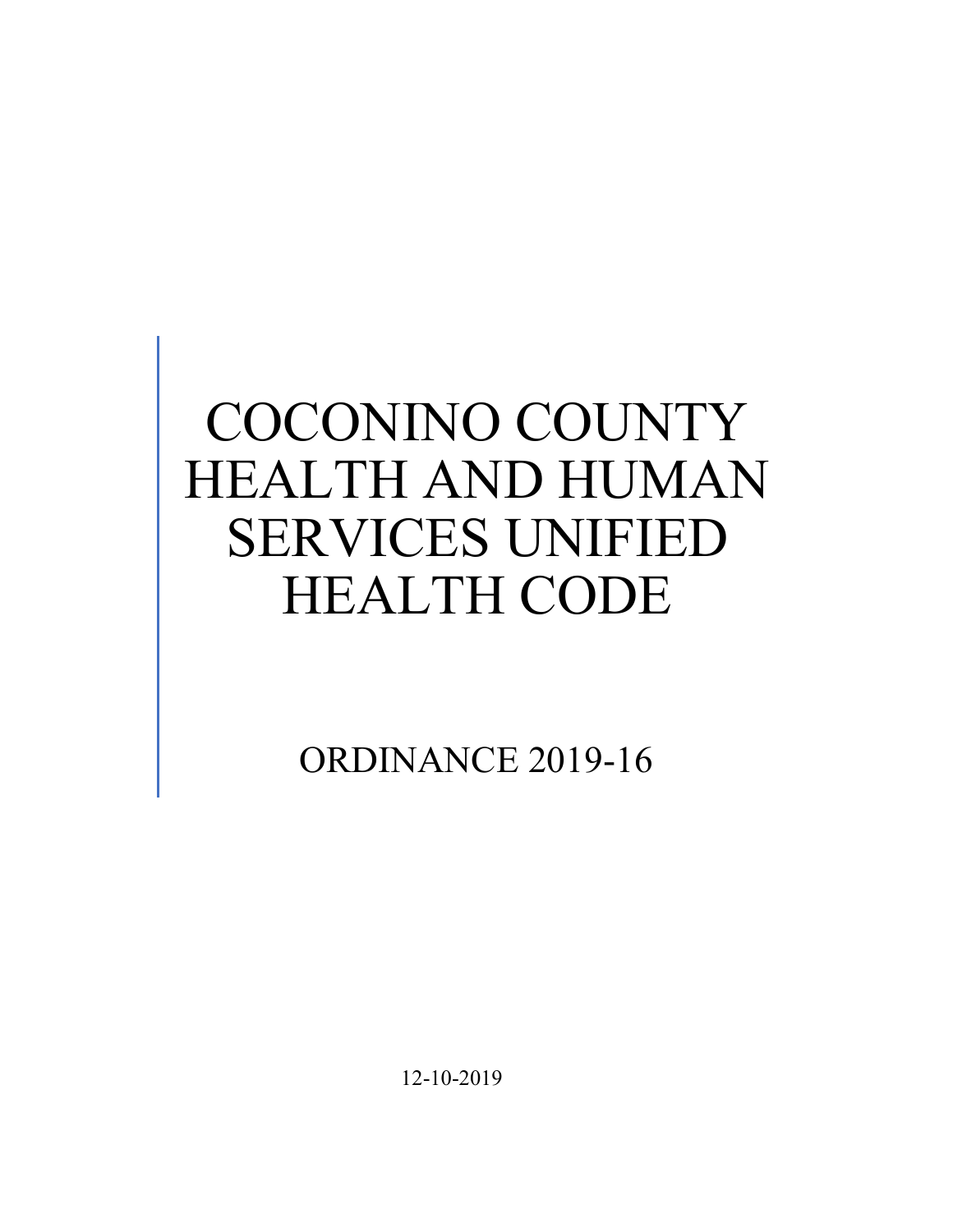# COCONINO COUNTY HEALTH AND HUMAN SERVICES UNIFIED HEALTH CODE

ORDINANCE 2019-16

12-10-2019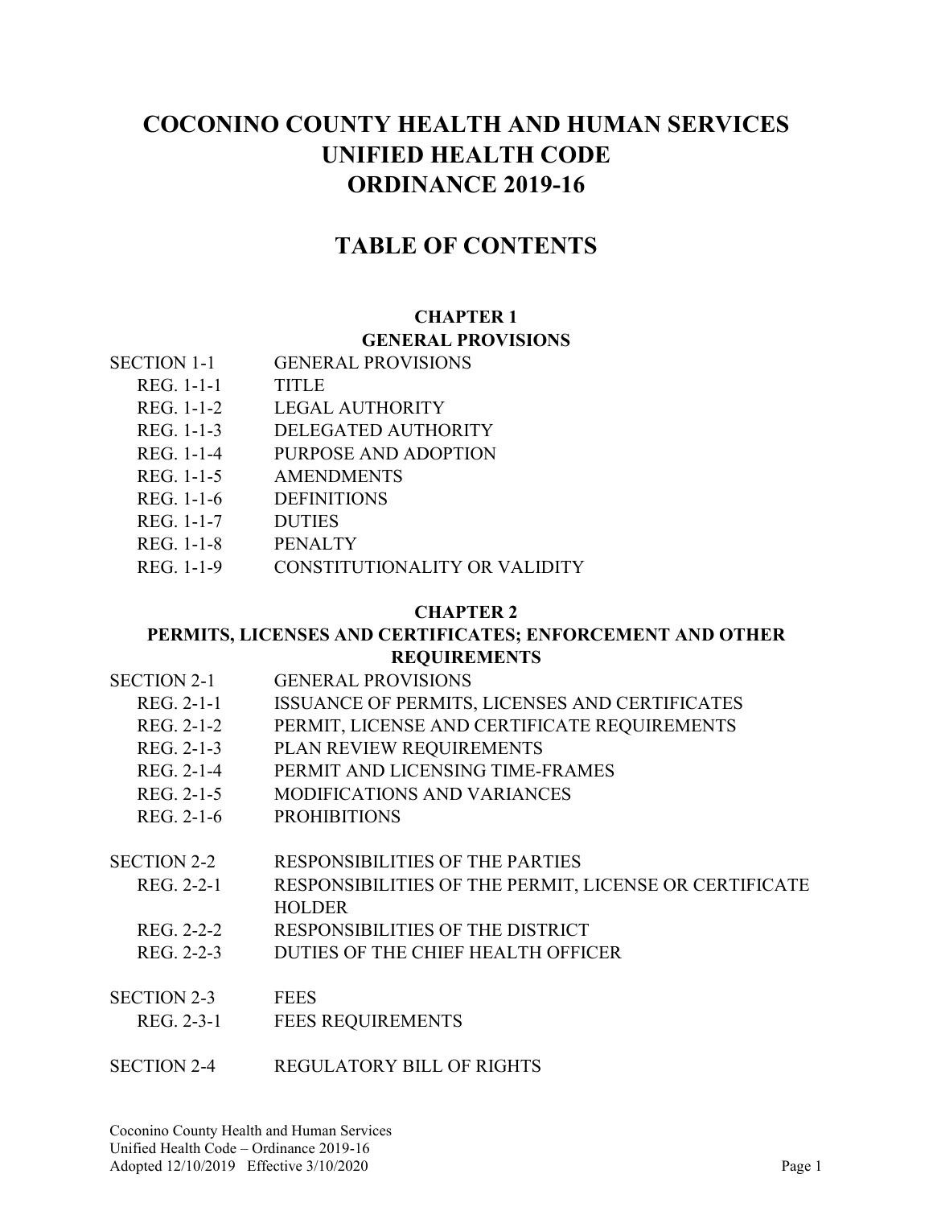# COCONINO COUNTY HEALTH AND HUMAN SERVICES UNIFIED HEALTH CODE ORDINANCE 2019-16

# TABLE OF CONTENTS

## CHAPTER 1
## GENERAL PROVISIONS

SECTION 1-1 GENERAL PROVISIONS
- REG. 1-1-1 TITLE
- REG. 1-1-2 LEGAL AUTHORITY
- REG. 1-1-3 DELEGATED AUTHORITY
- REG. 1-1-4 PURPOSE AND ADOPTION
- REG. 1-1-5 AMENDMENTS
- REG. 1-1-6 DEFINITIONS
- REG. 1-1-7 DUTIES
- REG. 1-1-8 PENALTY
- REG. 1-1-9 CONSTITUTIONALITY OR VALIDITY

## CHAPTER 2
## PERMITS, LICENSES AND CERTIFICATES; ENFORCEMENT AND OTHER REQUIREMENTS

SECTION 2-1 GENERAL PROVISIONS
- REG. 2-1-1 ISSUANCE OF PERMITS, LICENSES AND CERTIFICATES
- REG. 2-1-2 PERMIT, LICENSE AND CERTIFICATE REQUIREMENTS
- REG. 2-1-3 PLAN REVIEW REQUIREMENTS
- REG. 2-1-4 PERMIT AND LICENSING TIME-FRAMES
- REG. 2-1-5 MODIFICATIONS AND VARIANCES
- REG. 2-1-6 PROHIBITIONS

SECTION 2-2 RESPONSIBILITIES OF THE PARTIES
- REG. 2-2-1 RESPONSIBILITIES OF THE PERMIT, LICENSE OR CERTIFICATE HOLDER
- REG. 2-2-2 RESPONSIBILITIES OF THE DISTRICT
- REG. 2-2-3 DUTIES OF THE CHIEF HEALTH OFFICER

SECTION 2-3 FEES
- REG. 2-3-1 FEES REQUIREMENTS

SECTION 2-4 REGULATORY BILL OF RIGHTS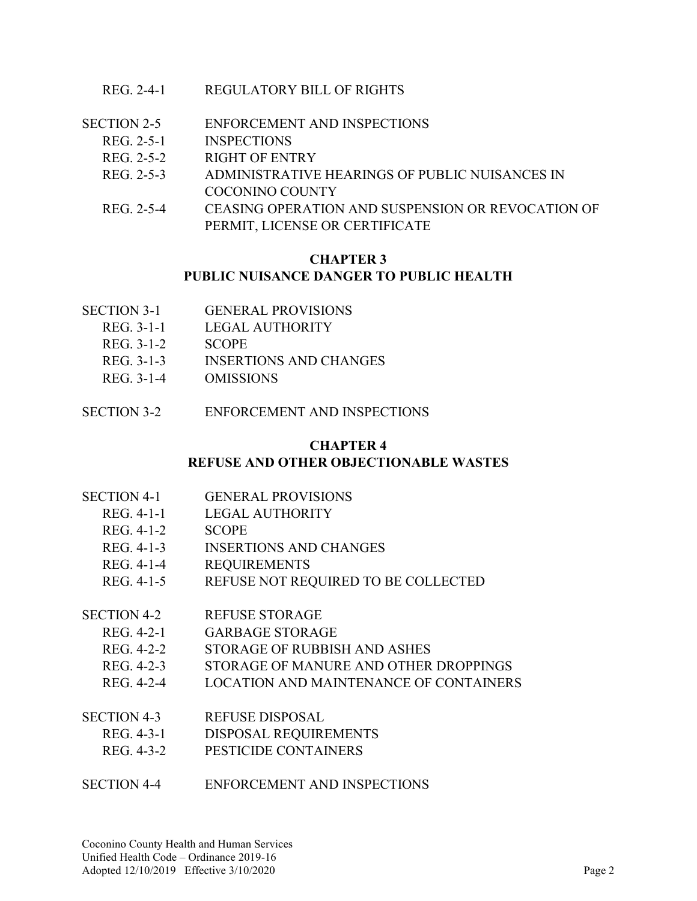REG. 2-4-1 REGULATORY BILL OF RIGHTS

SECTION 2-5 ENFORCEMENT AND INSPECTIONS
- REG. 2-5-1 INSPECTIONS
- REG. 2-5-2 RIGHT OF ENTRY
- REG. 2-5-3 ADMINISTRATIVE HEARINGS OF PUBLIC NUISANCES IN COCONINO COUNTY
- REG. 2-5-4 CEASING OPERATION AND SUSPENSION OR REVOCATION OF PERMIT, LICENSE OR CERTIFICATE

## CHAPTER 3
## PUBLIC NUISANCE DANGER TO PUBLIC HEALTH

SECTION 3-1 GENERAL PROVISIONS
- REG. 3-1-1 LEGAL AUTHORITY
- REG. 3-1-2 SCOPE
- REG. 3-1-3 INSERTIONS AND CHANGES
- REG. 3-1-4 OMISSIONS

SECTION 3-2 ENFORCEMENT AND INSPECTIONS

## CHAPTER 4
## REFUSE AND OTHER OBJECTIONABLE WASTES

SECTION 4-1 GENERAL PROVISIONS
- REG. 4-1-1 LEGAL AUTHORITY
- REG. 4-1-2 SCOPE
- REG. 4-1-3 INSERTIONS AND CHANGES
- REG. 4-1-4 REQUIREMENTS
- REG. 4-1-5 REFUSE NOT REQUIRED TO BE COLLECTED

SECTION 4-2 REFUSE STORAGE
- REG. 4-2-1 GARBAGE STORAGE
- REG. 4-2-2 STORAGE OF RUBBISH AND ASHES
- REG. 4-2-3 STORAGE OF MANURE AND OTHER DROPPINGS
- REG. 4-2-4 LOCATION AND MAINTENANCE OF CONTAINERS

SECTION 4-3 REFUSE DISPOSAL
- REG. 4-3-1 DISPOSAL REQUIREMENTS
- REG. 4-3-2 PESTICIDE CONTAINERS

SECTION 4-4 ENFORCEMENT AND INSPECTIONS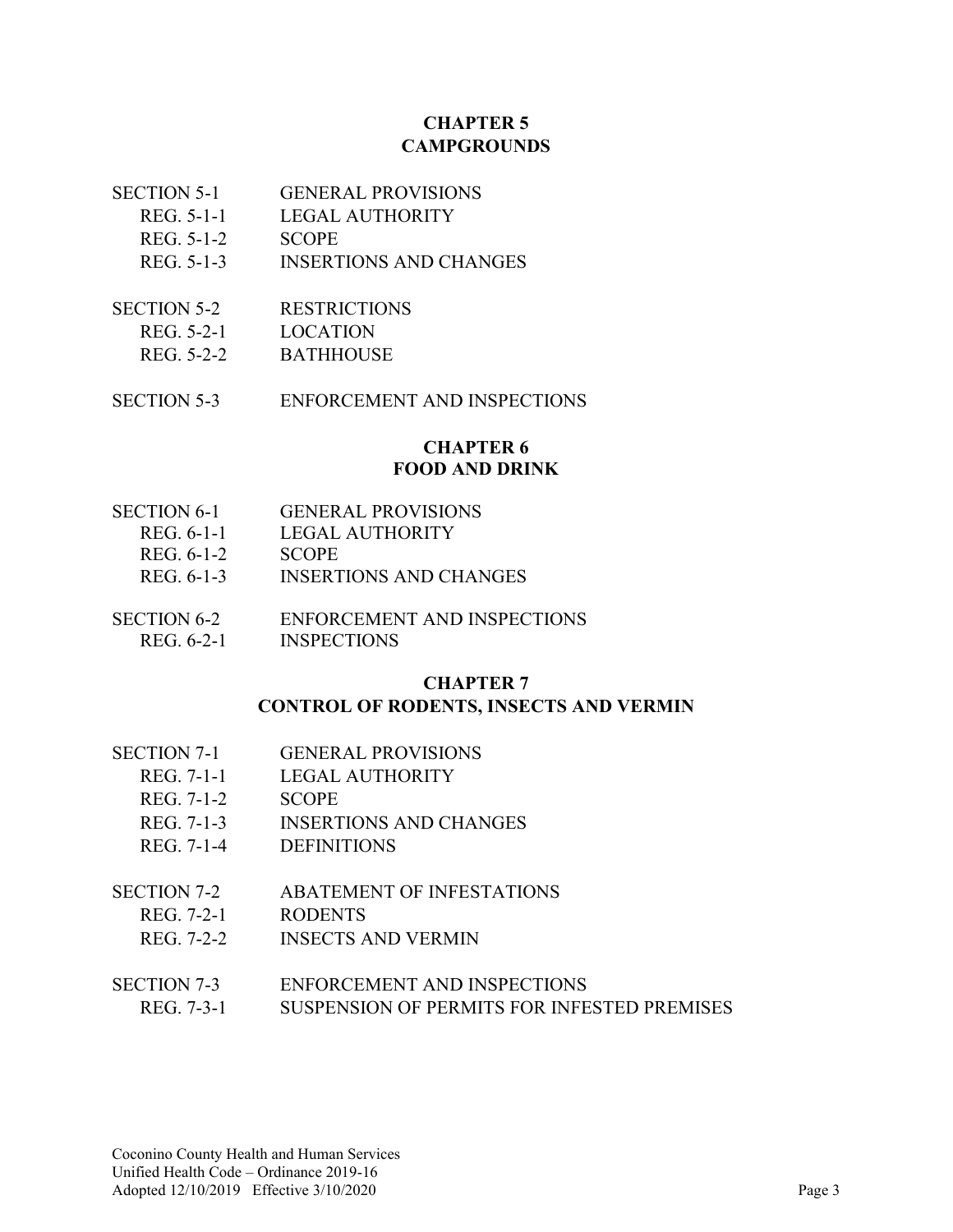## CHAPTER 5
## CAMPGROUNDS

SECTION 5-1 GENERAL PROVISIONS
- REG. 5-1-1 LEGAL AUTHORITY
- REG. 5-1-2 SCOPE
- REG. 5-1-3 INSERTIONS AND CHANGES

SECTION 5-2 RESTRICTIONS
- REG. 5-2-1 LOCATION
- REG. 5-2-2 BATHHOUSE

SECTION 5-3 ENFORCEMENT AND INSPECTIONS

## CHAPTER 6
## FOOD AND DRINK

SECTION 6-1 GENERAL PROVISIONS
- REG. 6-1-1 LEGAL AUTHORITY
- REG. 6-1-2 SCOPE
- REG. 6-1-3 INSERTIONS AND CHANGES

SECTION 6-2 ENFORCEMENT AND INSPECTIONS
- REG. 6-2-1 INSPECTIONS

## CHAPTER 7
## CONTROL OF RODENTS, INSECTS AND VERMIN

SECTION 7-1 GENERAL PROVISIONS
- REG. 7-1-1 LEGAL AUTHORITY
- REG. 7-1-2 SCOPE
- REG. 7-1-3 INSERTIONS AND CHANGES
- REG. 7-1-4 DEFINITIONS

SECTION 7-2 ABATEMENT OF INFESTATIONS
- REG. 7-2-1 RODENTS
- REG. 7-2-2 INSECTS AND VERMIN

SECTION 7-3 ENFORCEMENT AND INSPECTIONS
- REG. 7-3-1 SUSPENSION OF PERMITS FOR INFESTED PREMISES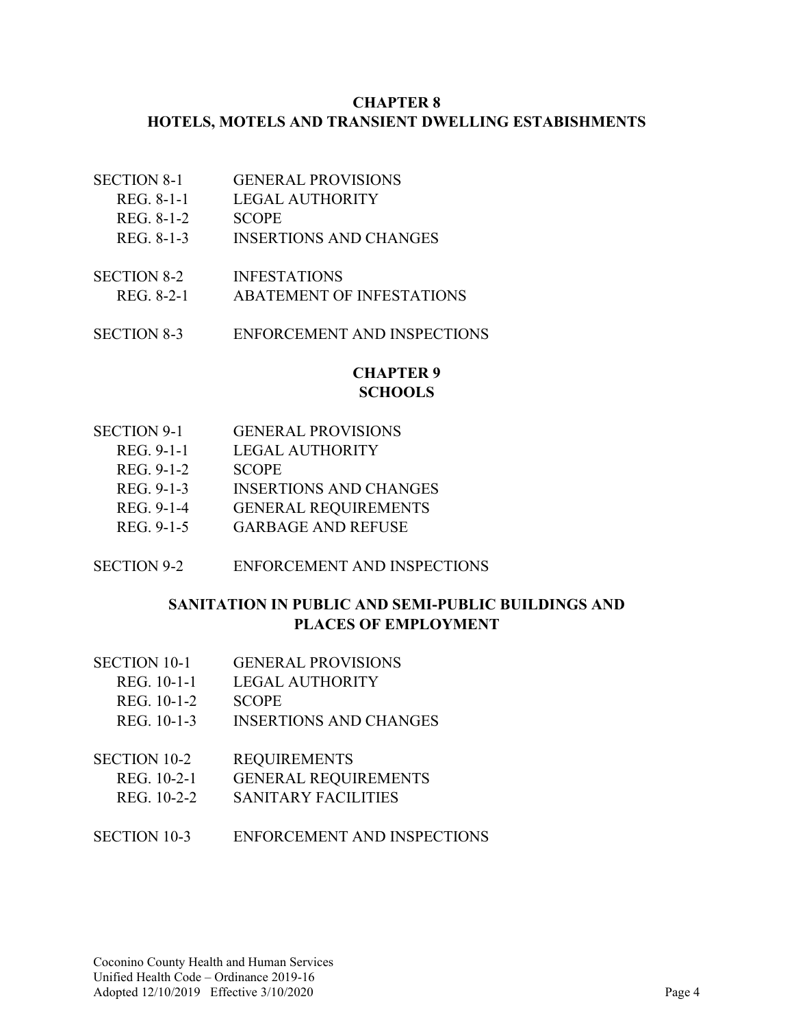## CHAPTER 8
## HOTELS, MOTELS AND TRANSIENT DWELLING ESTABISHMENTS

SECTION 8-1 GENERAL PROVISIONS
- REG. 8-1-1 LEGAL AUTHORITY
- REG. 8-1-2 SCOPE
- REG. 8-1-3 INSERTIONS AND CHANGES

SECTION 8-2 INFESTATIONS
- REG. 8-2-1 ABATEMENT OF INFESTATIONS

SECTION 8-3 ENFORCEMENT AND INSPECTIONS

## CHAPTER 9
## SCHOOLS

SECTION 9-1 GENERAL PROVISIONS
- REG. 9-1-1 LEGAL AUTHORITY
- REG. 9-1-2 SCOPE
- REG. 9-1-3 INSERTIONS AND CHANGES
- REG. 9-1-4 GENERAL REQUIREMENTS
- REG. 9-1-5 GARBAGE AND REFUSE

SECTION 9-2 ENFORCEMENT AND INSPECTIONS

## SANITATION IN PUBLIC AND SEMI-PUBLIC BUILDINGS AND PLACES OF EMPLOYMENT

SECTION 10-1 GENERAL PROVISIONS
- REG. 10-1-1 LEGAL AUTHORITY
- REG. 10-1-2 SCOPE
- REG. 10-1-3 INSERTIONS AND CHANGES

SECTION 10-2 REQUIREMENTS
- REG. 10-2-1 GENERAL REQUIREMENTS
- REG. 10-2-2 SANITARY FACILITIES

SECTION 10-3 ENFORCEMENT AND INSPECTIONS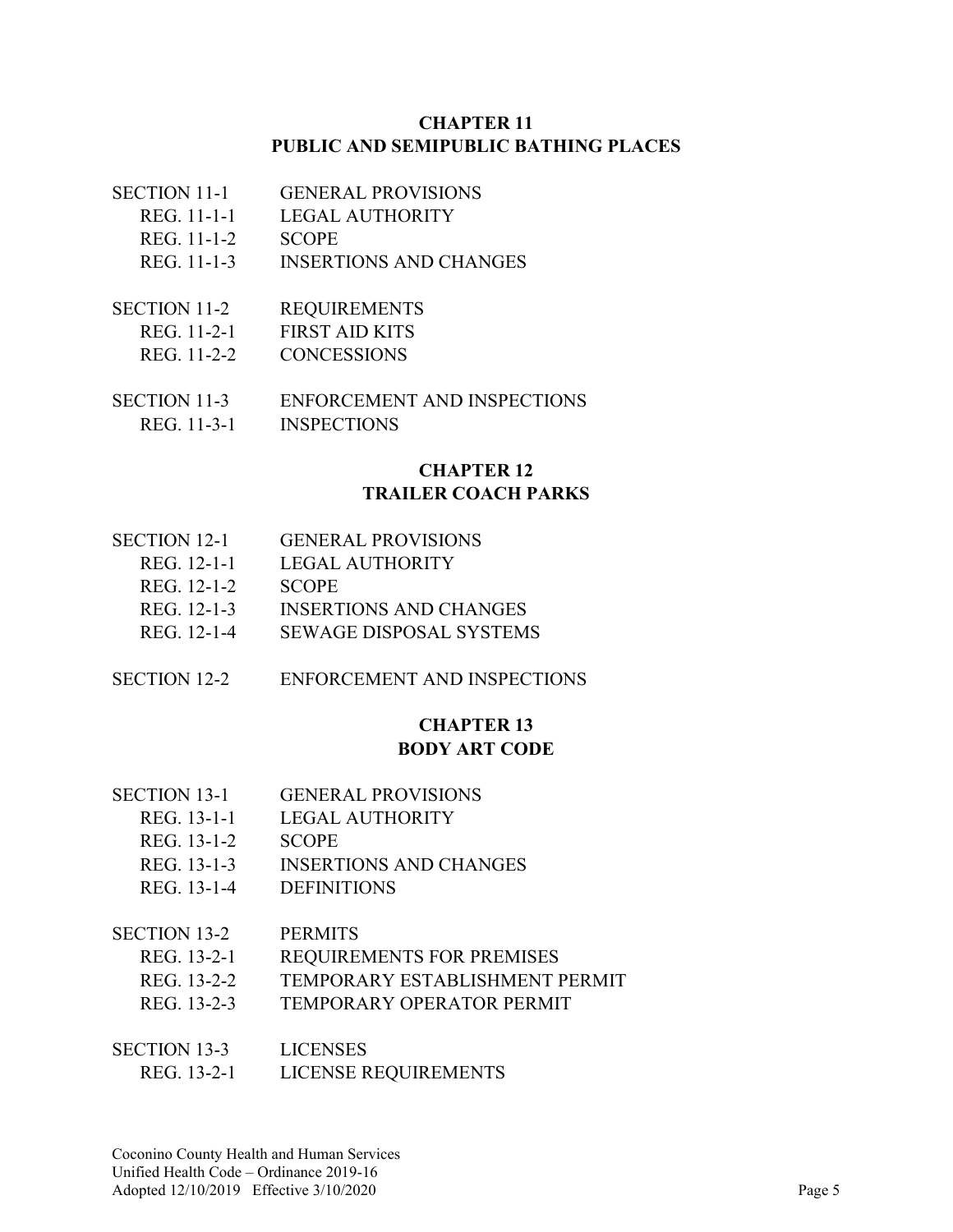## CHAPTER 11
## PUBLIC AND SEMIPUBLIC BATHING PLACES

SECTION 11-1 GENERAL PROVISIONS
- REG. 11-1-1 LEGAL AUTHORITY
- REG. 11-1-2 SCOPE
- REG. 11-1-3 INSERTIONS AND CHANGES

SECTION 11-2 REQUIREMENTS
- REG. 11-2-1 FIRST AID KITS
- REG. 11-2-2 CONCESSIONS

SECTION 11-3 ENFORCEMENT AND INSPECTIONS
- REG. 11-3-1 INSPECTIONS

## CHAPTER 12
## TRAILER COACH PARKS

SECTION 12-1 GENERAL PROVISIONS
- REG. 12-1-1 LEGAL AUTHORITY
- REG. 12-1-2 SCOPE
- REG. 12-1-3 INSERTIONS AND CHANGES
- REG. 12-1-4 SEWAGE DISPOSAL SYSTEMS

SECTION 12-2 ENFORCEMENT AND INSPECTIONS

## CHAPTER 13
## BODY ART CODE

SECTION 13-1 GENERAL PROVISIONS
- REG. 13-1-1 LEGAL AUTHORITY
- REG. 13-1-2 SCOPE
- REG. 13-1-3 INSERTIONS AND CHANGES
- REG. 13-1-4 DEFINITIONS

SECTION 13-2 PERMITS
- REG. 13-2-1 REQUIREMENTS FOR PREMISES
- REG. 13-2-2 TEMPORARY ESTABLISHMENT PERMIT
- REG. 13-2-3 TEMPORARY OPERATOR PERMIT

SECTION 13-3 LICENSES
- REG. 13-2-1 LICENSE REQUIREMENTS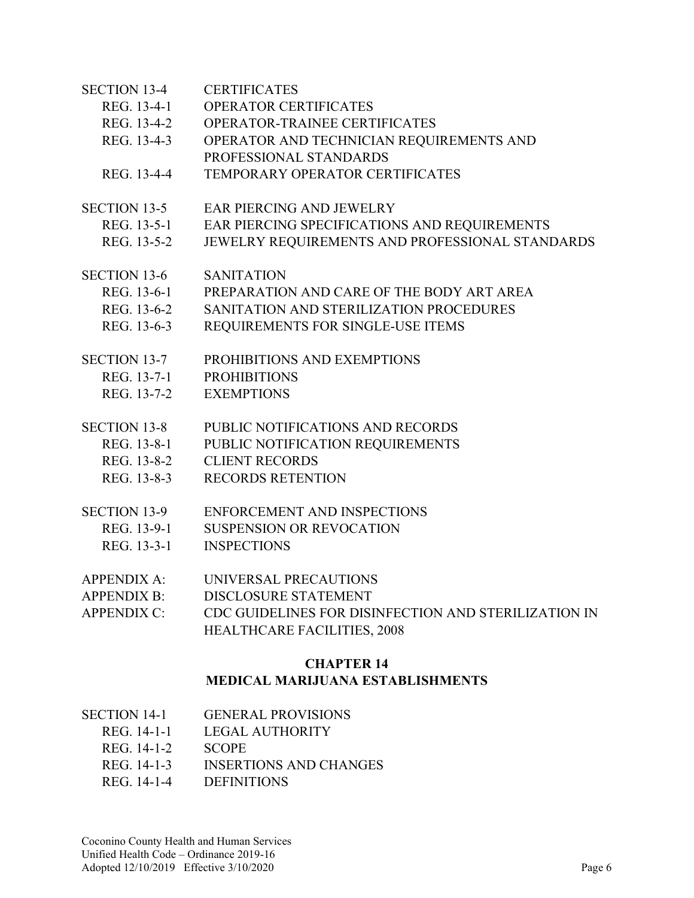SECTION 13-4 CERTIFICATES

- REG. 13-4-1 OPERATOR CERTIFICATES
- REG. 13-4-2 OPERATOR-TRAINEE CERTIFICATES
- REG. 13-4-3 OPERATOR AND TECHNICIAN REQUIREMENTS AND PROFESSIONAL STANDARDS
- REG. 13-4-4 TEMPORARY OPERATOR CERTIFICATES

SECTION 13-5 EAR PIERCING AND JEWELRY

- REG. 13-5-1 EAR PIERCING SPECIFICATIONS AND REQUIREMENTS
- REG. 13-5-2 JEWELRY REQUIREMENTS AND PROFESSIONAL STANDARDS

SECTION 13-6 SANITATION

- REG. 13-6-1 PREPARATION AND CARE OF THE BODY ART AREA
- REG. 13-6-2 SANITATION AND STERILIZATION PROCEDURES
- REG. 13-6-3 REQUIREMENTS FOR SINGLE-USE ITEMS

SECTION 13-7 PROHIBITIONS AND EXEMPTIONS

- REG. 13-7-1 PROHIBITIONS
- REG. 13-7-2 EXEMPTIONS

SECTION 13-8 PUBLIC NOTIFICATIONS AND RECORDS

- REG. 13-8-1 PUBLIC NOTIFICATION REQUIREMENTS
- REG. 13-8-2 CLIENT RECORDS
- REG. 13-8-3 RECORDS RETENTION

SECTION 13-9 ENFORCEMENT AND INSPECTIONS

- REG. 13-9-1 SUSPENSION OR REVOCATION
- REG. 13-3-1 INSPECTIONS

APPENDIX A: UNIVERSAL PRECAUTIONS

APPENDIX B: DISCLOSURE STATEMENT

APPENDIX C: CDC GUIDELINES FOR DISINFECTION AND STERILIZATION IN HEALTHCARE FACILITIES, 2008

## CHAPTER 14
## MEDICAL MARIJUANA ESTABLISHMENTS

SECTION 14-1 GENERAL PROVISIONS

- REG. 14-1-1 LEGAL AUTHORITY
- REG. 14-1-2 SCOPE
- REG. 14-1-3 INSERTIONS AND CHANGES
- REG. 14-1-4 DEFINITIONS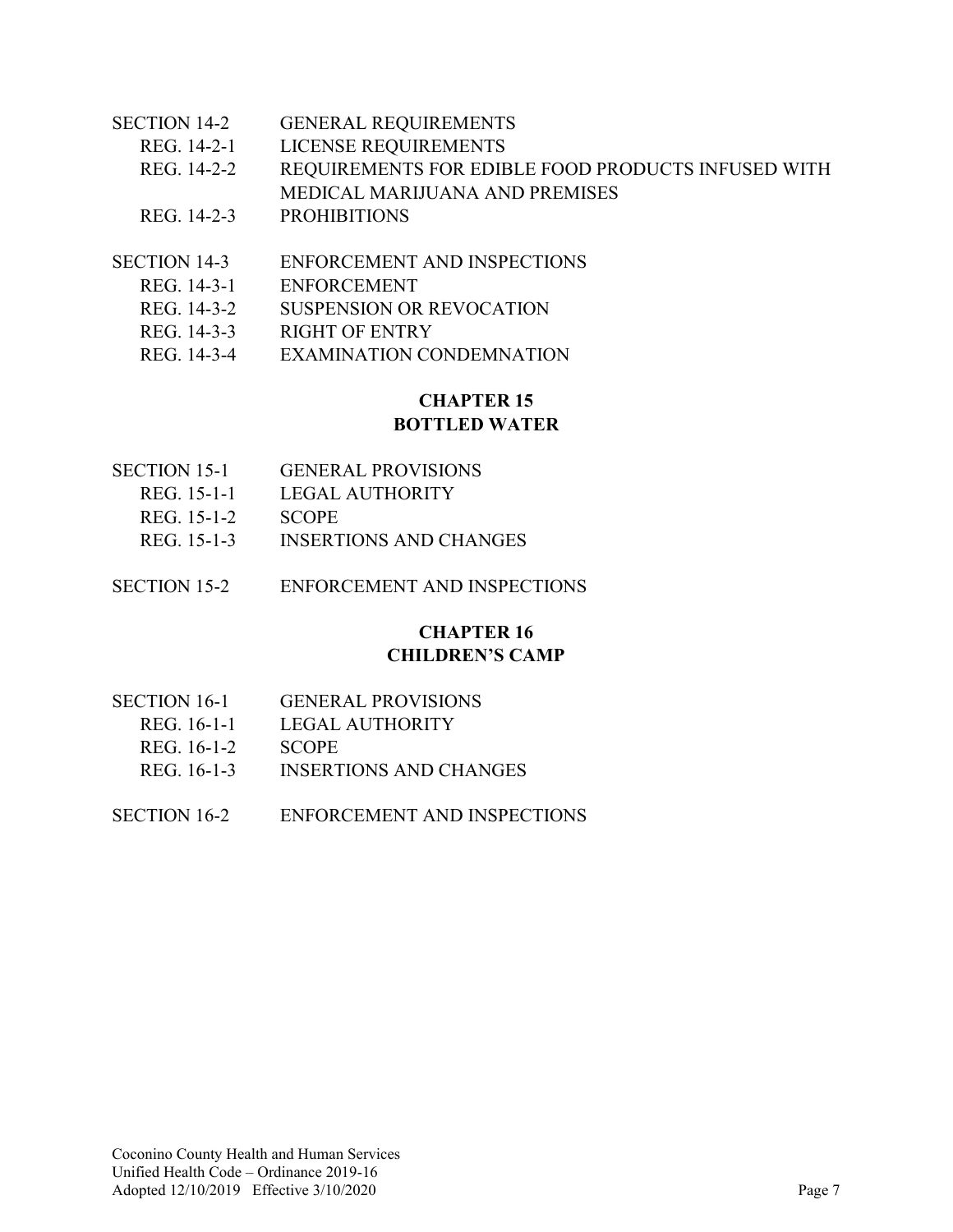SECTION 14-2 GENERAL REQUIREMENTS
- REG. 14-2-1 LICENSE REQUIREMENTS
- REG. 14-2-2 REQUIREMENTS FOR EDIBLE FOOD PRODUCTS INFUSED WITH MEDICAL MARIJUANA AND PREMISES
- REG. 14-2-3 PROHIBITIONS

SECTION 14-3 ENFORCEMENT AND INSPECTIONS
- REG. 14-3-1 ENFORCEMENT
- REG. 14-3-2 SUSPENSION OR REVOCATION
- REG. 14-3-3 RIGHT OF ENTRY
- REG. 14-3-4 EXAMINATION CONDEMNATION

## CHAPTER 15
## BOTTLED WATER

SECTION 15-1 GENERAL PROVISIONS
- REG. 15-1-1 LEGAL AUTHORITY
- REG. 15-1-2 SCOPE
- REG. 15-1-3 INSERTIONS AND CHANGES

SECTION 15-2 ENFORCEMENT AND INSPECTIONS

## CHAPTER 16
## CHILDREN'S CAMP

SECTION 16-1 GENERAL PROVISIONS
- REG. 16-1-1 LEGAL AUTHORITY
- REG. 16-1-2 SCOPE
- REG. 16-1-3 INSERTIONS AND CHANGES

SECTION 16-2 ENFORCEMENT AND INSPECTIONS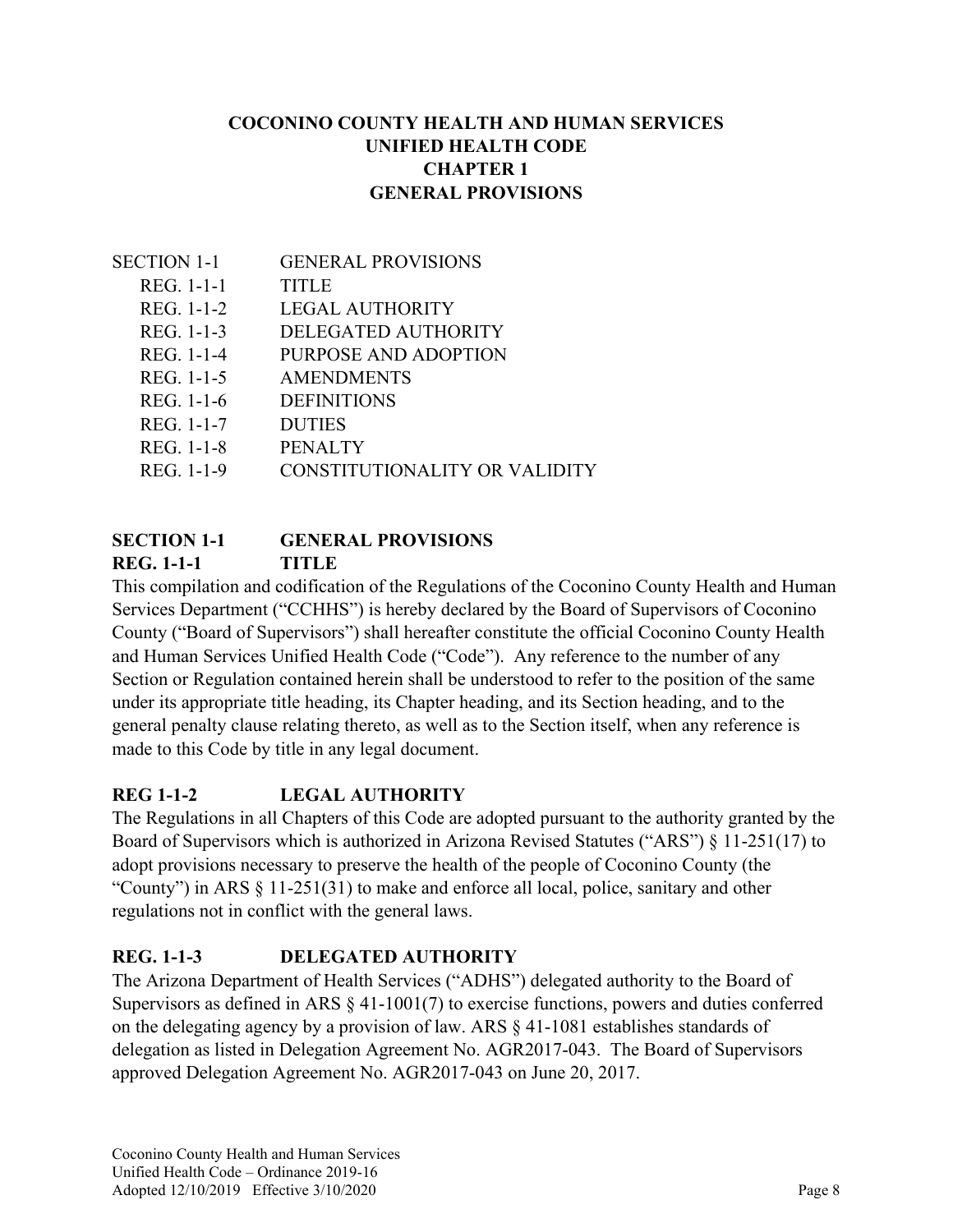# COCONINO COUNTY HEALTH AND HUMAN SERVICES
# UNIFIED HEALTH CODE
# CHAPTER 1
# GENERAL PROVISIONS

SECTION 1-1 GENERAL PROVISIONS
- REG. 1-1-1 TITLE
- REG. 1-1-2 LEGAL AUTHORITY
- REG. 1-1-3 DELEGATED AUTHORITY
- REG. 1-1-4 PURPOSE AND ADOPTION
- REG. 1-1-5 AMENDMENTS
- REG. 1-1-6 DEFINITIONS
- REG. 1-1-7 DUTIES
- REG. 1-1-8 PENALTY
- REG. 1-1-9 CONSTITUTIONALITY OR VALIDITY

## SECTION 1-1 GENERAL PROVISIONS

### REG. 1-1-1 TITLE

This compilation and codification of the Regulations of the Coconino County Health and Human Services Department ("CCHHS") is hereby declared by the Board of Supervisors of Coconino County ("Board of Supervisors") shall hereafter constitute the official Coconino County Health and Human Services Unified Health Code ("Code"). Any reference to the number of any Section or Regulation contained herein shall be understood to refer to the position of the same under its appropriate title heading, its Chapter heading, and its Section heading, and to the general penalty clause relating thereto, as well as to the Section itself, when any reference is made to this Code by title in any legal document.

### REG 1-1-2 LEGAL AUTHORITY

The Regulations in all Chapters of this Code are adopted pursuant to the authority granted by the Board of Supervisors which is authorized in Arizona Revised Statutes ("ARS") § 11-251(17) to adopt provisions necessary to preserve the health of the people of Coconino County (the "County") in ARS § 11-251(31) to make and enforce all local, police, sanitary and other regulations not in conflict with the general laws.

### REG. 1-1-3 DELEGATED AUTHORITY

The Arizona Department of Health Services ("ADHS") delegated authority to the Board of Supervisors as defined in ARS § 41-1001(7) to exercise functions, powers and duties conferred on the delegating agency by a provision of law. ARS § 41-1081 establishes standards of delegation as listed in Delegation Agreement No. AGR2017-043. The Board of Supervisors approved Delegation Agreement No. AGR2017-043 on June 20, 2017.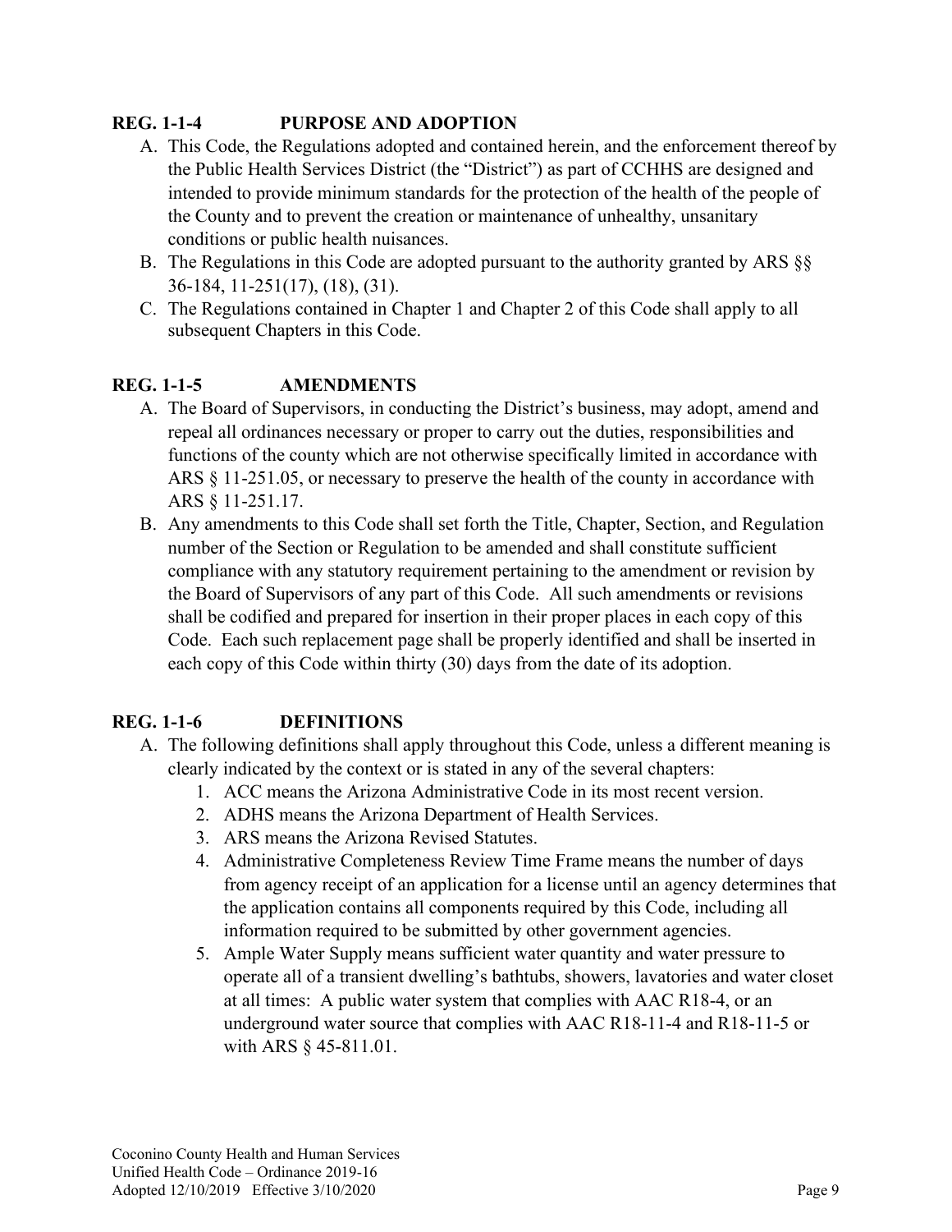### REG. 1-1-4 PURPOSE AND ADOPTION

A. This Code, the Regulations adopted and contained herein, and the enforcement thereof by the Public Health Services District (the "District") as part of CCHHS are designed and intended to provide minimum standards for the protection of the health of the people of the County and to prevent the creation or maintenance of unhealthy, unsanitary conditions or public health nuisances.

B. The Regulations in this Code are adopted pursuant to the authority granted by ARS §§ 36-184, 11-251(17), (18), (31).

C. The Regulations contained in Chapter 1 and Chapter 2 of this Code shall apply to all subsequent Chapters in this Code.

### REG. 1-1-5 AMENDMENTS

A. The Board of Supervisors, in conducting the District's business, may adopt, amend and repeal all ordinances necessary or proper to carry out the duties, responsibilities and functions of the county which are not otherwise specifically limited in accordance with ARS § 11-251.05, or necessary to preserve the health of the county in accordance with ARS § 11-251.17.

B. Any amendments to this Code shall set forth the Title, Chapter, Section, and Regulation number of the Section or Regulation to be amended and shall constitute sufficient compliance with any statutory requirement pertaining to the amendment or revision by the Board of Supervisors of any part of this Code. All such amendments or revisions shall be codified and prepared for insertion in their proper places in each copy of this Code. Each such replacement page shall be properly identified and shall be inserted in each copy of this Code within thirty (30) days from the date of its adoption.

### REG. 1-1-6 DEFINITIONS

A. The following definitions shall apply throughout this Code, unless a different meaning is clearly indicated by the context or is stated in any of the several chapters:
   1. ACC means the Arizona Administrative Code in its most recent version.
   2. ADHS means the Arizona Department of Health Services.
   3. ARS means the Arizona Revised Statutes.
   4. Administrative Completeness Review Time Frame means the number of days from agency receipt of an application for a license until an agency determines that the application contains all components required by this Code, including all information required to be submitted by other government agencies.
   5. Ample Water Supply means sufficient water quantity and water pressure to operate all of a transient dwelling's bathtubs, showers, lavatories and water closet at all times: A public water system that complies with AAC R18-4, or an underground water source that complies with AAC R18-11-4 and R18-11-5 or with ARS § 45-811.01.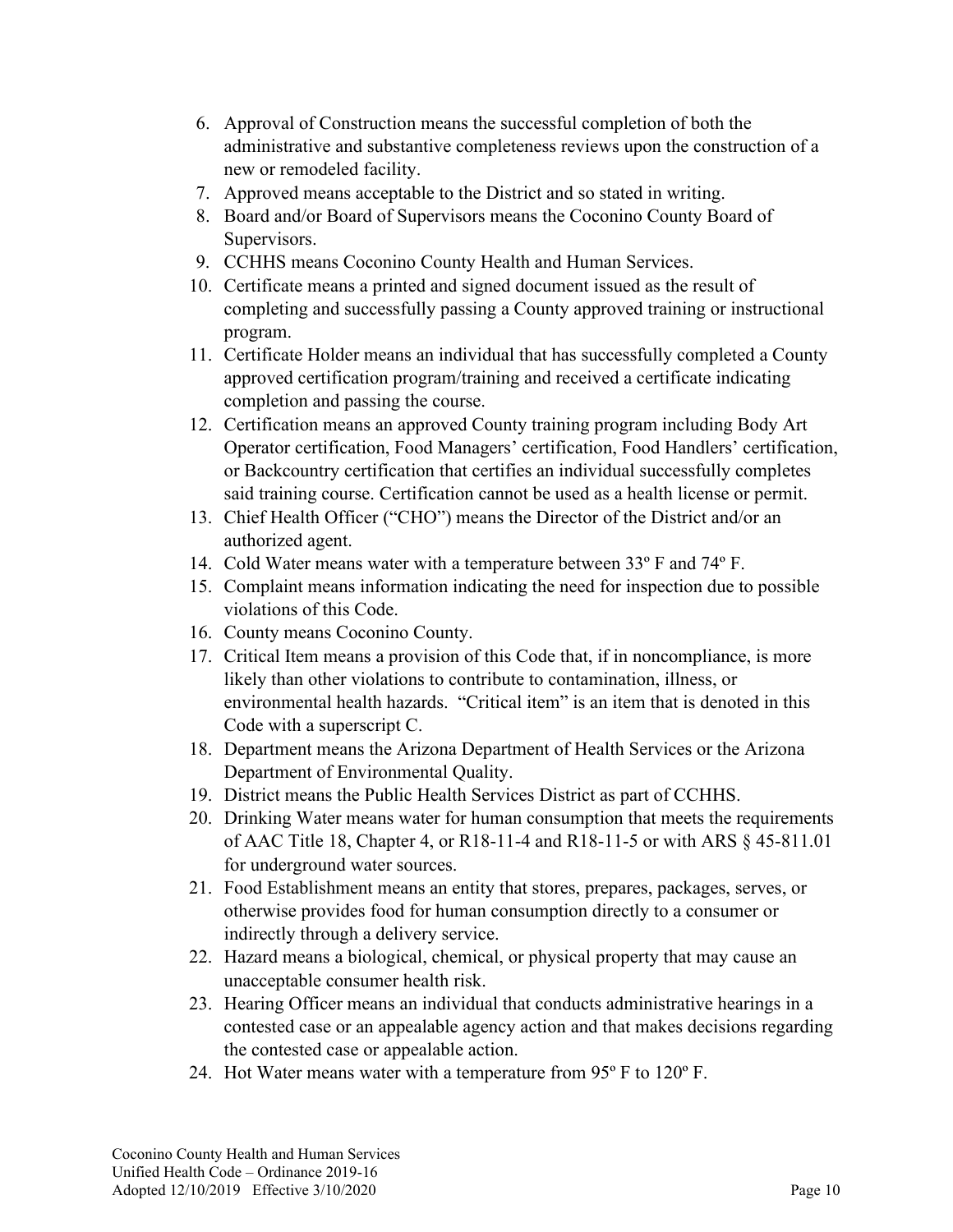6. Approval of Construction means the successful completion of both the administrative and substantive completeness reviews upon the construction of a new or remodeled facility.
7. Approved means acceptable to the District and so stated in writing.
8. Board and/or Board of Supervisors means the Coconino County Board of Supervisors.
9. CCHHS means Coconino County Health and Human Services.
10. Certificate means a printed and signed document issued as the result of completing and successfully passing a County approved training or instructional program.
11. Certificate Holder means an individual that has successfully completed a County approved certification program/training and received a certificate indicating completion and passing the course.
12. Certification means an approved County training program including Body Art Operator certification, Food Managers' certification, Food Handlers' certification, or Backcountry certification that certifies an individual successfully completes said training course. Certification cannot be used as a health license or permit.
13. Chief Health Officer ("CHO") means the Director of the District and/or an authorized agent.
14. Cold Water means water with a temperature between 33º F and 74º F.
15. Complaint means information indicating the need for inspection due to possible violations of this Code.
16. County means Coconino County.
17. Critical Item means a provision of this Code that, if in noncompliance, is more likely than other violations to contribute to contamination, illness, or environmental health hazards. "Critical item" is an item that is denoted in this Code with a superscript C.
18. Department means the Arizona Department of Health Services or the Arizona Department of Environmental Quality.
19. District means the Public Health Services District as part of CCHHS.
20. Drinking Water means water for human consumption that meets the requirements of AAC Title 18, Chapter 4, or R18-11-4 and R18-11-5 or with ARS § 45-811.01 for underground water sources.
21. Food Establishment means an entity that stores, prepares, packages, serves, or otherwise provides food for human consumption directly to a consumer or indirectly through a delivery service.
22. Hazard means a biological, chemical, or physical property that may cause an unacceptable consumer health risk.
23. Hearing Officer means an individual that conducts administrative hearings in a contested case or an appealable agency action and that makes decisions regarding the contested case or appealable action.
24. Hot Water means water with a temperature from 95º F to 120º F.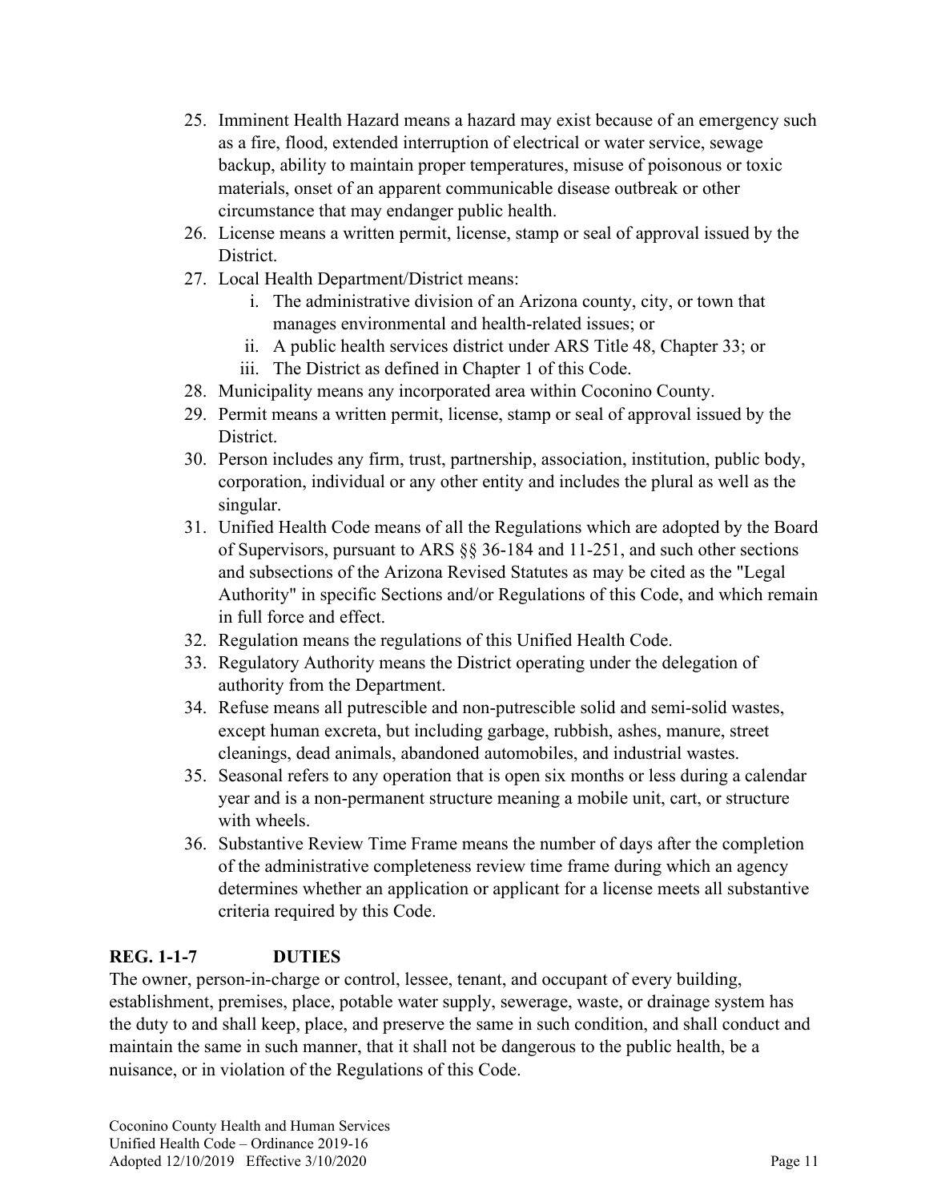25. Imminent Health Hazard means a hazard may exist because of an emergency such as a fire, flood, extended interruption of electrical or water service, sewage backup, ability to maintain proper temperatures, misuse of poisonous or toxic materials, onset of an apparent communicable disease outbreak or other circumstance that may endanger public health.
26. License means a written permit, license, stamp or seal of approval issued by the District.
27. Local Health Department/District means:
    i. The administrative division of an Arizona county, city, or town that manages environmental and health-related issues; or
    ii. A public health services district under ARS Title 48, Chapter 33; or
    iii. The District as defined in Chapter 1 of this Code.
28. Municipality means any incorporated area within Coconino County.
29. Permit means a written permit, license, stamp or seal of approval issued by the District.
30. Person includes any firm, trust, partnership, association, institution, public body, corporation, individual or any other entity and includes the plural as well as the singular.
31. Unified Health Code means of all the Regulations which are adopted by the Board of Supervisors, pursuant to ARS §§ 36-184 and 11-251, and such other sections and subsections of the Arizona Revised Statutes as may be cited as the "Legal Authority" in specific Sections and/or Regulations of this Code, and which remain in full force and effect.
32. Regulation means the regulations of this Unified Health Code.
33. Regulatory Authority means the District operating under the delegation of authority from the Department.
34. Refuse means all putrescible and non-putrescible solid and semi-solid wastes, except human excreta, but including garbage, rubbish, ashes, manure, street cleanings, dead animals, abandoned automobiles, and industrial wastes.
35. Seasonal refers to any operation that is open six months or less during a calendar year and is a non-permanent structure meaning a mobile unit, cart, or structure with wheels.
36. Substantive Review Time Frame means the number of days after the completion of the administrative completeness review time frame during which an agency determines whether an application or applicant for a license meets all substantive criteria required by this Code.

## REG. 1-1-7 DUTIES

The owner, person-in-charge or control, lessee, tenant, and occupant of every building, establishment, premises, place, potable water supply, sewerage, waste, or drainage system has the duty to and shall keep, place, and preserve the same in such condition, and shall conduct and maintain the same in such manner, that it shall not be dangerous to the public health, be a nuisance, or in violation of the Regulations of this Code.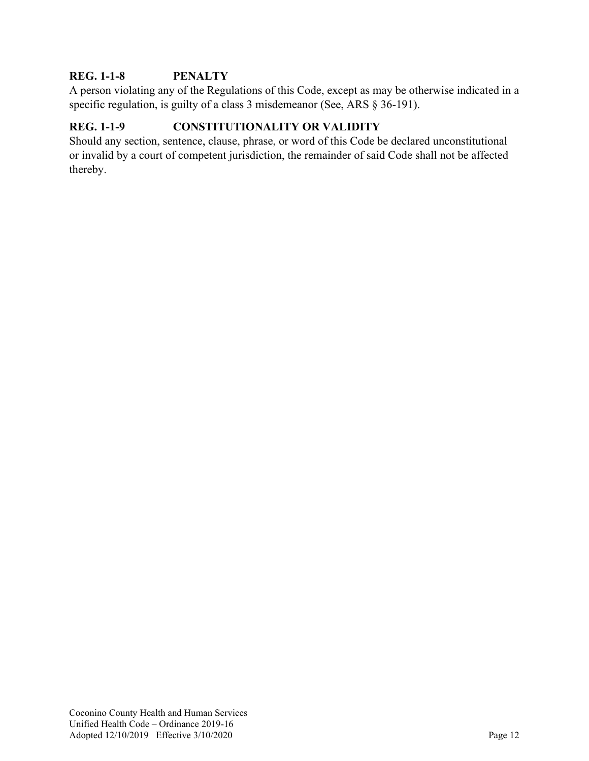### REG. 1-1-8 PENALTY

A person violating any of the Regulations of this Code, except as may be otherwise indicated in a specific regulation, is guilty of a class 3 misdemeanor (See, ARS § 36-191).

### REG. 1-1-9 CONSTITUTIONALITY OR VALIDITY

Should any section, sentence, clause, phrase, or word of this Code be declared unconstitutional or invalid by a court of competent jurisdiction, the remainder of said Code shall not be affected thereby.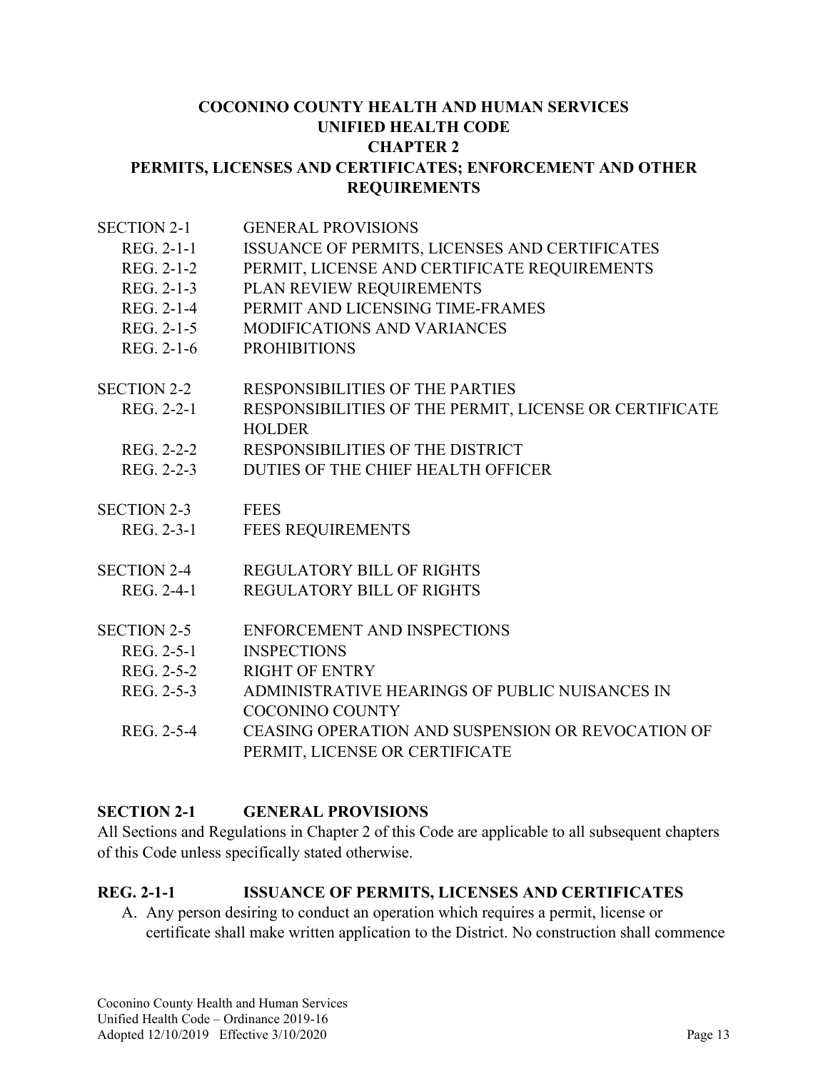# COCONINO COUNTY HEALTH AND HUMAN SERVICES
# UNIFIED HEALTH CODE
# CHAPTER 2
# PERMITS, LICENSES AND CERTIFICATES; ENFORCEMENT AND OTHER REQUIREMENTS

| | |
|---|---|
| SECTION 2-1 | GENERAL PROVISIONS |
| REG. 2-1-1 | ISSUANCE OF PERMITS, LICENSES AND CERTIFICATES |
| REG. 2-1-2 | PERMIT, LICENSE AND CERTIFICATE REQUIREMENTS |
| REG. 2-1-3 | PLAN REVIEW REQUIREMENTS |
| REG. 2-1-4 | PERMIT AND LICENSING TIME-FRAMES |
| REG. 2-1-5 | MODIFICATIONS AND VARIANCES |
| REG. 2-1-6 | PROHIBITIONS |
| SECTION 2-2 | RESPONSIBILITIES OF THE PARTIES |
| REG. 2-2-1 | RESPONSIBILITIES OF THE PERMIT, LICENSE OR CERTIFICATE HOLDER |
| REG. 2-2-2 | RESPONSIBILITIES OF THE DISTRICT |
| REG. 2-2-3 | DUTIES OF THE CHIEF HEALTH OFFICER |
| SECTION 2-3 | FEES |
| REG. 2-3-1 | FEES REQUIREMENTS |
| SECTION 2-4 | REGULATORY BILL OF RIGHTS |
| REG. 2-4-1 | REGULATORY BILL OF RIGHTS |
| SECTION 2-5 | ENFORCEMENT AND INSPECTIONS |
| REG. 2-5-1 | INSPECTIONS |
| REG. 2-5-2 | RIGHT OF ENTRY |
| REG. 2-5-3 | ADMINISTRATIVE HEARINGS OF PUBLIC NUISANCES IN COCONINO COUNTY |
| REG. 2-5-4 | CEASING OPERATION AND SUSPENSION OR REVOCATION OF PERMIT, LICENSE OR CERTIFICATE |

## SECTION 2-1 GENERAL PROVISIONS

All Sections and Regulations in Chapter 2 of this Code are applicable to all subsequent chapters of this Code unless specifically stated otherwise.

### REG. 2-1-1 ISSUANCE OF PERMITS, LICENSES AND CERTIFICATES

A. Any person desiring to conduct an operation which requires a permit, license or certificate shall make written application to the District. No construction shall commence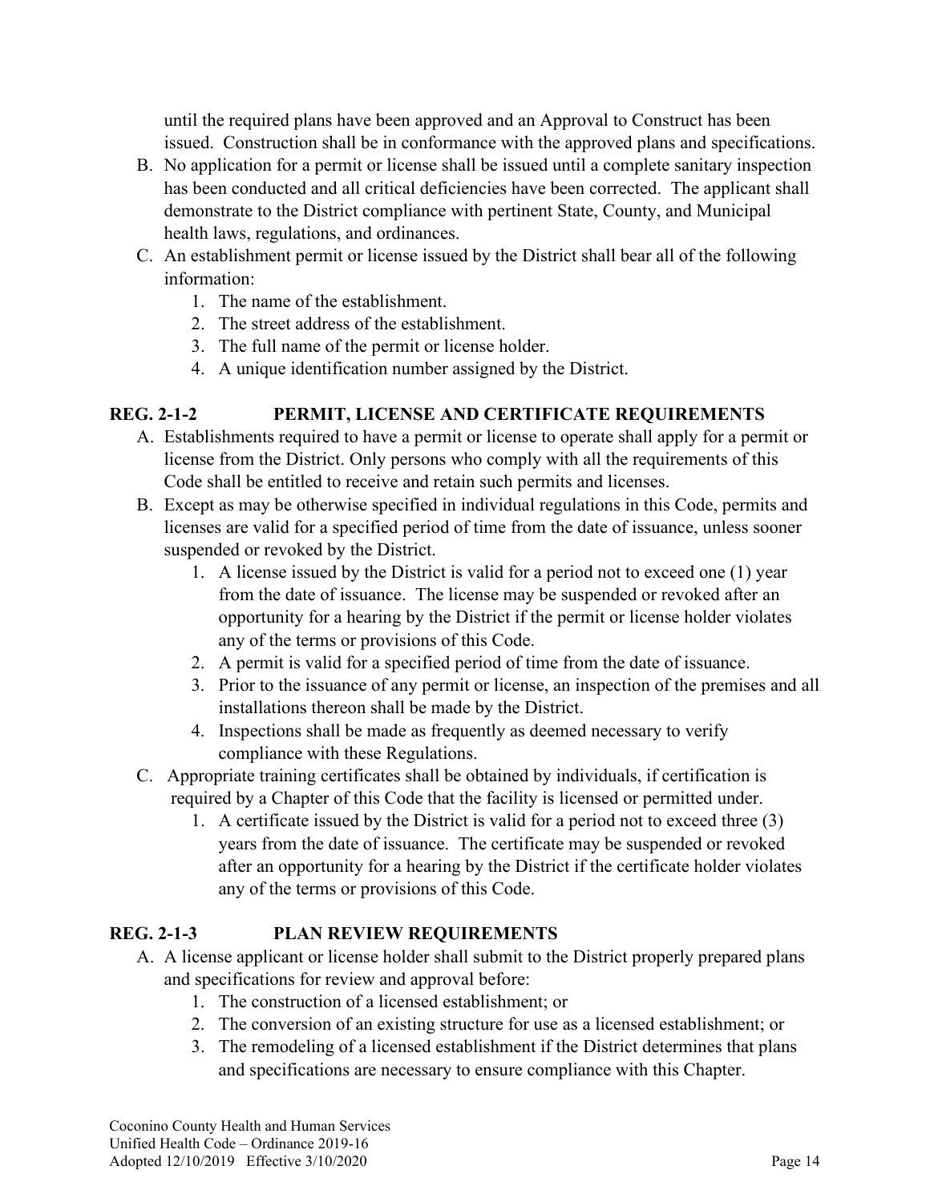until the required plans have been approved and an Approval to Construct has been issued. Construction shall be in conformance with the approved plans and specifications.

B. No application for a permit or license shall be issued until a complete sanitary inspection has been conducted and all critical deficiencies have been corrected. The applicant shall demonstrate to the District compliance with pertinent State, County, and Municipal health laws, regulations, and ordinances.
C. An establishment permit or license issued by the District shall bear all of the following information:
   1. The name of the establishment.
   2. The street address of the establishment.
   3. The full name of the permit or license holder.
   4. A unique identification number assigned by the District.

## REG. 2-1-2 PERMIT, LICENSE AND CERTIFICATE REQUIREMENTS

A. Establishments required to have a permit or license to operate shall apply for a permit or license from the District. Only persons who comply with all the requirements of this Code shall be entitled to receive and retain such permits and licenses.
B. Except as may be otherwise specified in individual regulations in this Code, permits and licenses are valid for a specified period of time from the date of issuance, unless sooner suspended or revoked by the District.
   1. A license issued by the District is valid for a period not to exceed one (1) year from the date of issuance. The license may be suspended or revoked after an opportunity for a hearing by the District if the permit or license holder violates any of the terms or provisions of this Code.
   2. A permit is valid for a specified period of time from the date of issuance.
   3. Prior to the issuance of any permit or license, an inspection of the premises and all installations thereon shall be made by the District.
   4. Inspections shall be made as frequently as deemed necessary to verify compliance with these Regulations.
C. Appropriate training certificates shall be obtained by individuals, if certification is required by a Chapter of this Code that the facility is licensed or permitted under.
   1. A certificate issued by the District is valid for a period not to exceed three (3) years from the date of issuance. The certificate may be suspended or revoked after an opportunity for a hearing by the District if the certificate holder violates any of the terms or provisions of this Code.

## REG. 2-1-3 PLAN REVIEW REQUIREMENTS

A. A license applicant or license holder shall submit to the District properly prepared plans and specifications for review and approval before:
   1. The construction of a licensed establishment; or
   2. The conversion of an existing structure for use as a licensed establishment; or
   3. The remodeling of a licensed establishment if the District determines that plans and specifications are necessary to ensure compliance with this Chapter.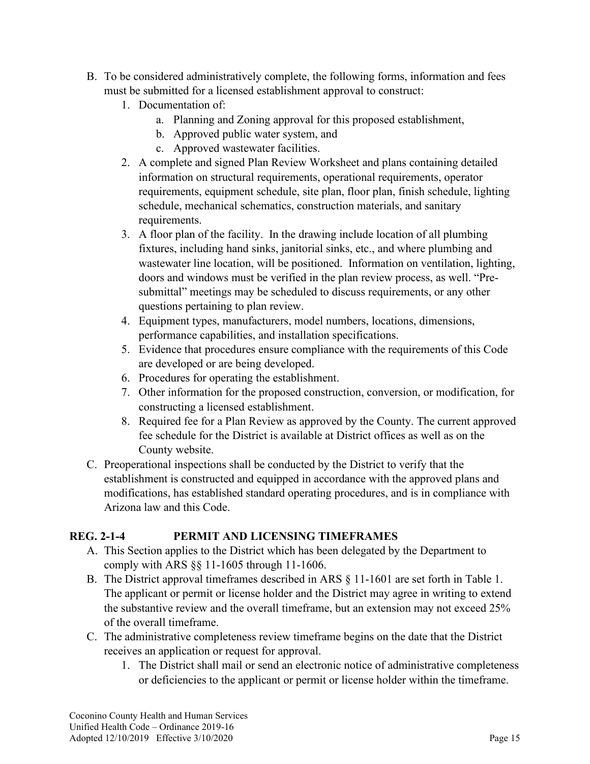B. To be considered administratively complete, the following forms, information and fees must be submitted for a licensed establishment approval to construct:
   1. Documentation of:
      a. Planning and Zoning approval for this proposed establishment,
      b. Approved public water system, and
      c. Approved wastewater facilities.
   2. A complete and signed Plan Review Worksheet and plans containing detailed information on structural requirements, operational requirements, operator requirements, equipment schedule, site plan, floor plan, finish schedule, lighting schedule, mechanical schematics, construction materials, and sanitary requirements.
   3. A floor plan of the facility. In the drawing include location of all plumbing fixtures, including hand sinks, janitorial sinks, etc., and where plumbing and wastewater line location, will be positioned. Information on ventilation, lighting, doors and windows must be verified in the plan review process, as well. "Pre-submittal" meetings may be scheduled to discuss requirements, or any other questions pertaining to plan review.
   4. Equipment types, manufacturers, model numbers, locations, dimensions, performance capabilities, and installation specifications.
   5. Evidence that procedures ensure compliance with the requirements of this Code are developed or are being developed.
   6. Procedures for operating the establishment.
   7. Other information for the proposed construction, conversion, or modification, for constructing a licensed establishment.
   8. Required fee for a Plan Review as approved by the County. The current approved fee schedule for the District is available at District offices as well as on the County website.

C. Preoperational inspections shall be conducted by the District to verify that the establishment is constructed and equipped in accordance with the approved plans and modifications, has established standard operating procedures, and is in compliance with Arizona law and this Code.

## REG. 2-1-4 PERMIT AND LICENSING TIMEFRAMES

A. This Section applies to the District which has been delegated by the Department to comply with ARS §§ 11-1605 through 11-1606.

B. The District approval timeframes described in ARS § 11-1601 are set forth in Table 1. The applicant or permit or license holder and the District may agree in writing to extend the substantive review and the overall timeframe, but an extension may not exceed 25% of the overall timeframe.

C. The administrative completeness review timeframe begins on the date that the District receives an application or request for approval.
   1. The District shall mail or send an electronic notice of administrative completeness or deficiencies to the applicant or permit or license holder within the timeframe.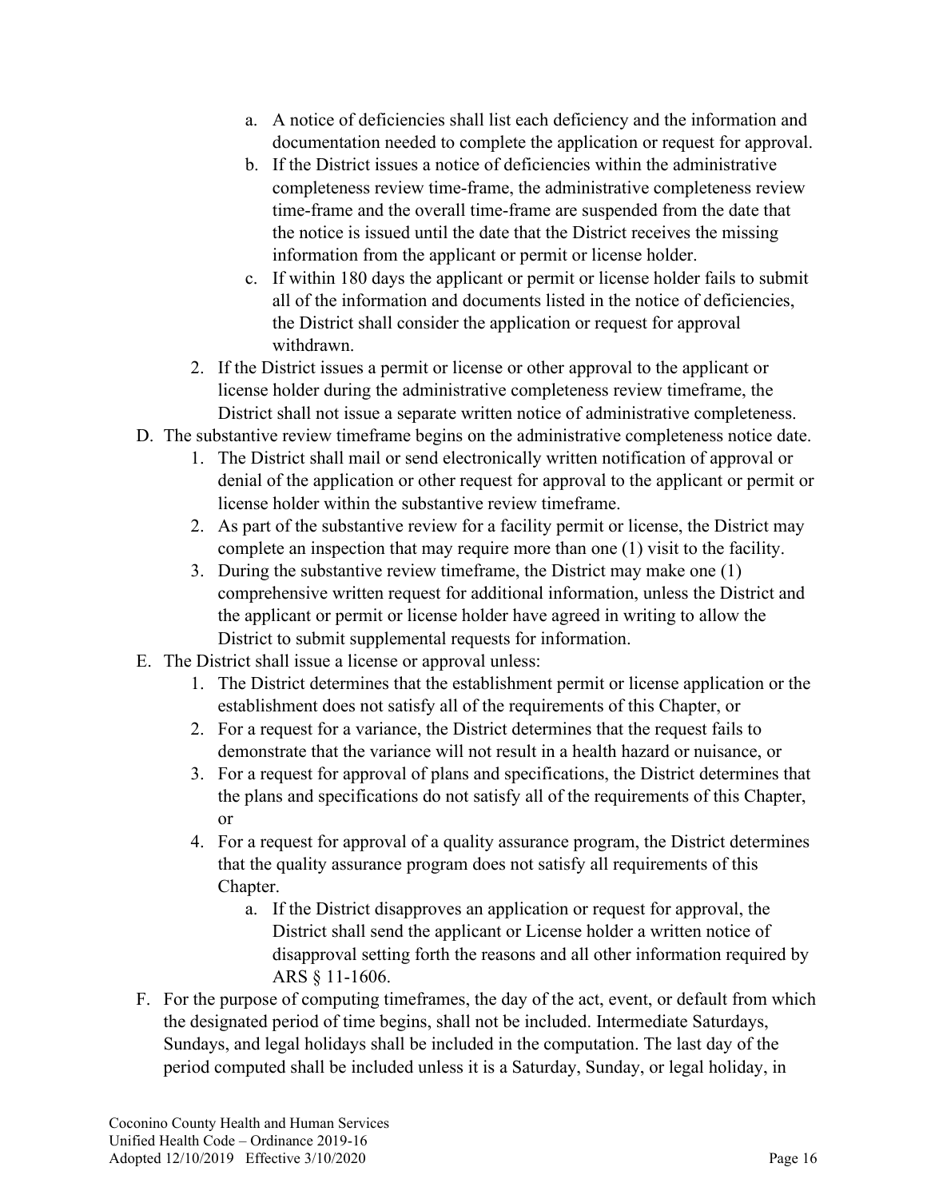a. A notice of deficiencies shall list each deficiency and the information and documentation needed to complete the application or request for approval.
   b. If the District issues a notice of deficiencies within the administrative completeness review time-frame, the administrative completeness review time-frame and the overall time-frame are suspended from the date that the notice is issued until the date that the District receives the missing information from the applicant or permit or license holder.
   c. If within 180 days the applicant or permit or license holder fails to submit all of the information and documents listed in the notice of deficiencies, the District shall consider the application or request for approval withdrawn.
2. If the District issues a permit or license or other approval to the applicant or license holder during the administrative completeness review timeframe, the District shall not issue a separate written notice of administrative completeness.

D. The substantive review timeframe begins on the administrative completeness notice date.
   1. The District shall mail or send electronically written notification of approval or denial of the application or other request for approval to the applicant or permit or license holder within the substantive review timeframe.
   2. As part of the substantive review for a facility permit or license, the District may complete an inspection that may require more than one (1) visit to the facility.
   3. During the substantive review timeframe, the District may make one (1) comprehensive written request for additional information, unless the District and the applicant or permit or license holder have agreed in writing to allow the District to submit supplemental requests for information.

E. The District shall issue a license or approval unless:
   1. The District determines that the establishment permit or license application or the establishment does not satisfy all of the requirements of this Chapter, or
   2. For a request for a variance, the District determines that the request fails to demonstrate that the variance will not result in a health hazard or nuisance, or
   3. For a request for approval of plans and specifications, the District determines that the plans and specifications do not satisfy all of the requirements of this Chapter, or
   4. For a request for approval of a quality assurance program, the District determines that the quality assurance program does not satisfy all requirements of this Chapter.
      a. If the District disapproves an application or request for approval, the District shall send the applicant or License holder a written notice of disapproval setting forth the reasons and all other information required by ARS § 11-1606.

F. For the purpose of computing timeframes, the day of the act, event, or default from which the designated period of time begins, shall not be included. Intermediate Saturdays, Sundays, and legal holidays shall be included in the computation. The last day of the period computed shall be included unless it is a Saturday, Sunday, or legal holiday, in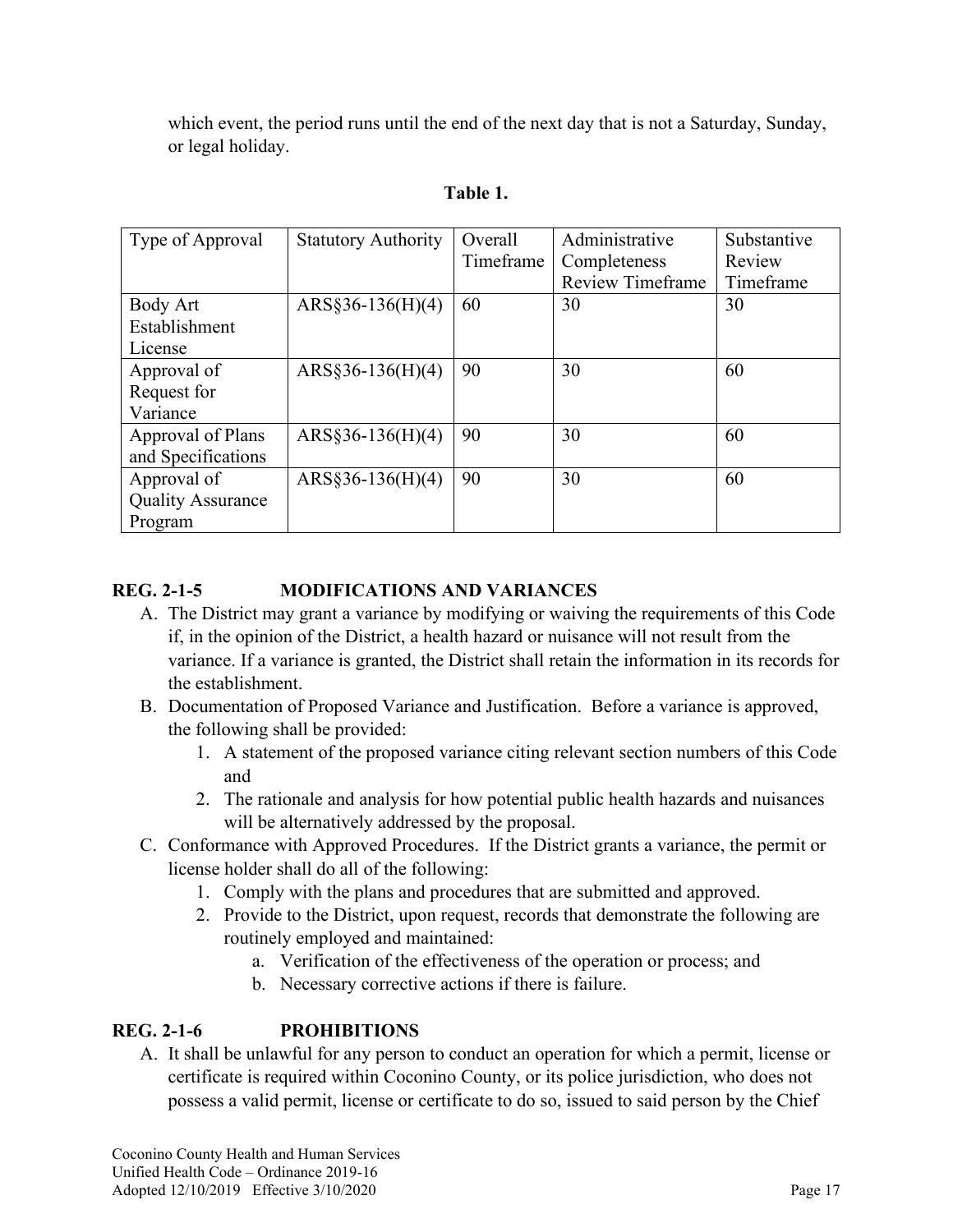which event, the period runs until the end of the next day that is not a Saturday, Sunday, or legal holiday.

**Table 1.**

| Type of Approval | Statutory Authority | Overall Timeframe | Administrative Completeness Review Timeframe | Substantive Review Timeframe |
|---|---|---|---|---|
| Body Art Establishment License | ARS§36-136(H)(4) | 60 | 30 | 30 |
| Approval of Request for Variance | ARS§36-136(H)(4) | 90 | 30 | 60 |
| Approval of Plans and Specifications | ARS§36-136(H)(4) | 90 | 30 | 60 |
| Approval of Quality Assurance Program | ARS§36-136(H)(4) | 90 | 30 | 60 |

**REG. 2-1-5 MODIFICATIONS AND VARIANCES**

A. The District may grant a variance by modifying or waiving the requirements of this Code if, in the opinion of the District, a health hazard or nuisance will not result from the variance. If a variance is granted, the District shall retain the information in its records for the establishment.

B. Documentation of Proposed Variance and Justification. Before a variance is approved, the following shall be provided:
   1. A statement of the proposed variance citing relevant section numbers of this Code and
   2. The rationale and analysis for how potential public health hazards and nuisances will be alternatively addressed by the proposal.

C. Conformance with Approved Procedures. If the District grants a variance, the permit or license holder shall do all of the following:
   1. Comply with the plans and procedures that are submitted and approved.
   2. Provide to the District, upon request, records that demonstrate the following are routinely employed and maintained:
      a. Verification of the effectiveness of the operation or process; and
      b. Necessary corrective actions if there is failure.

**REG. 2-1-6 PROHIBITIONS**

A. It shall be unlawful for any person to conduct an operation for which a permit, license or certificate is required within Coconino County, or its police jurisdiction, who does not possess a valid permit, license or certificate to do so, issued to said person by the Chief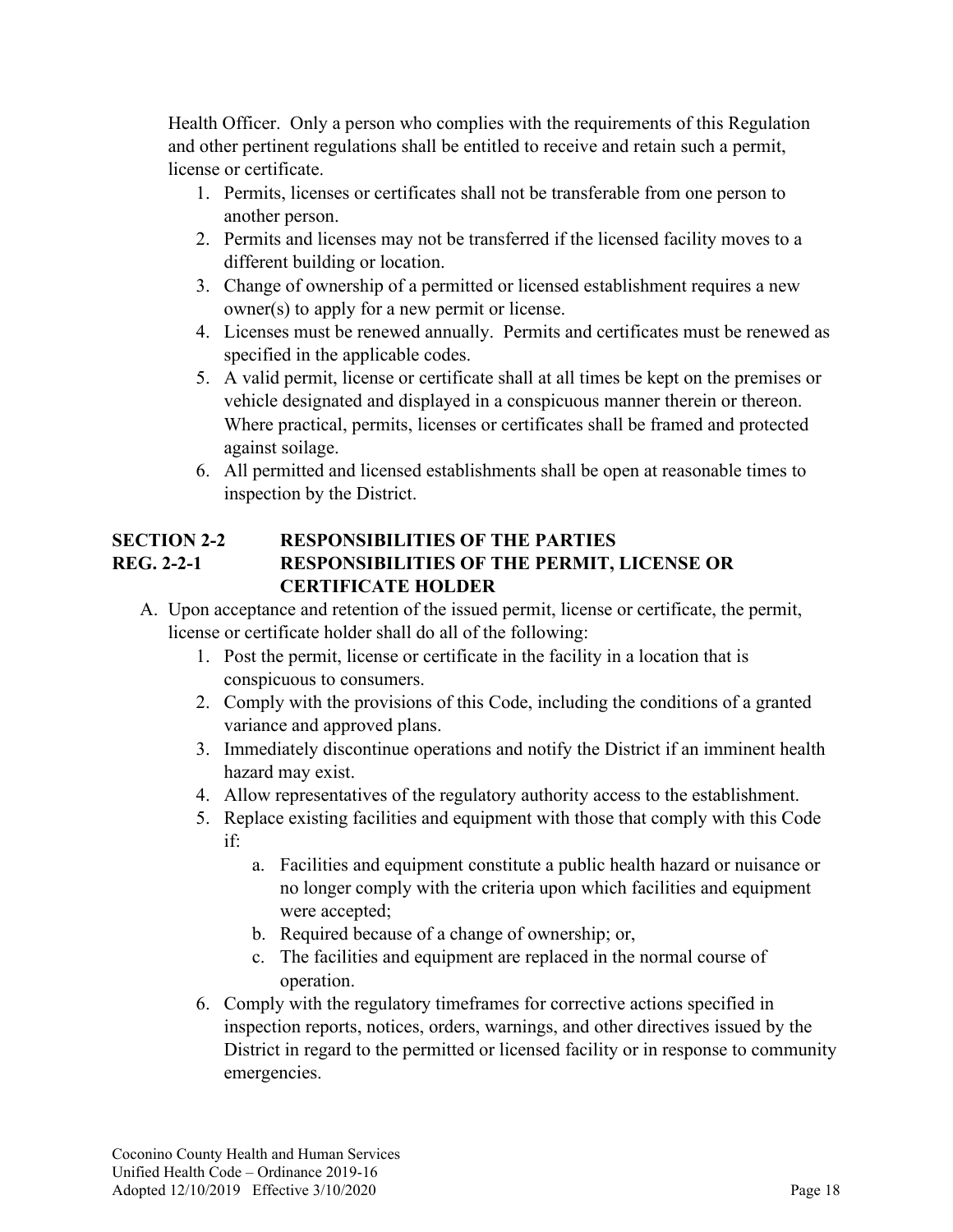Health Officer. Only a person who complies with the requirements of this Regulation and other pertinent regulations shall be entitled to receive and retain such a permit, license or certificate.

1. Permits, licenses or certificates shall not be transferable from one person to another person.
2. Permits and licenses may not be transferred if the licensed facility moves to a different building or location.
3. Change of ownership of a permitted or licensed establishment requires a new owner(s) to apply for a new permit or license.
4. Licenses must be renewed annually. Permits and certificates must be renewed as specified in the applicable codes.
5. A valid permit, license or certificate shall at all times be kept on the premises or vehicle designated and displayed in a conspicuous manner therein or thereon. Where practical, permits, licenses or certificates shall be framed and protected against soilage.
6. All permitted and licensed establishments shall be open at reasonable times to inspection by the District.

## SECTION 2-2 RESPONSIBILITIES OF THE PARTIES

### REG. 2-2-1 RESPONSIBILITIES OF THE PERMIT, LICENSE OR CERTIFICATE HOLDER

A. Upon acceptance and retention of the issued permit, license or certificate, the permit, license or certificate holder shall do all of the following:
   1. Post the permit, license or certificate in the facility in a location that is conspicuous to consumers.
   2. Comply with the provisions of this Code, including the conditions of a granted variance and approved plans.
   3. Immediately discontinue operations and notify the District if an imminent health hazard may exist.
   4. Allow representatives of the regulatory authority access to the establishment.
   5. Replace existing facilities and equipment with those that comply with this Code if:
      a. Facilities and equipment constitute a public health hazard or nuisance or no longer comply with the criteria upon which facilities and equipment were accepted;
      b. Required because of a change of ownership; or,
      c. The facilities and equipment are replaced in the normal course of operation.
   6. Comply with the regulatory timeframes for corrective actions specified in inspection reports, notices, orders, warnings, and other directives issued by the District in regard to the permitted or licensed facility or in response to community emergencies.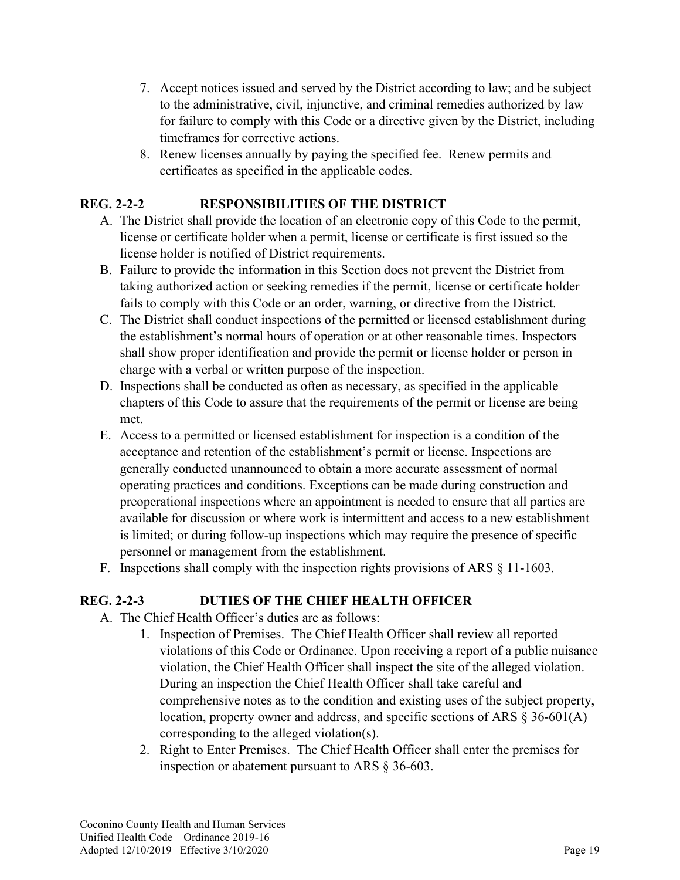7. Accept notices issued and served by the District according to law; and be subject to the administrative, civil, injunctive, and criminal remedies authorized by law for failure to comply with this Code or a directive given by the District, including timeframes for corrective actions.
8. Renew licenses annually by paying the specified fee. Renew permits and certificates as specified in the applicable codes.

## REG. 2-2-2 RESPONSIBILITIES OF THE DISTRICT

A. The District shall provide the location of an electronic copy of this Code to the permit, license or certificate holder when a permit, license or certificate is first issued so the license holder is notified of District requirements.

B. Failure to provide the information in this Section does not prevent the District from taking authorized action or seeking remedies if the permit, license or certificate holder fails to comply with this Code or an order, warning, or directive from the District.

C. The District shall conduct inspections of the permitted or licensed establishment during the establishment's normal hours of operation or at other reasonable times. Inspectors shall show proper identification and provide the permit or license holder or person in charge with a verbal or written purpose of the inspection.

D. Inspections shall be conducted as often as necessary, as specified in the applicable chapters of this Code to assure that the requirements of the permit or license are being met.

E. Access to a permitted or licensed establishment for inspection is a condition of the acceptance and retention of the establishment's permit or license. Inspections are generally conducted unannounced to obtain a more accurate assessment of normal operating practices and conditions. Exceptions can be made during construction and preoperational inspections where an appointment is needed to ensure that all parties are available for discussion or where work is intermittent and access to a new establishment is limited; or during follow-up inspections which may require the presence of specific personnel or management from the establishment.

F. Inspections shall comply with the inspection rights provisions of ARS § 11-1603.

## REG. 2-2-3 DUTIES OF THE CHIEF HEALTH OFFICER

A. The Chief Health Officer's duties are as follows:

1. Inspection of Premises. The Chief Health Officer shall review all reported violations of this Code or Ordinance. Upon receiving a report of a public nuisance violation, the Chief Health Officer shall inspect the site of the alleged violation. During an inspection the Chief Health Officer shall take careful and comprehensive notes as to the condition and existing uses of the subject property, location, property owner and address, and specific sections of ARS § 36-601(A) corresponding to the alleged violation(s).
2. Right to Enter Premises. The Chief Health Officer shall enter the premises for inspection or abatement pursuant to ARS § 36-603.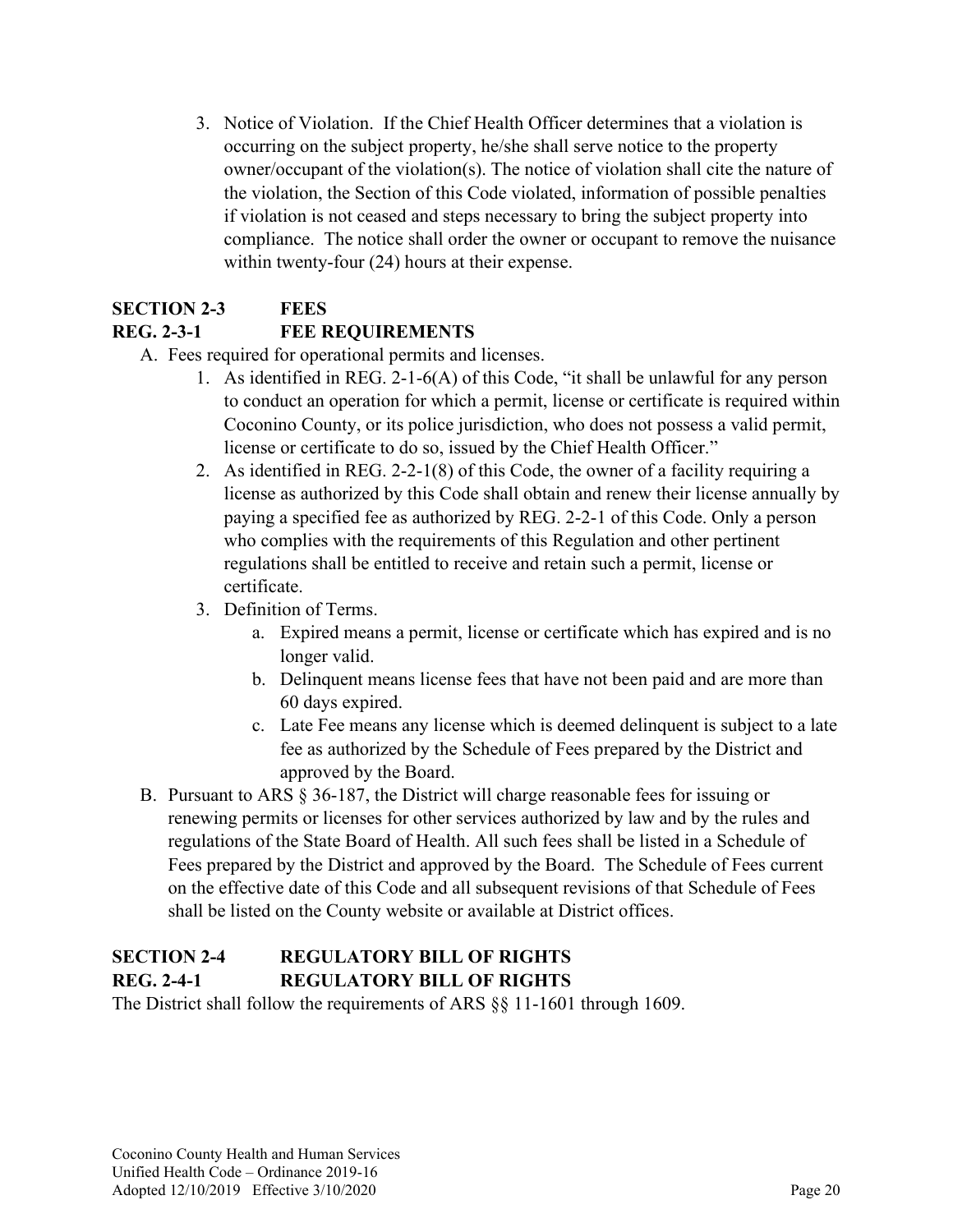3. Notice of Violation. If the Chief Health Officer determines that a violation is occurring on the subject property, he/she shall serve notice to the property owner/occupant of the violation(s). The notice of violation shall cite the nature of the violation, the Section of this Code violated, information of possible penalties if violation is not ceased and steps necessary to bring the subject property into compliance. The notice shall order the owner or occupant to remove the nuisance within twenty-four (24) hours at their expense.

## SECTION 2-3 FEES

### REG. 2-3-1 FEE REQUIREMENTS

A. Fees required for operational permits and licenses.
   1. As identified in REG. 2-1-6(A) of this Code, "it shall be unlawful for any person to conduct an operation for which a permit, license or certificate is required within Coconino County, or its police jurisdiction, who does not possess a valid permit, license or certificate to do so, issued by the Chief Health Officer."
   2. As identified in REG. 2-2-1(8) of this Code, the owner of a facility requiring a license as authorized by this Code shall obtain and renew their license annually by paying a specified fee as authorized by REG. 2-2-1 of this Code. Only a person who complies with the requirements of this Regulation and other pertinent regulations shall be entitled to receive and retain such a permit, license or certificate.
   3. Definition of Terms.
      a. Expired means a permit, license or certificate which has expired and is no longer valid.
      b. Delinquent means license fees that have not been paid and are more than 60 days expired.
      c. Late Fee means any license which is deemed delinquent is subject to a late fee as authorized by the Schedule of Fees prepared by the District and approved by the Board.

B. Pursuant to ARS § 36-187, the District will charge reasonable fees for issuing or renewing permits or licenses for other services authorized by law and by the rules and regulations of the State Board of Health. All such fees shall be listed in a Schedule of Fees prepared by the District and approved by the Board. The Schedule of Fees current on the effective date of this Code and all subsequent revisions of that Schedule of Fees shall be listed on the County website or available at District offices.

## SECTION 2-4 REGULATORY BILL OF RIGHTS

### REG. 2-4-1 REGULATORY BILL OF RIGHTS

The District shall follow the requirements of ARS §§ 11-1601 through 1609.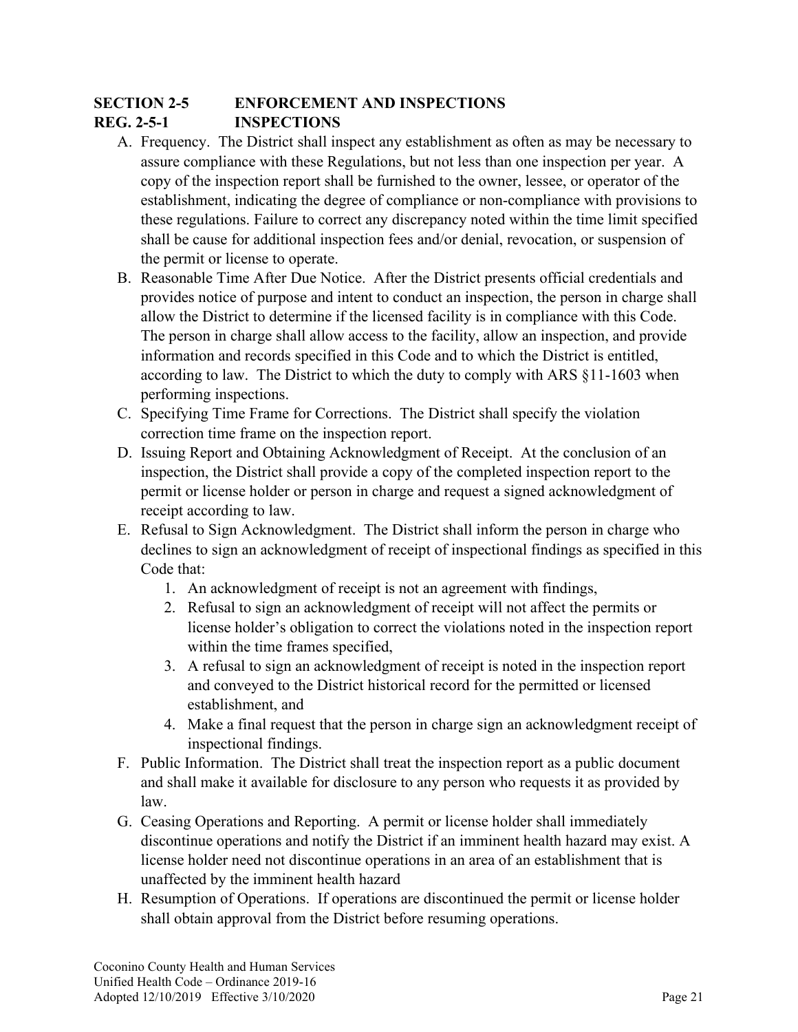## SECTION 2-5 ENFORCEMENT AND INSPECTIONS

### REG. 2-5-1 INSPECTIONS

A. Frequency. The District shall inspect any establishment as often as may be necessary to assure compliance with these Regulations, but not less than one inspection per year. A copy of the inspection report shall be furnished to the owner, lessee, or operator of the establishment, indicating the degree of compliance or non-compliance with provisions to these regulations. Failure to correct any discrepancy noted within the time limit specified shall be cause for additional inspection fees and/or denial, revocation, or suspension of the permit or license to operate.

B. Reasonable Time After Due Notice. After the District presents official credentials and provides notice of purpose and intent to conduct an inspection, the person in charge shall allow the District to determine if the licensed facility is in compliance with this Code. The person in charge shall allow access to the facility, allow an inspection, and provide information and records specified in this Code and to which the District is entitled, according to law. The District to which the duty to comply with ARS §11-1603 when performing inspections.

C. Specifying Time Frame for Corrections. The District shall specify the violation correction time frame on the inspection report.

D. Issuing Report and Obtaining Acknowledgment of Receipt. At the conclusion of an inspection, the District shall provide a copy of the completed inspection report to the permit or license holder or person in charge and request a signed acknowledgment of receipt according to law.

E. Refusal to Sign Acknowledgment. The District shall inform the person in charge who declines to sign an acknowledgment of receipt of inspectional findings as specified in this Code that:
   1. An acknowledgment of receipt is not an agreement with findings,
   2. Refusal to sign an acknowledgment of receipt will not affect the permits or license holder's obligation to correct the violations noted in the inspection report within the time frames specified,
   3. A refusal to sign an acknowledgment of receipt is noted in the inspection report and conveyed to the District historical record for the permitted or licensed establishment, and
   4. Make a final request that the person in charge sign an acknowledgment receipt of inspectional findings.

F. Public Information. The District shall treat the inspection report as a public document and shall make it available for disclosure to any person who requests it as provided by law.

G. Ceasing Operations and Reporting. A permit or license holder shall immediately discontinue operations and notify the District if an imminent health hazard may exist. A license holder need not discontinue operations in an area of an establishment that is unaffected by the imminent health hazard

H. Resumption of Operations. If operations are discontinued the permit or license holder shall obtain approval from the District before resuming operations.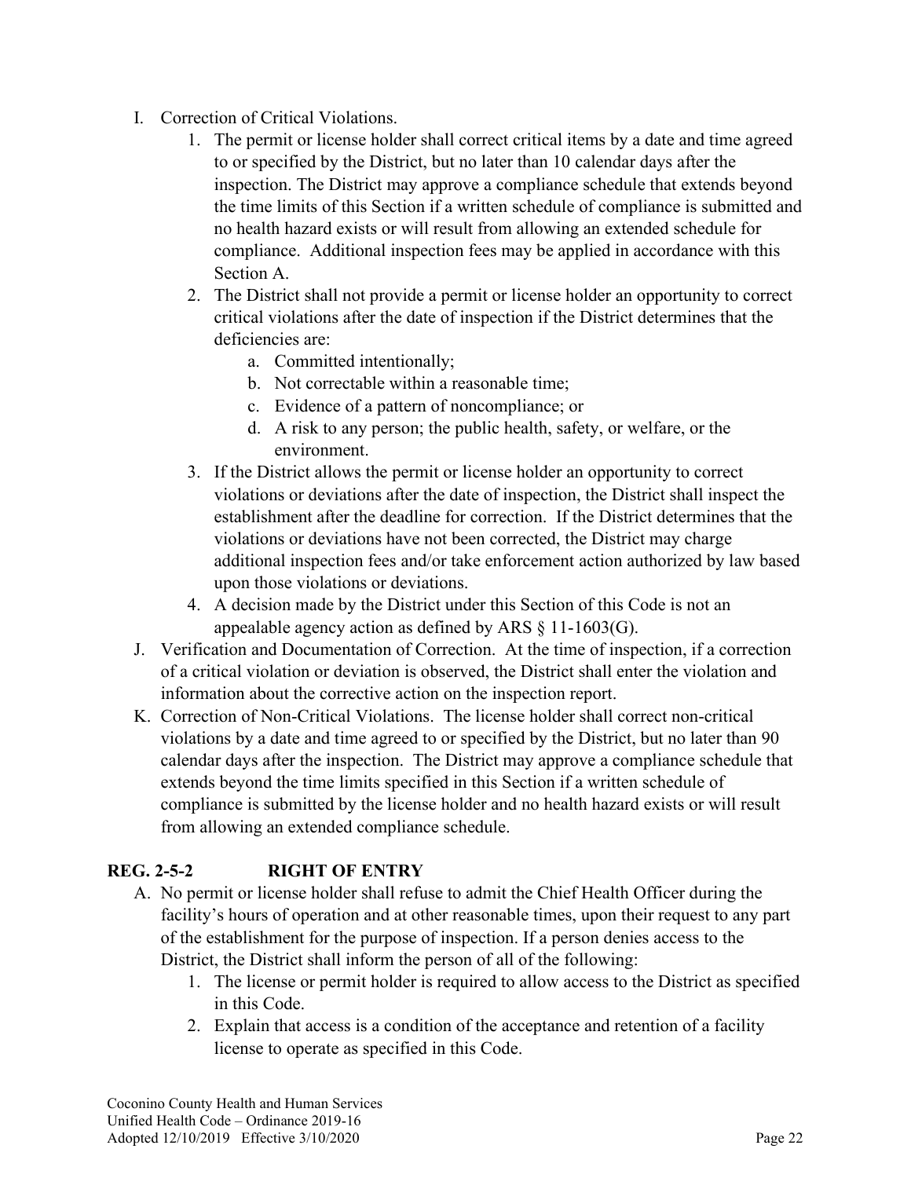I. Correction of Critical Violations.
    1. The permit or license holder shall correct critical items by a date and time agreed to or specified by the District, but no later than 10 calendar days after the inspection. The District may approve a compliance schedule that extends beyond the time limits of this Section if a written schedule of compliance is submitted and no health hazard exists or will result from allowing an extended schedule for compliance. Additional inspection fees may be applied in accordance with this Section A.
    2. The District shall not provide a permit or license holder an opportunity to correct critical violations after the date of inspection if the District determines that the deficiencies are:
        a. Committed intentionally;
        b. Not correctable within a reasonable time;
        c. Evidence of a pattern of noncompliance; or
        d. A risk to any person; the public health, safety, or welfare, or the environment.
    3. If the District allows the permit or license holder an opportunity to correct violations or deviations after the date of inspection, the District shall inspect the establishment after the deadline for correction. If the District determines that the violations or deviations have not been corrected, the District may charge additional inspection fees and/or take enforcement action authorized by law based upon those violations or deviations.
    4. A decision made by the District under this Section of this Code is not an appealable agency action as defined by ARS § 11-1603(G).

J. Verification and Documentation of Correction. At the time of inspection, if a correction of a critical violation or deviation is observed, the District shall enter the violation and information about the corrective action on the inspection report.

K. Correction of Non-Critical Violations. The license holder shall correct non-critical violations by a date and time agreed to or specified by the District, but no later than 90 calendar days after the inspection. The District may approve a compliance schedule that extends beyond the time limits specified in this Section if a written schedule of compliance is submitted by the license holder and no health hazard exists or will result from allowing an extended compliance schedule.

## REG. 2-5-2 RIGHT OF ENTRY

A. No permit or license holder shall refuse to admit the Chief Health Officer during the facility's hours of operation and at other reasonable times, upon their request to any part of the establishment for the purpose of inspection. If a person denies access to the District, the District shall inform the person of all of the following:
    1. The license or permit holder is required to allow access to the District as specified in this Code.
    2. Explain that access is a condition of the acceptance and retention of a facility license to operate as specified in this Code.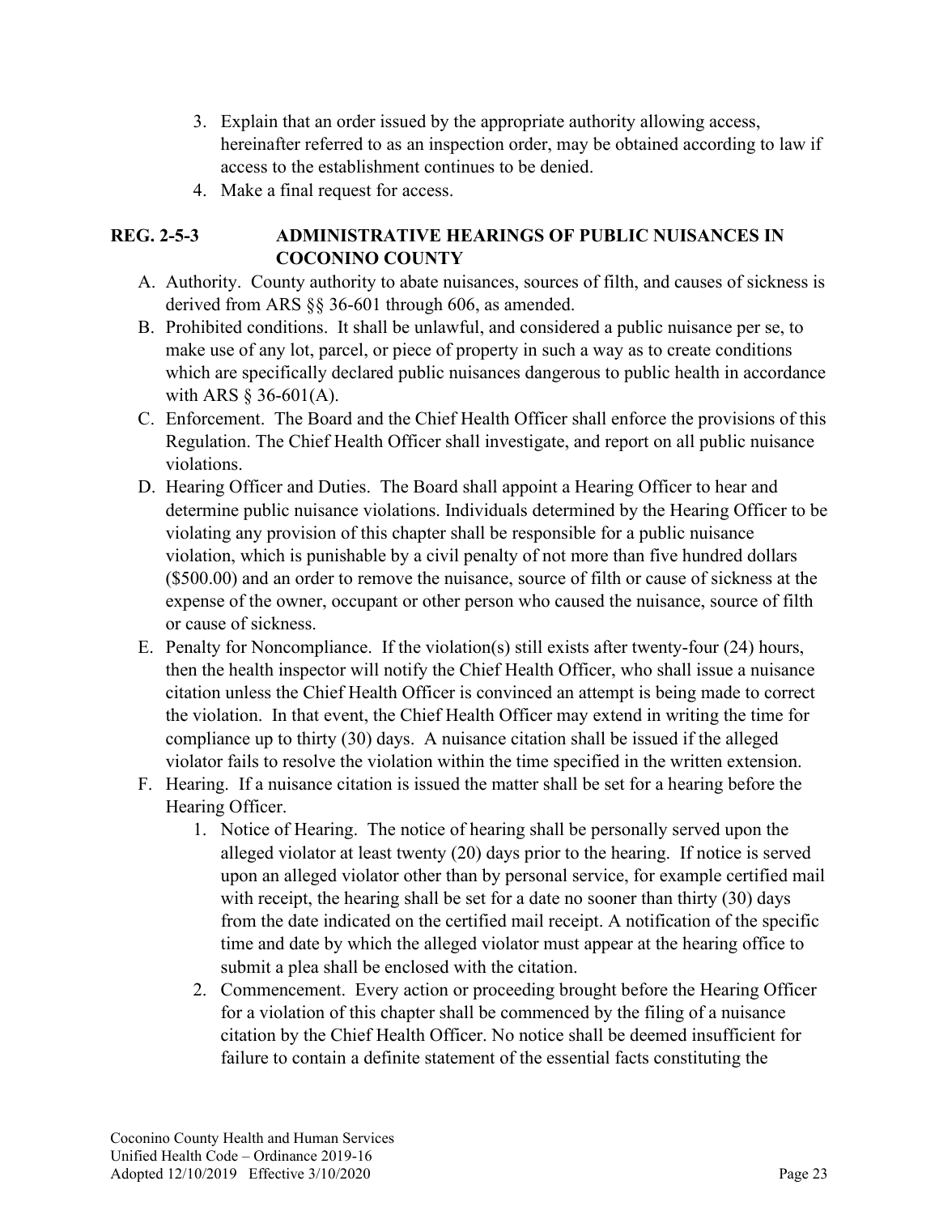3. Explain that an order issued by the appropriate authority allowing access, hereinafter referred to as an inspection order, may be obtained according to law if access to the establishment continues to be denied.
4. Make a final request for access.

### REG. 2-5-3 ADMINISTRATIVE HEARINGS OF PUBLIC NUISANCES IN COCONINO COUNTY

A. Authority. County authority to abate nuisances, sources of filth, and causes of sickness is derived from ARS §§ 36-601 through 606, as amended.

B. Prohibited conditions. It shall be unlawful, and considered a public nuisance per se, to make use of any lot, parcel, or piece of property in such a way as to create conditions which are specifically declared public nuisances dangerous to public health in accordance with ARS § 36-601(A).

C. Enforcement. The Board and the Chief Health Officer shall enforce the provisions of this Regulation. The Chief Health Officer shall investigate, and report on all public nuisance violations.

D. Hearing Officer and Duties. The Board shall appoint a Hearing Officer to hear and determine public nuisance violations. Individuals determined by the Hearing Officer to be violating any provision of this chapter shall be responsible for a public nuisance violation, which is punishable by a civil penalty of not more than five hundred dollars ($500.00) and an order to remove the nuisance, source of filth or cause of sickness at the expense of the owner, occupant or other person who caused the nuisance, source of filth or cause of sickness.

E. Penalty for Noncompliance. If the violation(s) still exists after twenty-four (24) hours, then the health inspector will notify the Chief Health Officer, who shall issue a nuisance citation unless the Chief Health Officer is convinced an attempt is being made to correct the violation. In that event, the Chief Health Officer may extend in writing the time for compliance up to thirty (30) days. A nuisance citation shall be issued if the alleged violator fails to resolve the violation within the time specified in the written extension.

F. Hearing. If a nuisance citation is issued the matter shall be set for a hearing before the Hearing Officer.
   1. Notice of Hearing. The notice of hearing shall be personally served upon the alleged violator at least twenty (20) days prior to the hearing. If notice is served upon an alleged violator other than by personal service, for example certified mail with receipt, the hearing shall be set for a date no sooner than thirty (30) days from the date indicated on the certified mail receipt. A notification of the specific time and date by which the alleged violator must appear at the hearing office to submit a plea shall be enclosed with the citation.
   2. Commencement. Every action or proceeding brought before the Hearing Officer for a violation of this chapter shall be commenced by the filing of a nuisance citation by the Chief Health Officer. No notice shall be deemed insufficient for failure to contain a definite statement of the essential facts constituting the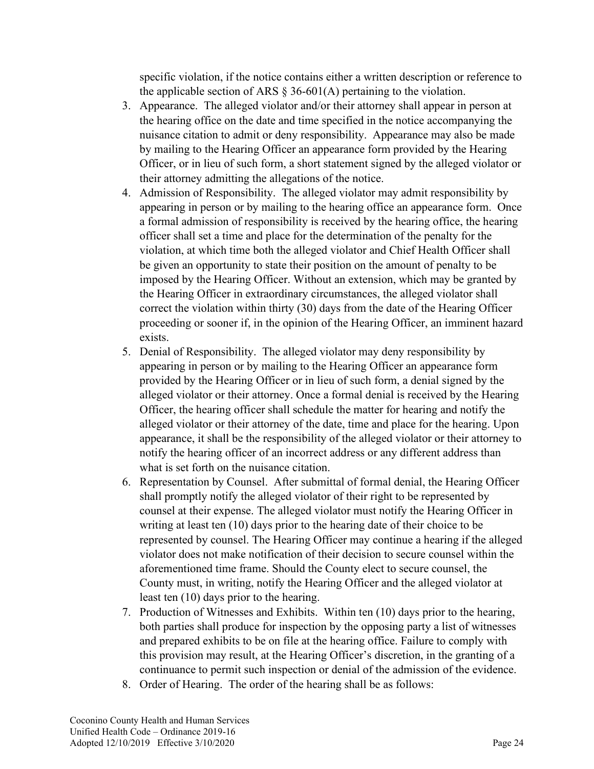specific violation, if the notice contains either a written description or reference to the applicable section of ARS § 36-601(A) pertaining to the violation.

3. Appearance. The alleged violator and/or their attorney shall appear in person at the hearing office on the date and time specified in the notice accompanying the nuisance citation to admit or deny responsibility. Appearance may also be made by mailing to the Hearing Officer an appearance form provided by the Hearing Officer, or in lieu of such form, a short statement signed by the alleged violator or their attorney admitting the allegations of the notice.
4. Admission of Responsibility. The alleged violator may admit responsibility by appearing in person or by mailing to the hearing office an appearance form. Once a formal admission of responsibility is received by the hearing office, the hearing officer shall set a time and place for the determination of the penalty for the violation, at which time both the alleged violator and Chief Health Officer shall be given an opportunity to state their position on the amount of penalty to be imposed by the Hearing Officer. Without an extension, which may be granted by the Hearing Officer in extraordinary circumstances, the alleged violator shall correct the violation within thirty (30) days from the date of the Hearing Officer proceeding or sooner if, in the opinion of the Hearing Officer, an imminent hazard exists.
5. Denial of Responsibility. The alleged violator may deny responsibility by appearing in person or by mailing to the Hearing Officer an appearance form provided by the Hearing Officer or in lieu of such form, a denial signed by the alleged violator or their attorney. Once a formal denial is received by the Hearing Officer, the hearing officer shall schedule the matter for hearing and notify the alleged violator or their attorney of the date, time and place for the hearing. Upon appearance, it shall be the responsibility of the alleged violator or their attorney to notify the hearing officer of an incorrect address or any different address than what is set forth on the nuisance citation.
6. Representation by Counsel. After submittal of formal denial, the Hearing Officer shall promptly notify the alleged violator of their right to be represented by counsel at their expense. The alleged violator must notify the Hearing Officer in writing at least ten (10) days prior to the hearing date of their choice to be represented by counsel. The Hearing Officer may continue a hearing if the alleged violator does not make notification of their decision to secure counsel within the aforementioned time frame. Should the County elect to secure counsel, the County must, in writing, notify the Hearing Officer and the alleged violator at least ten (10) days prior to the hearing.
7. Production of Witnesses and Exhibits. Within ten (10) days prior to the hearing, both parties shall produce for inspection by the opposing party a list of witnesses and prepared exhibits to be on file at the hearing office. Failure to comply with this provision may result, at the Hearing Officer's discretion, in the granting of a continuance to permit such inspection or denial of the admission of the evidence.
8. Order of Hearing. The order of the hearing shall be as follows: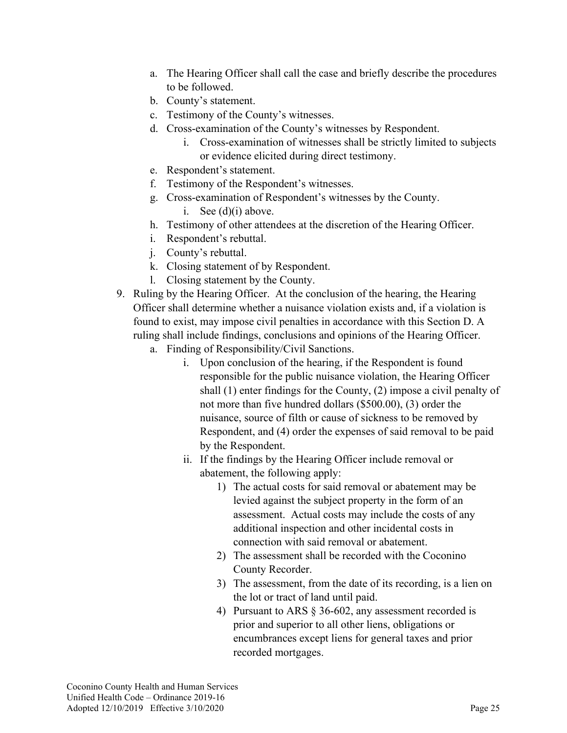a. The Hearing Officer shall call the case and briefly describe the procedures to be followed.
b. County's statement.
c. Testimony of the County's witnesses.
d. Cross-examination of the County's witnesses by Respondent.
    i. Cross-examination of witnesses shall be strictly limited to subjects or evidence elicited during direct testimony.
e. Respondent's statement.
f. Testimony of the Respondent's witnesses.
g. Cross-examination of Respondent's witnesses by the County.
    i. See (d)(i) above.
h. Testimony of other attendees at the discretion of the Hearing Officer.
i. Respondent's rebuttal.
j. County's rebuttal.
k. Closing statement of by Respondent.
l. Closing statement by the County.

9. Ruling by the Hearing Officer. At the conclusion of the hearing, the Hearing Officer shall determine whether a nuisance violation exists and, if a violation is found to exist, may impose civil penalties in accordance with this Section D. A ruling shall include findings, conclusions and opinions of the Hearing Officer.
    a. Finding of Responsibility/Civil Sanctions.
        i. Upon conclusion of the hearing, if the Respondent is found responsible for the public nuisance violation, the Hearing Officer shall (1) enter findings for the County, (2) impose a civil penalty of not more than five hundred dollars ($500.00), (3) order the nuisance, source of filth or cause of sickness to be removed by Respondent, and (4) order the expenses of said removal to be paid by the Respondent.
        ii. If the findings by the Hearing Officer include removal or abatement, the following apply:
            1) The actual costs for said removal or abatement may be levied against the subject property in the form of an assessment. Actual costs may include the costs of any additional inspection and other incidental costs in connection with said removal or abatement.
            2) The assessment shall be recorded with the Coconino County Recorder.
            3) The assessment, from the date of its recording, is a lien on the lot or tract of land until paid.
            4) Pursuant to ARS § 36-602, any assessment recorded is prior and superior to all other liens, obligations or encumbrances except liens for general taxes and prior recorded mortgages.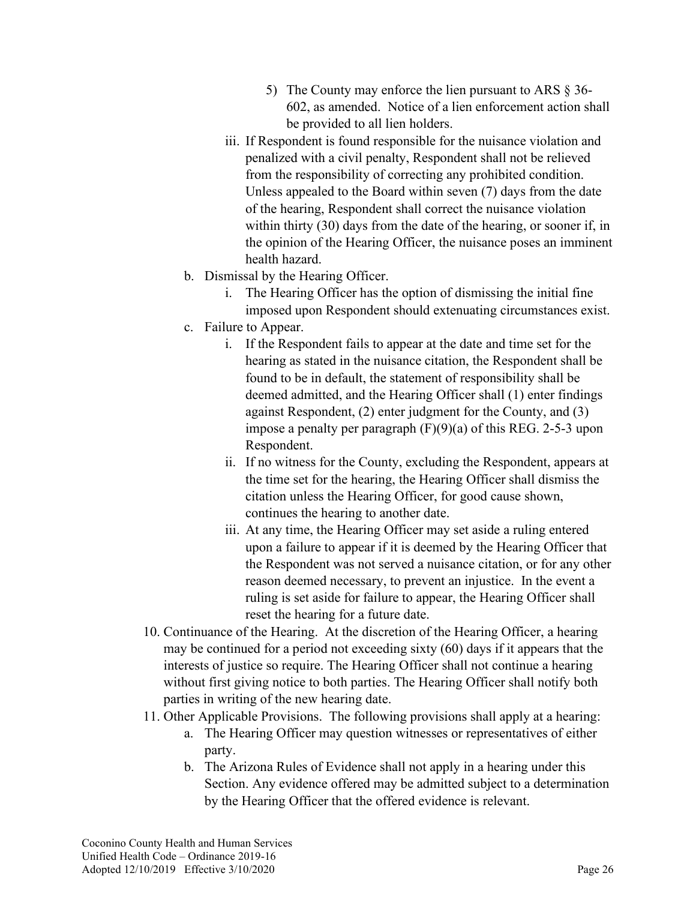5) The County may enforce the lien pursuant to ARS § 36-602, as amended. Notice of a lien enforcement action shall be provided to all lien holders.

    iii. If Respondent is found responsible for the nuisance violation and penalized with a civil penalty, Respondent shall not be relieved from the responsibility of correcting any prohibited condition. Unless appealed to the Board within seven (7) days from the date of the hearing, Respondent shall correct the nuisance violation within thirty (30) days from the date of the hearing, or sooner if, in the opinion of the Hearing Officer, the nuisance poses an imminent health hazard.

  b. Dismissal by the Hearing Officer.

    i. The Hearing Officer has the option of dismissing the initial fine imposed upon Respondent should extenuating circumstances exist.

  c. Failure to Appear.

    i. If the Respondent fails to appear at the date and time set for the hearing as stated in the nuisance citation, the Respondent shall be found to be in default, the statement of responsibility shall be deemed admitted, and the Hearing Officer shall (1) enter findings against Respondent, (2) enter judgment for the County, and (3) impose a penalty per paragraph (F)(9)(a) of this REG. 2-5-3 upon Respondent.

    ii. If no witness for the County, excluding the Respondent, appears at the time set for the hearing, the Hearing Officer shall dismiss the citation unless the Hearing Officer, for good cause shown, continues the hearing to another date.

    iii. At any time, the Hearing Officer may set aside a ruling entered upon a failure to appear if it is deemed by the Hearing Officer that the Respondent was not served a nuisance citation, or for any other reason deemed necessary, to prevent an injustice. In the event a ruling is set aside for failure to appear, the Hearing Officer shall reset the hearing for a future date.

10. Continuance of the Hearing. At the discretion of the Hearing Officer, a hearing may be continued for a period not exceeding sixty (60) days if it appears that the interests of justice so require. The Hearing Officer shall not continue a hearing without first giving notice to both parties. The Hearing Officer shall notify both parties in writing of the new hearing date.

11. Other Applicable Provisions. The following provisions shall apply at a hearing:

  a. The Hearing Officer may question witnesses or representatives of either party.

  b. The Arizona Rules of Evidence shall not apply in a hearing under this Section. Any evidence offered may be admitted subject to a determination by the Hearing Officer that the offered evidence is relevant.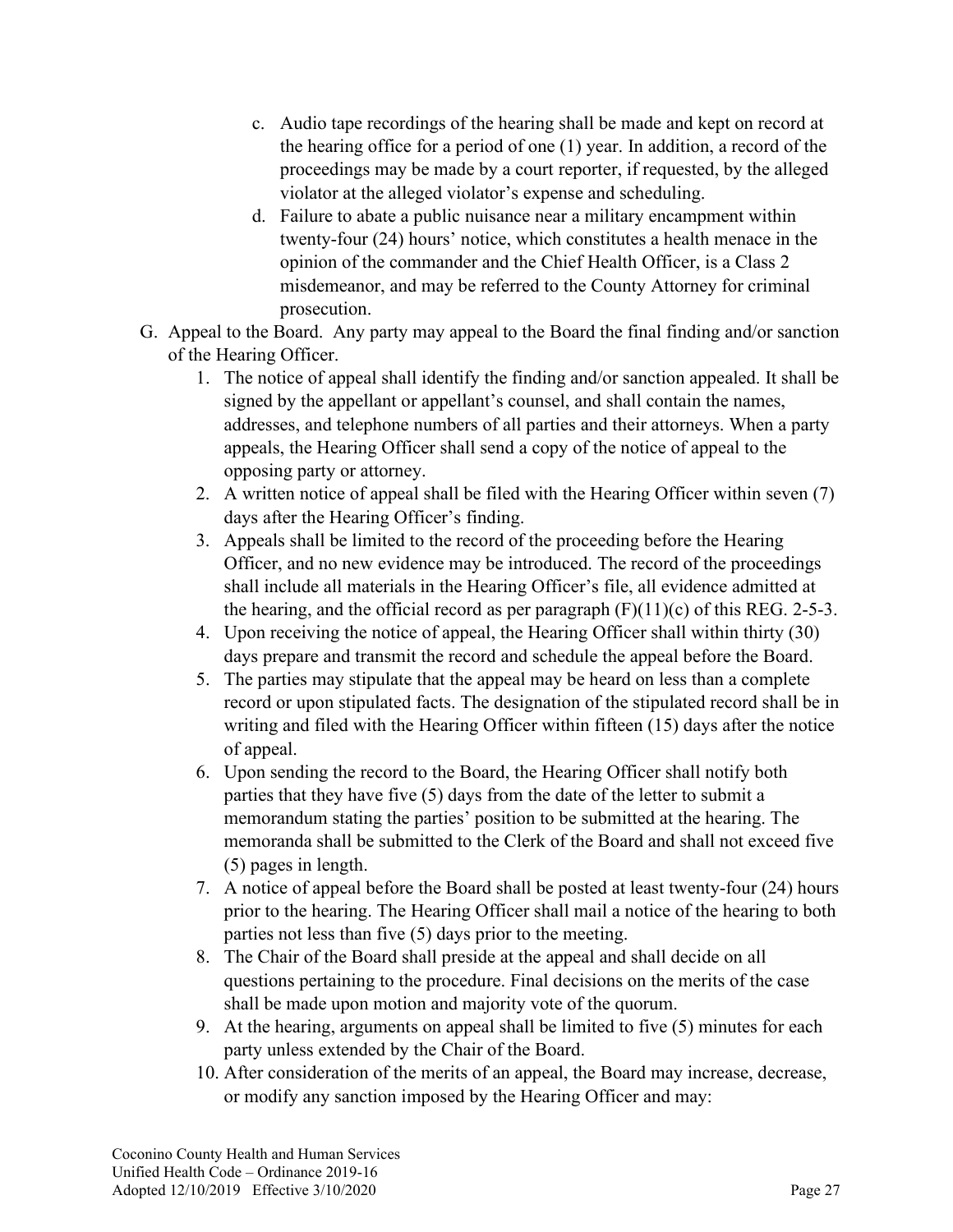c. Audio tape recordings of the hearing shall be made and kept on record at the hearing office for a period of one (1) year. In addition, a record of the proceedings may be made by a court reporter, if requested, by the alleged violator at the alleged violator's expense and scheduling.
d. Failure to abate a public nuisance near a military encampment within twenty-four (24) hours' notice, which constitutes a health menace in the opinion of the commander and the Chief Health Officer, is a Class 2 misdemeanor, and may be referred to the County Attorney for criminal prosecution.

G. Appeal to the Board. Any party may appeal to the Board the final finding and/or sanction of the Hearing Officer.

1. The notice of appeal shall identify the finding and/or sanction appealed. It shall be signed by the appellant or appellant's counsel, and shall contain the names, addresses, and telephone numbers of all parties and their attorneys. When a party appeals, the Hearing Officer shall send a copy of the notice of appeal to the opposing party or attorney.
2. A written notice of appeal shall be filed with the Hearing Officer within seven (7) days after the Hearing Officer's finding.
3. Appeals shall be limited to the record of the proceeding before the Hearing Officer, and no new evidence may be introduced. The record of the proceedings shall include all materials in the Hearing Officer's file, all evidence admitted at the hearing, and the official record as per paragraph (F)(11)(c) of this REG. 2-5-3.
4. Upon receiving the notice of appeal, the Hearing Officer shall within thirty (30) days prepare and transmit the record and schedule the appeal before the Board.
5. The parties may stipulate that the appeal may be heard on less than a complete record or upon stipulated facts. The designation of the stipulated record shall be in writing and filed with the Hearing Officer within fifteen (15) days after the notice of appeal.
6. Upon sending the record to the Board, the Hearing Officer shall notify both parties that they have five (5) days from the date of the letter to submit a memorandum stating the parties' position to be submitted at the hearing. The memoranda shall be submitted to the Clerk of the Board and shall not exceed five (5) pages in length.
7. A notice of appeal before the Board shall be posted at least twenty-four (24) hours prior to the hearing. The Hearing Officer shall mail a notice of the hearing to both parties not less than five (5) days prior to the meeting.
8. The Chair of the Board shall preside at the appeal and shall decide on all questions pertaining to the procedure. Final decisions on the merits of the case shall be made upon motion and majority vote of the quorum.
9. At the hearing, arguments on appeal shall be limited to five (5) minutes for each party unless extended by the Chair of the Board.
10. After consideration of the merits of an appeal, the Board may increase, decrease, or modify any sanction imposed by the Hearing Officer and may: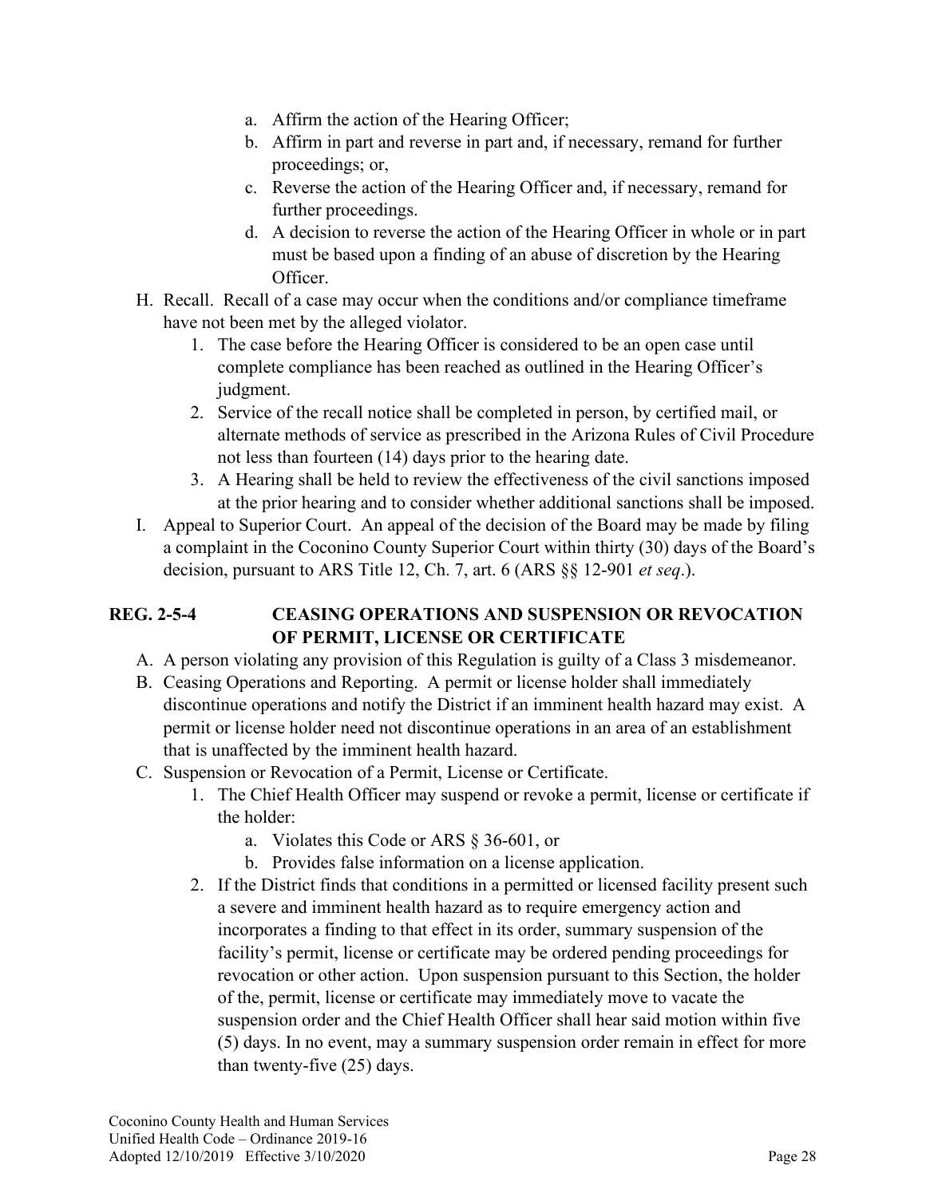a. Affirm the action of the Hearing Officer;
b. Affirm in part and reverse in part and, if necessary, remand for further proceedings; or,
c. Reverse the action of the Hearing Officer and, if necessary, remand for further proceedings.
d. A decision to reverse the action of the Hearing Officer in whole or in part must be based upon a finding of an abuse of discretion by the Hearing Officer.

H. Recall. Recall of a case may occur when the conditions and/or compliance timeframe have not been met by the alleged violator.
   1. The case before the Hearing Officer is considered to be an open case until complete compliance has been reached as outlined in the Hearing Officer's judgment.
   2. Service of the recall notice shall be completed in person, by certified mail, or alternate methods of service as prescribed in the Arizona Rules of Civil Procedure not less than fourteen (14) days prior to the hearing date.
   3. A Hearing shall be held to review the effectiveness of the civil sanctions imposed at the prior hearing and to consider whether additional sanctions shall be imposed.

I. Appeal to Superior Court. An appeal of the decision of the Board may be made by filing a complaint in the Coconino County Superior Court within thirty (30) days of the Board's decision, pursuant to ARS Title 12, Ch. 7, art. 6 (ARS §§ 12-901 *et seq*.).

### REG. 2-5-4 CEASING OPERATIONS AND SUSPENSION OR REVOCATION OF PERMIT, LICENSE OR CERTIFICATE

A. A person violating any provision of this Regulation is guilty of a Class 3 misdemeanor.

B. Ceasing Operations and Reporting. A permit or license holder shall immediately discontinue operations and notify the District if an imminent health hazard may exist. A permit or license holder need not discontinue operations in an area of an establishment that is unaffected by the imminent health hazard.

C. Suspension or Revocation of a Permit, License or Certificate.
   1. The Chief Health Officer may suspend or revoke a permit, license or certificate if the holder:
      a. Violates this Code or ARS § 36-601, or
      b. Provides false information on a license application.
   2. If the District finds that conditions in a permitted or licensed facility present such a severe and imminent health hazard as to require emergency action and incorporates a finding to that effect in its order, summary suspension of the facility's permit, license or certificate may be ordered pending proceedings for revocation or other action. Upon suspension pursuant to this Section, the holder of the, permit, license or certificate may immediately move to vacate the suspension order and the Chief Health Officer shall hear said motion within five (5) days. In no event, may a summary suspension order remain in effect for more than twenty-five (25) days.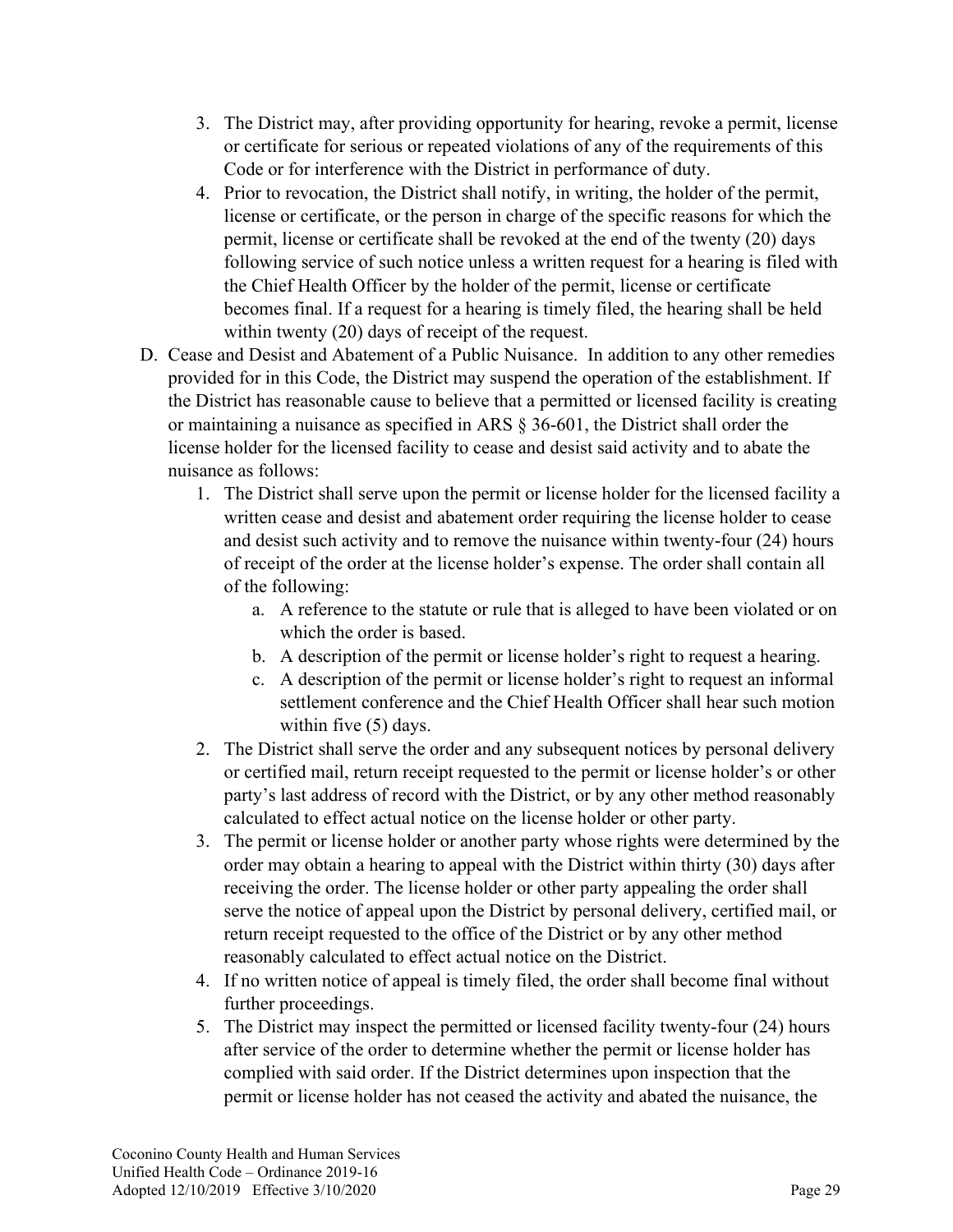3. The District may, after providing opportunity for hearing, revoke a permit, license or certificate for serious or repeated violations of any of the requirements of this Code or for interference with the District in performance of duty.
4. Prior to revocation, the District shall notify, in writing, the holder of the permit, license or certificate, or the person in charge of the specific reasons for which the permit, license or certificate shall be revoked at the end of the twenty (20) days following service of such notice unless a written request for a hearing is filed with the Chief Health Officer by the holder of the permit, license or certificate becomes final. If a request for a hearing is timely filed, the hearing shall be held within twenty (20) days of receipt of the request.

D. Cease and Desist and Abatement of a Public Nuisance. In addition to any other remedies provided for in this Code, the District may suspend the operation of the establishment. If the District has reasonable cause to believe that a permitted or licensed facility is creating or maintaining a nuisance as specified in ARS § 36-601, the District shall order the license holder for the licensed facility to cease and desist said activity and to abate the nuisance as follows:
   1. The District shall serve upon the permit or license holder for the licensed facility a written cease and desist and abatement order requiring the license holder to cease and desist such activity and to remove the nuisance within twenty-four (24) hours of receipt of the order at the license holder's expense. The order shall contain all of the following:
      a. A reference to the statute or rule that is alleged to have been violated or on which the order is based.
      b. A description of the permit or license holder's right to request a hearing.
      c. A description of the permit or license holder's right to request an informal settlement conference and the Chief Health Officer shall hear such motion within five (5) days.
   2. The District shall serve the order and any subsequent notices by personal delivery or certified mail, return receipt requested to the permit or license holder's or other party's last address of record with the District, or by any other method reasonably calculated to effect actual notice on the license holder or other party.
   3. The permit or license holder or another party whose rights were determined by the order may obtain a hearing to appeal with the District within thirty (30) days after receiving the order. The license holder or other party appealing the order shall serve the notice of appeal upon the District by personal delivery, certified mail, or return receipt requested to the office of the District or by any other method reasonably calculated to effect actual notice on the District.
   4. If no written notice of appeal is timely filed, the order shall become final without further proceedings.
   5. The District may inspect the permitted or licensed facility twenty-four (24) hours after service of the order to determine whether the permit or license holder has complied with said order. If the District determines upon inspection that the permit or license holder has not ceased the activity and abated the nuisance, the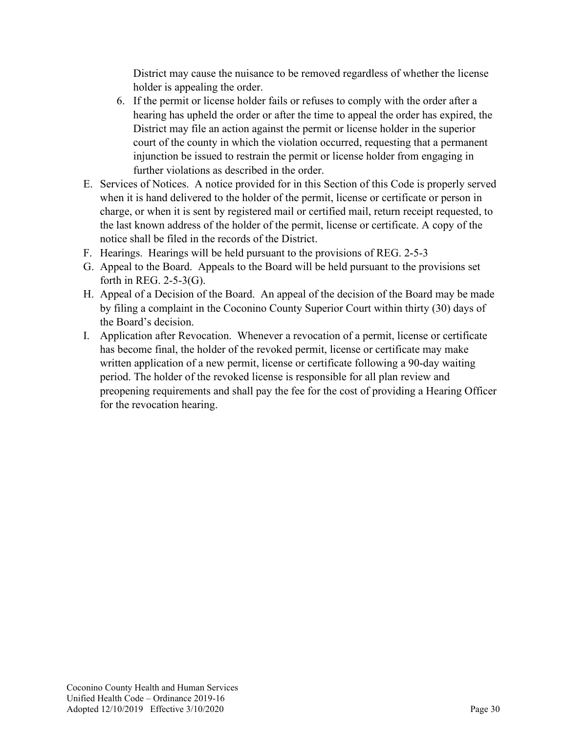District may cause the nuisance to be removed regardless of whether the license holder is appealing the order.

6. If the permit or license holder fails or refuses to comply with the order after a hearing has upheld the order or after the time to appeal the order has expired, the District may file an action against the permit or license holder in the superior court of the county in which the violation occurred, requesting that a permanent injunction be issued to restrain the permit or license holder from engaging in further violations as described in the order.

E. Services of Notices. A notice provided for in this Section of this Code is properly served when it is hand delivered to the holder of the permit, license or certificate or person in charge, or when it is sent by registered mail or certified mail, return receipt requested, to the last known address of the holder of the permit, license or certificate. A copy of the notice shall be filed in the records of the District.

F. Hearings. Hearings will be held pursuant to the provisions of REG. 2-5-3

G. Appeal to the Board. Appeals to the Board will be held pursuant to the provisions set forth in REG. 2-5-3(G).

H. Appeal of a Decision of the Board. An appeal of the decision of the Board may be made by filing a complaint in the Coconino County Superior Court within thirty (30) days of the Board's decision.

I. Application after Revocation. Whenever a revocation of a permit, license or certificate has become final, the holder of the revoked permit, license or certificate may make written application of a new permit, license or certificate following a 90-day waiting period. The holder of the revoked license is responsible for all plan review and preopening requirements and shall pay the fee for the cost of providing a Hearing Officer for the revocation hearing.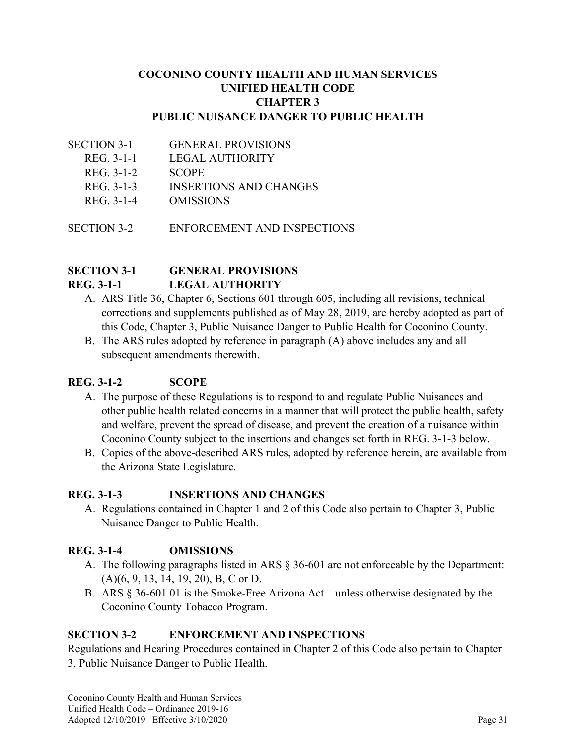# COCONINO COUNTY HEALTH AND HUMAN SERVICES
# UNIFIED HEALTH CODE
# CHAPTER 3
# PUBLIC NUISANCE DANGER TO PUBLIC HEALTH

| | |
|---|---|
| SECTION 3-1 | GENERAL PROVISIONS |
| REG. 3-1-1 | LEGAL AUTHORITY |
| REG. 3-1-2 | SCOPE |
| REG. 3-1-3 | INSERTIONS AND CHANGES |
| REG. 3-1-4 | OMISSIONS |
| SECTION 3-2 | ENFORCEMENT AND INSPECTIONS |

## SECTION 3-1 GENERAL PROVISIONS

### REG. 3-1-1 LEGAL AUTHORITY

A. ARS Title 36, Chapter 6, Sections 601 through 605, including all revisions, technical corrections and supplements published as of May 28, 2019, are hereby adopted as part of this Code, Chapter 3, Public Nuisance Danger to Public Health for Coconino County.

B. The ARS rules adopted by reference in paragraph (A) above includes any and all subsequent amendments therewith.

### REG. 3-1-2 SCOPE

A. The purpose of these Regulations is to respond to and regulate Public Nuisances and other public health related concerns in a manner that will protect the public health, safety and welfare, prevent the spread of disease, and prevent the creation of a nuisance within Coconino County subject to the insertions and changes set forth in REG. 3-1-3 below.

B. Copies of the above-described ARS rules, adopted by reference herein, are available from the Arizona State Legislature.

### REG. 3-1-3 INSERTIONS AND CHANGES

A. Regulations contained in Chapter 1 and 2 of this Code also pertain to Chapter 3, Public Nuisance Danger to Public Health.

### REG. 3-1-4 OMISSIONS

A. The following paragraphs listed in ARS § 36-601 are not enforceable by the Department: (A)(6, 9, 13, 14, 19, 20), B, C or D.

B. ARS § 36-601.01 is the Smoke-Free Arizona Act – unless otherwise designated by the Coconino County Tobacco Program.

## SECTION 3-2 ENFORCEMENT AND INSPECTIONS

Regulations and Hearing Procedures contained in Chapter 2 of this Code also pertain to Chapter 3, Public Nuisance Danger to Public Health.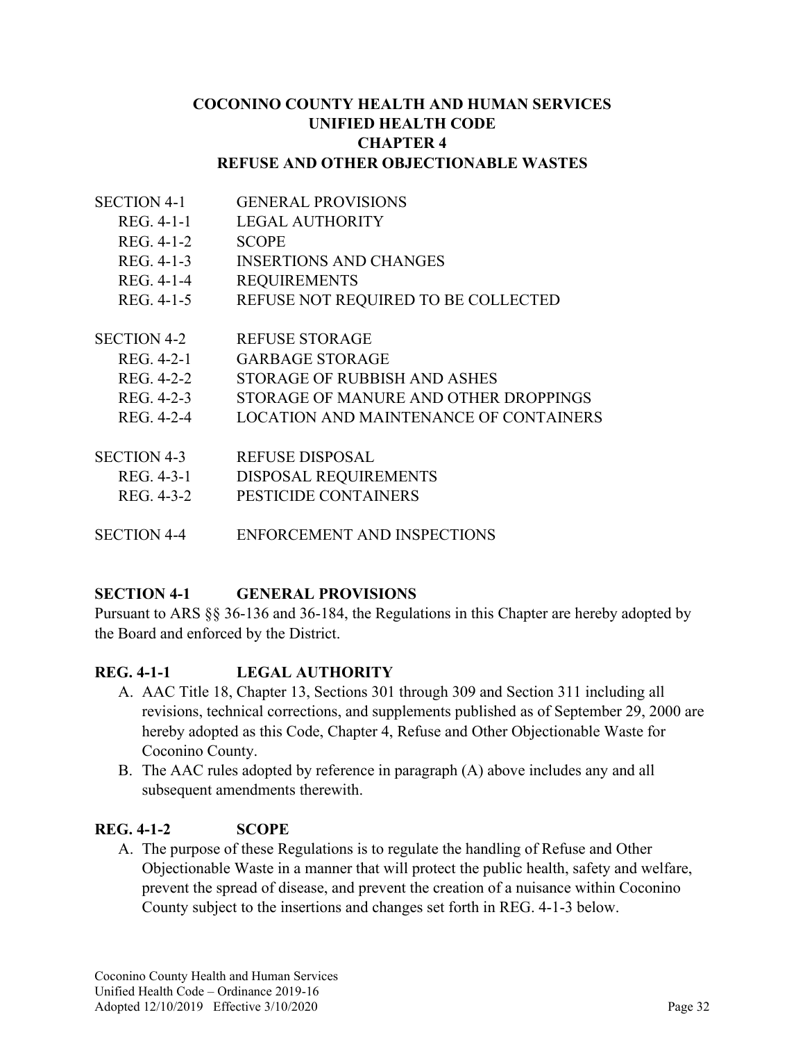**COCONINO COUNTY HEALTH AND HUMAN SERVICES**
**UNIFIED HEALTH CODE**
**CHAPTER 4**
**REFUSE AND OTHER OBJECTIONABLE WASTES**

| | |
|---|---|
| SECTION 4-1 | GENERAL PROVISIONS |
| REG. 4-1-1 | LEGAL AUTHORITY |
| REG. 4-1-2 | SCOPE |
| REG. 4-1-3 | INSERTIONS AND CHANGES |
| REG. 4-1-4 | REQUIREMENTS |
| REG. 4-1-5 | REFUSE NOT REQUIRED TO BE COLLECTED |
| SECTION 4-2 | REFUSE STORAGE |
| REG. 4-2-1 | GARBAGE STORAGE |
| REG. 4-2-2 | STORAGE OF RUBBISH AND ASHES |
| REG. 4-2-3 | STORAGE OF MANURE AND OTHER DROPPINGS |
| REG. 4-2-4 | LOCATION AND MAINTENANCE OF CONTAINERS |
| SECTION 4-3 | REFUSE DISPOSAL |
| REG. 4-3-1 | DISPOSAL REQUIREMENTS |
| REG. 4-3-2 | PESTICIDE CONTAINERS |
| SECTION 4-4 | ENFORCEMENT AND INSPECTIONS |

## SECTION 4-1 GENERAL PROVISIONS

Pursuant to ARS §§ 36-136 and 36-184, the Regulations in this Chapter are hereby adopted by the Board and enforced by the District.

### REG. 4-1-1 LEGAL AUTHORITY

A. AAC Title 18, Chapter 13, Sections 301 through 309 and Section 311 including all revisions, technical corrections, and supplements published as of September 29, 2000 are hereby adopted as this Code, Chapter 4, Refuse and Other Objectionable Waste for Coconino County.

B. The AAC rules adopted by reference in paragraph (A) above includes any and all subsequent amendments therewith.

### REG. 4-1-2 SCOPE

A. The purpose of these Regulations is to regulate the handling of Refuse and Other Objectionable Waste in a manner that will protect the public health, safety and welfare, prevent the spread of disease, and prevent the creation of a nuisance within Coconino County subject to the insertions and changes set forth in REG. 4-1-3 below.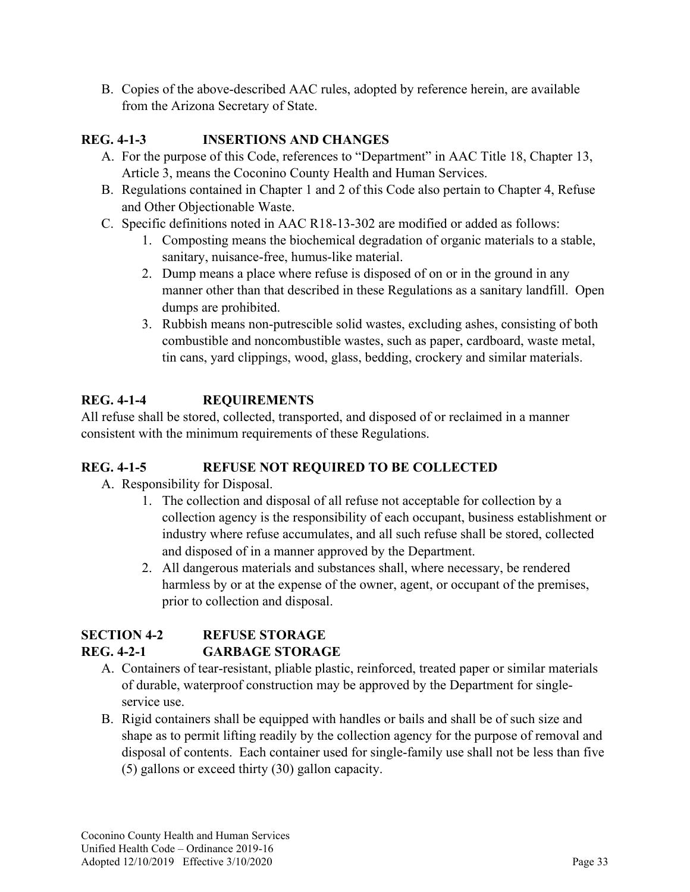B. Copies of the above-described AAC rules, adopted by reference herein, are available from the Arizona Secretary of State.

### REG. 4-1-3 INSERTIONS AND CHANGES

A. For the purpose of this Code, references to "Department" in AAC Title 18, Chapter 13, Article 3, means the Coconino County Health and Human Services.

B. Regulations contained in Chapter 1 and 2 of this Code also pertain to Chapter 4, Refuse and Other Objectionable Waste.

C. Specific definitions noted in AAC R18-13-302 are modified or added as follows:

1. Composting means the biochemical degradation of organic materials to a stable, sanitary, nuisance-free, humus-like material.
2. Dump means a place where refuse is disposed of on or in the ground in any manner other than that described in these Regulations as a sanitary landfill. Open dumps are prohibited.
3. Rubbish means non-putrescible solid wastes, excluding ashes, consisting of both combustible and noncombustible wastes, such as paper, cardboard, waste metal, tin cans, yard clippings, wood, glass, bedding, crockery and similar materials.

### REG. 4-1-4 REQUIREMENTS

All refuse shall be stored, collected, transported, and disposed of or reclaimed in a manner consistent with the minimum requirements of these Regulations.

### REG. 4-1-5 REFUSE NOT REQUIRED TO BE COLLECTED

A. Responsibility for Disposal.

1. The collection and disposal of all refuse not acceptable for collection by a collection agency is the responsibility of each occupant, business establishment or industry where refuse accumulates, and all such refuse shall be stored, collected and disposed of in a manner approved by the Department.
2. All dangerous materials and substances shall, where necessary, be rendered harmless by or at the expense of the owner, agent, or occupant of the premises, prior to collection and disposal.

## SECTION 4-2 REFUSE STORAGE

### REG. 4-2-1 GARBAGE STORAGE

A. Containers of tear-resistant, pliable plastic, reinforced, treated paper or similar materials of durable, waterproof construction may be approved by the Department for single-service use.

B. Rigid containers shall be equipped with handles or bails and shall be of such size and shape as to permit lifting readily by the collection agency for the purpose of removal and disposal of contents. Each container used for single-family use shall not be less than five (5) gallons or exceed thirty (30) gallon capacity.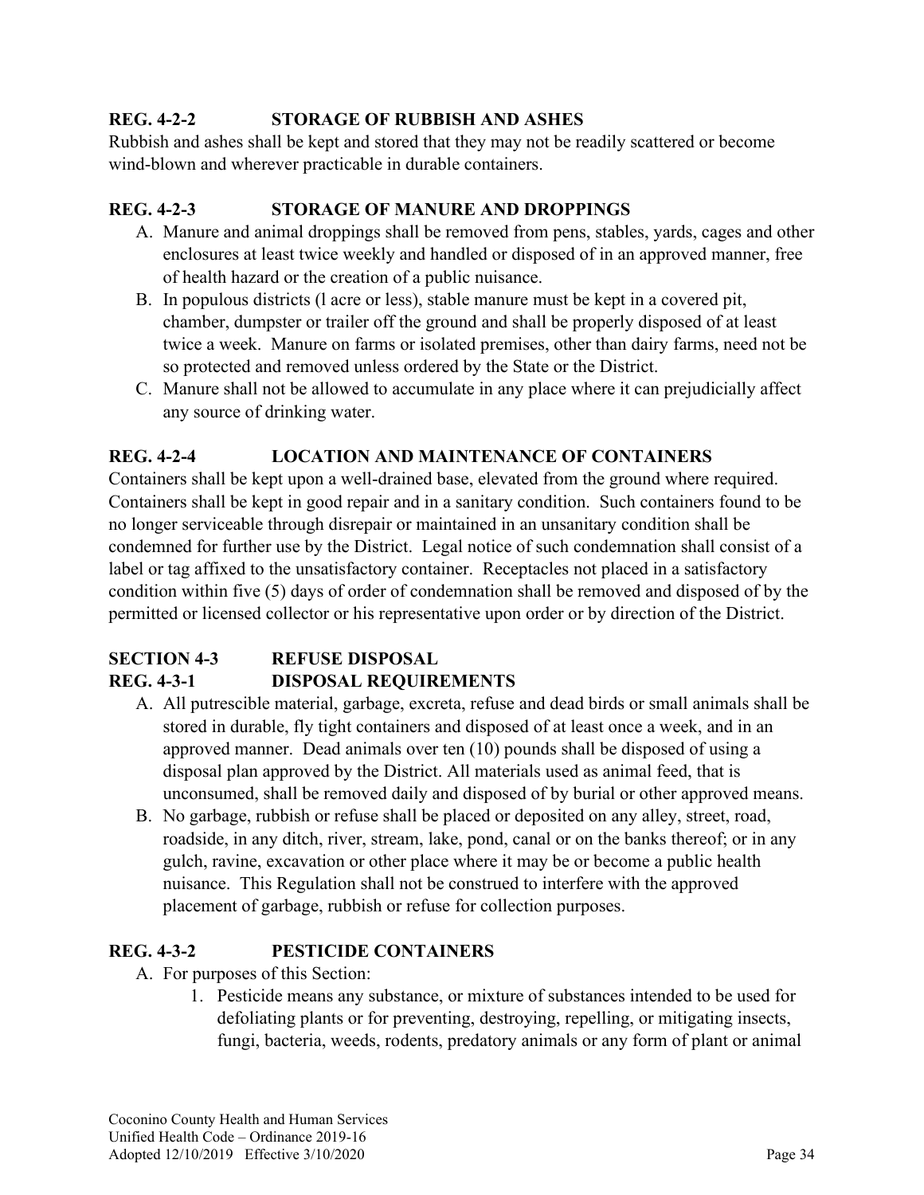### REG. 4-2-2 STORAGE OF RUBBISH AND ASHES

Rubbish and ashes shall be kept and stored that they may not be readily scattered or become wind-blown and wherever practicable in durable containers.

### REG. 4-2-3 STORAGE OF MANURE AND DROPPINGS

A. Manure and animal droppings shall be removed from pens, stables, yards, cages and other enclosures at least twice weekly and handled or disposed of in an approved manner, free of health hazard or the creation of a public nuisance.

B. In populous districts (l acre or less), stable manure must be kept in a covered pit, chamber, dumpster or trailer off the ground and shall be properly disposed of at least twice a week. Manure on farms or isolated premises, other than dairy farms, need not be so protected and removed unless ordered by the State or the District.

C. Manure shall not be allowed to accumulate in any place where it can prejudicially affect any source of drinking water.

### REG. 4-2-4 LOCATION AND MAINTENANCE OF CONTAINERS

Containers shall be kept upon a well-drained base, elevated from the ground where required. Containers shall be kept in good repair and in a sanitary condition. Such containers found to be no longer serviceable through disrepair or maintained in an unsanitary condition shall be condemned for further use by the District. Legal notice of such condemnation shall consist of a label or tag affixed to the unsatisfactory container. Receptacles not placed in a satisfactory condition within five (5) days of order of condemnation shall be removed and disposed of by the permitted or licensed collector or his representative upon order or by direction of the District.

## SECTION 4-3 REFUSE DISPOSAL

### REG. 4-3-1 DISPOSAL REQUIREMENTS

A. All putrescible material, garbage, excreta, refuse and dead birds or small animals shall be stored in durable, fly tight containers and disposed of at least once a week, and in an approved manner. Dead animals over ten (10) pounds shall be disposed of using a disposal plan approved by the District. All materials used as animal feed, that is unconsumed, shall be removed daily and disposed of by burial or other approved means.

B. No garbage, rubbish or refuse shall be placed or deposited on any alley, street, road, roadside, in any ditch, river, stream, lake, pond, canal or on the banks thereof; or in any gulch, ravine, excavation or other place where it may be or become a public health nuisance. This Regulation shall not be construed to interfere with the approved placement of garbage, rubbish or refuse for collection purposes.

### REG. 4-3-2 PESTICIDE CONTAINERS

A. For purposes of this Section:

   1. Pesticide means any substance, or mixture of substances intended to be used for defoliating plants or for preventing, destroying, repelling, or mitigating insects, fungi, bacteria, weeds, rodents, predatory animals or any form of plant or animal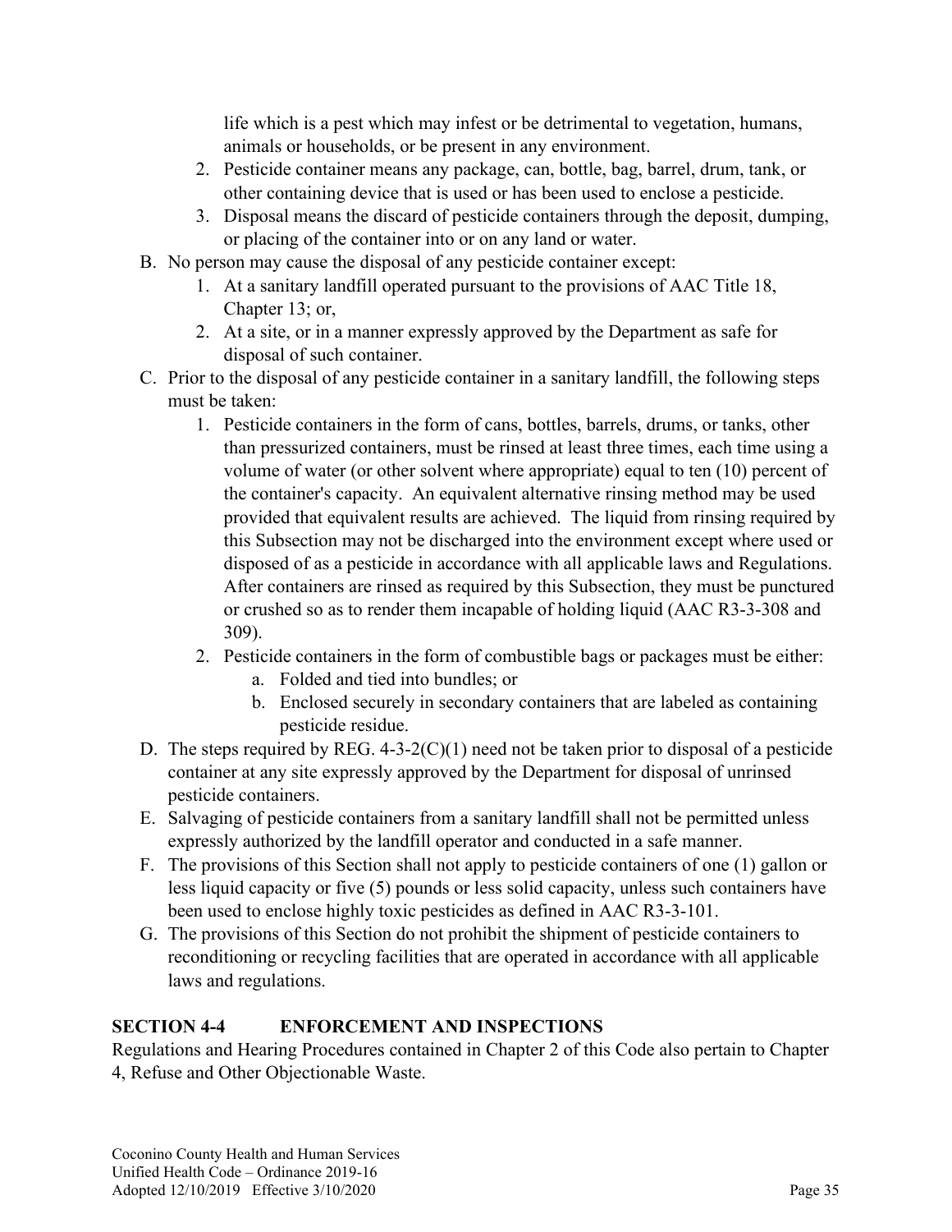life which is a pest which may infest or be detrimental to vegetation, humans, animals or households, or be present in any environment.

2. Pesticide container means any package, can, bottle, bag, barrel, drum, tank, or other containing device that is used or has been used to enclose a pesticide.
3. Disposal means the discard of pesticide containers through the deposit, dumping, or placing of the container into or on any land or water.

B. No person may cause the disposal of any pesticide container except:
   1. At a sanitary landfill operated pursuant to the provisions of AAC Title 18, Chapter 13; or,
   2. At a site, or in a manner expressly approved by the Department as safe for disposal of such container.
C. Prior to the disposal of any pesticide container in a sanitary landfill, the following steps must be taken:
   1. Pesticide containers in the form of cans, bottles, barrels, drums, or tanks, other than pressurized containers, must be rinsed at least three times, each time using a volume of water (or other solvent where appropriate) equal to ten (10) percent of the container's capacity. An equivalent alternative rinsing method may be used provided that equivalent results are achieved. The liquid from rinsing required by this Subsection may not be discharged into the environment except where used or disposed of as a pesticide in accordance with all applicable laws and Regulations. After containers are rinsed as required by this Subsection, they must be punctured or crushed so as to render them incapable of holding liquid (AAC R3-3-308 and 309).
   2. Pesticide containers in the form of combustible bags or packages must be either:
      a. Folded and tied into bundles; or
      b. Enclosed securely in secondary containers that are labeled as containing pesticide residue.
D. The steps required by REG. 4-3-2(C)(1) need not be taken prior to disposal of a pesticide container at any site expressly approved by the Department for disposal of unrinsed pesticide containers.
E. Salvaging of pesticide containers from a sanitary landfill shall not be permitted unless expressly authorized by the landfill operator and conducted in a safe manner.
F. The provisions of this Section shall not apply to pesticide containers of one (1) gallon or less liquid capacity or five (5) pounds or less solid capacity, unless such containers have been used to enclose highly toxic pesticides as defined in AAC R3-3-101.
G. The provisions of this Section do not prohibit the shipment of pesticide containers to reconditioning or recycling facilities that are operated in accordance with all applicable laws and regulations.

## SECTION 4-4 ENFORCEMENT AND INSPECTIONS

Regulations and Hearing Procedures contained in Chapter 2 of this Code also pertain to Chapter 4, Refuse and Other Objectionable Waste.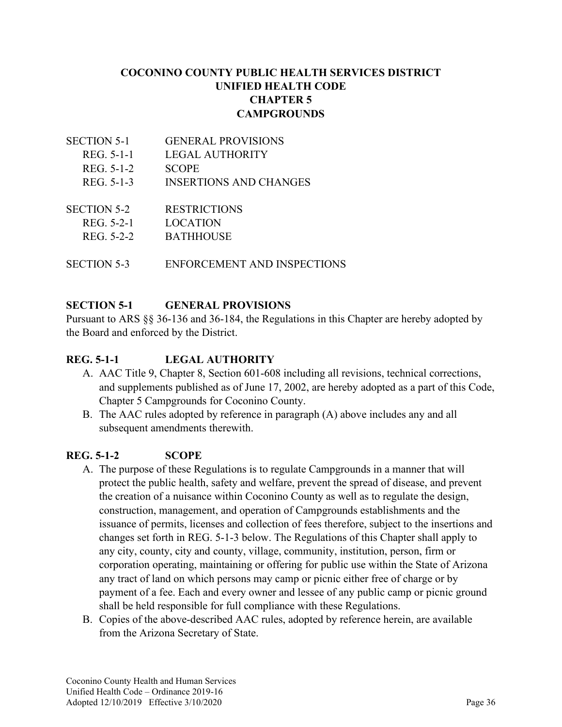# COCONINO COUNTY PUBLIC HEALTH SERVICES DISTRICT
# UNIFIED HEALTH CODE
# CHAPTER 5
# CAMPGROUNDS

| | |
|---|---|
| SECTION 5-1 | GENERAL PROVISIONS |
| REG. 5-1-1 | LEGAL AUTHORITY |
| REG. 5-1-2 | SCOPE |
| REG. 5-1-3 | INSERTIONS AND CHANGES |
| SECTION 5-2 | RESTRICTIONS |
| REG. 5-2-1 | LOCATION |
| REG. 5-2-2 | BATHHOUSE |
| SECTION 5-3 | ENFORCEMENT AND INSPECTIONS |

## SECTION 5-1 GENERAL PROVISIONS

Pursuant to ARS §§ 36-136 and 36-184, the Regulations in this Chapter are hereby adopted by the Board and enforced by the District.

### REG. 5-1-1 LEGAL AUTHORITY

A. AAC Title 9, Chapter 8, Section 601-608 including all revisions, technical corrections, and supplements published as of June 17, 2002, are hereby adopted as a part of this Code, Chapter 5 Campgrounds for Coconino County.

B. The AAC rules adopted by reference in paragraph (A) above includes any and all subsequent amendments therewith.

### REG. 5-1-2 SCOPE

A. The purpose of these Regulations is to regulate Campgrounds in a manner that will protect the public health, safety and welfare, prevent the spread of disease, and prevent the creation of a nuisance within Coconino County as well as to regulate the design, construction, management, and operation of Campgrounds establishments and the issuance of permits, licenses and collection of fees therefore, subject to the insertions and changes set forth in REG. 5-1-3 below. The Regulations of this Chapter shall apply to any city, county, city and county, village, community, institution, person, firm or corporation operating, maintaining or offering for public use within the State of Arizona any tract of land on which persons may camp or picnic either free of charge or by payment of a fee. Each and every owner and lessee of any public camp or picnic ground shall be held responsible for full compliance with these Regulations.

B. Copies of the above-described AAC rules, adopted by reference herein, are available from the Arizona Secretary of State.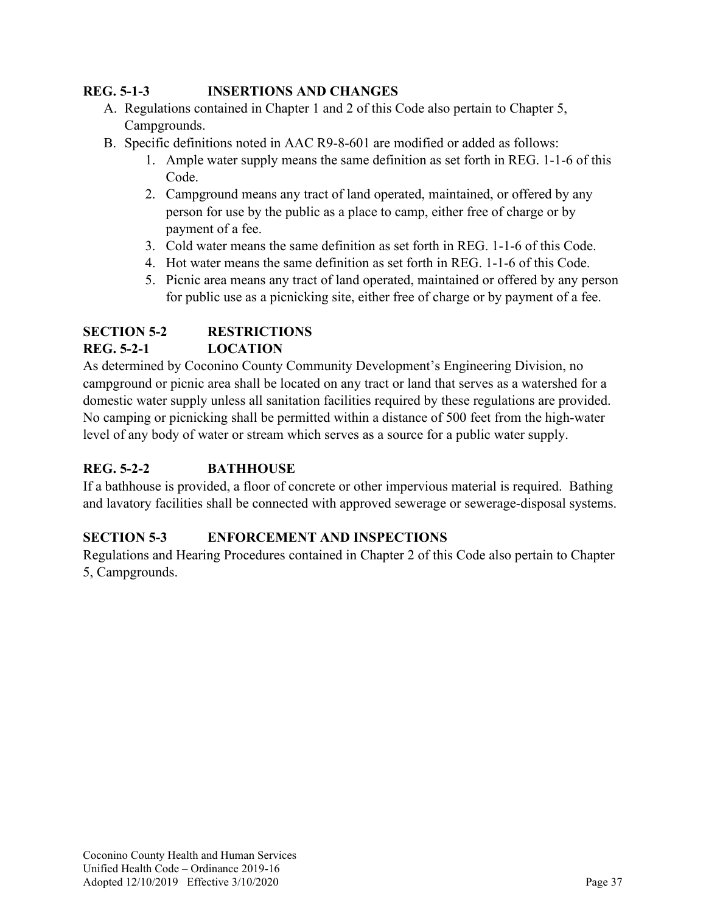### REG. 5-1-3 INSERTIONS AND CHANGES

A. Regulations contained in Chapter 1 and 2 of this Code also pertain to Chapter 5, Campgrounds.

B. Specific definitions noted in AAC R9-8-601 are modified or added as follows:

1. Ample water supply means the same definition as set forth in REG. 1-1-6 of this Code.
2. Campground means any tract of land operated, maintained, or offered by any person for use by the public as a place to camp, either free of charge or by payment of a fee.
3. Cold water means the same definition as set forth in REG. 1-1-6 of this Code.
4. Hot water means the same definition as set forth in REG. 1-1-6 of this Code.
5. Picnic area means any tract of land operated, maintained or offered by any person for public use as a picnicking site, either free of charge or by payment of a fee.

## SECTION 5-2 RESTRICTIONS

### REG. 5-2-1 LOCATION

As determined by Coconino County Community Development's Engineering Division, no campground or picnic area shall be located on any tract or land that serves as a watershed for a domestic water supply unless all sanitation facilities required by these regulations are provided. No camping or picnicking shall be permitted within a distance of 500 feet from the high-water level of any body of water or stream which serves as a source for a public water supply.

### REG. 5-2-2 BATHHOUSE

If a bathhouse is provided, a floor of concrete or other impervious material is required. Bathing and lavatory facilities shall be connected with approved sewerage or sewerage-disposal systems.

## SECTION 5-3 ENFORCEMENT AND INSPECTIONS

Regulations and Hearing Procedures contained in Chapter 2 of this Code also pertain to Chapter 5, Campgrounds.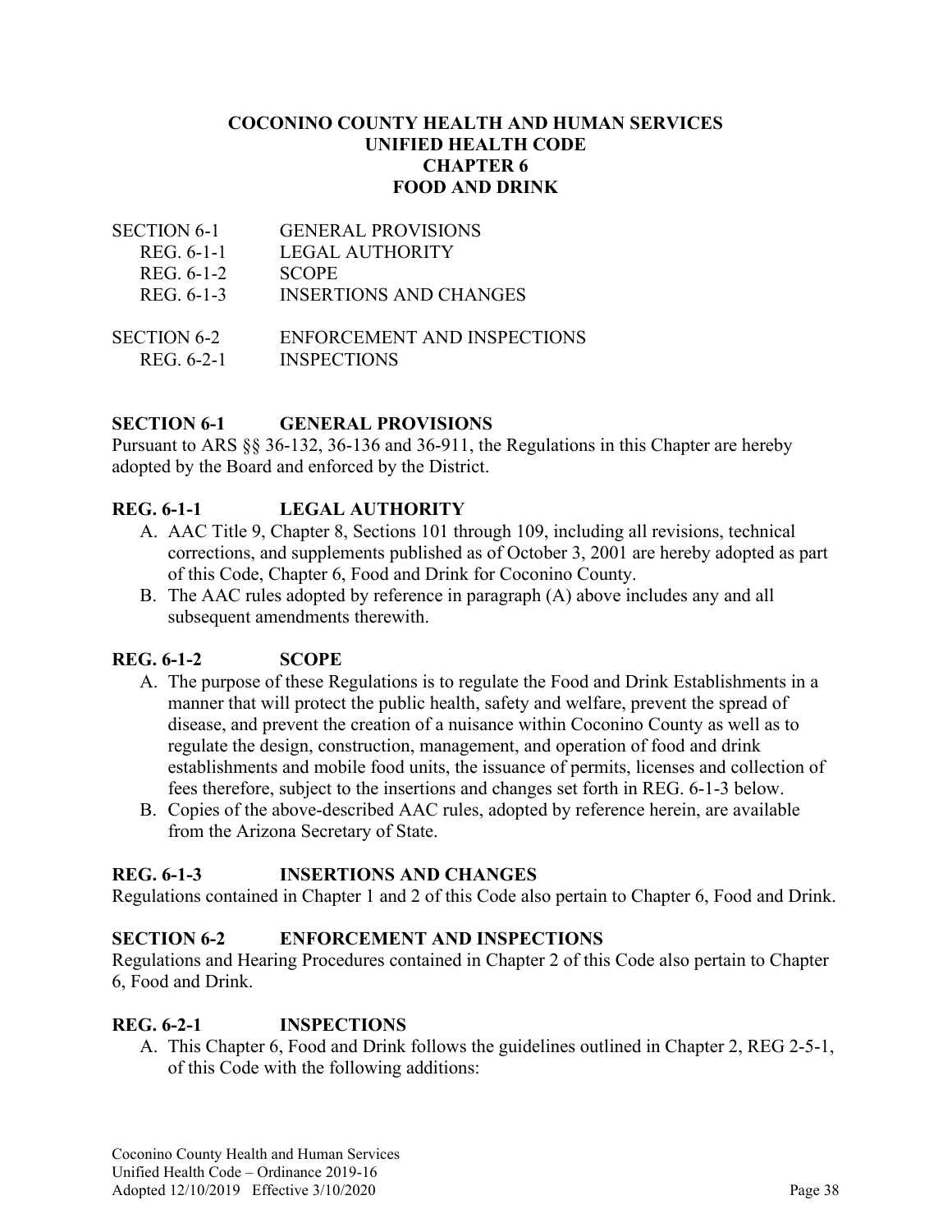# COCONINO COUNTY HEALTH AND HUMAN SERVICES
# UNIFIED HEALTH CODE
# CHAPTER 6
# FOOD AND DRINK

| | |
|---|---|
| SECTION 6-1 | GENERAL PROVISIONS |
| REG. 6-1-1 | LEGAL AUTHORITY |
| REG. 6-1-2 | SCOPE |
| REG. 6-1-3 | INSERTIONS AND CHANGES |
| SECTION 6-2 | ENFORCEMENT AND INSPECTIONS |
| REG. 6-2-1 | INSPECTIONS |

## SECTION 6-1 GENERAL PROVISIONS

Pursuant to ARS §§ 36-132, 36-136 and 36-911, the Regulations in this Chapter are hereby adopted by the Board and enforced by the District.

### REG. 6-1-1 LEGAL AUTHORITY

A. AAC Title 9, Chapter 8, Sections 101 through 109, including all revisions, technical corrections, and supplements published as of October 3, 2001 are hereby adopted as part of this Code, Chapter 6, Food and Drink for Coconino County.

B. The AAC rules adopted by reference in paragraph (A) above includes any and all subsequent amendments therewith.

### REG. 6-1-2 SCOPE

A. The purpose of these Regulations is to regulate the Food and Drink Establishments in a manner that will protect the public health, safety and welfare, prevent the spread of disease, and prevent the creation of a nuisance within Coconino County as well as to regulate the design, construction, management, and operation of food and drink establishments and mobile food units, the issuance of permits, licenses and collection of fees therefore, subject to the insertions and changes set forth in REG. 6-1-3 below.

B. Copies of the above-described AAC rules, adopted by reference herein, are available from the Arizona Secretary of State.

### REG. 6-1-3 INSERTIONS AND CHANGES

Regulations contained in Chapter 1 and 2 of this Code also pertain to Chapter 6, Food and Drink.

## SECTION 6-2 ENFORCEMENT AND INSPECTIONS

Regulations and Hearing Procedures contained in Chapter 2 of this Code also pertain to Chapter 6, Food and Drink.

### REG. 6-2-1 INSPECTIONS

A. This Chapter 6, Food and Drink follows the guidelines outlined in Chapter 2, REG 2-5-1, of this Code with the following additions: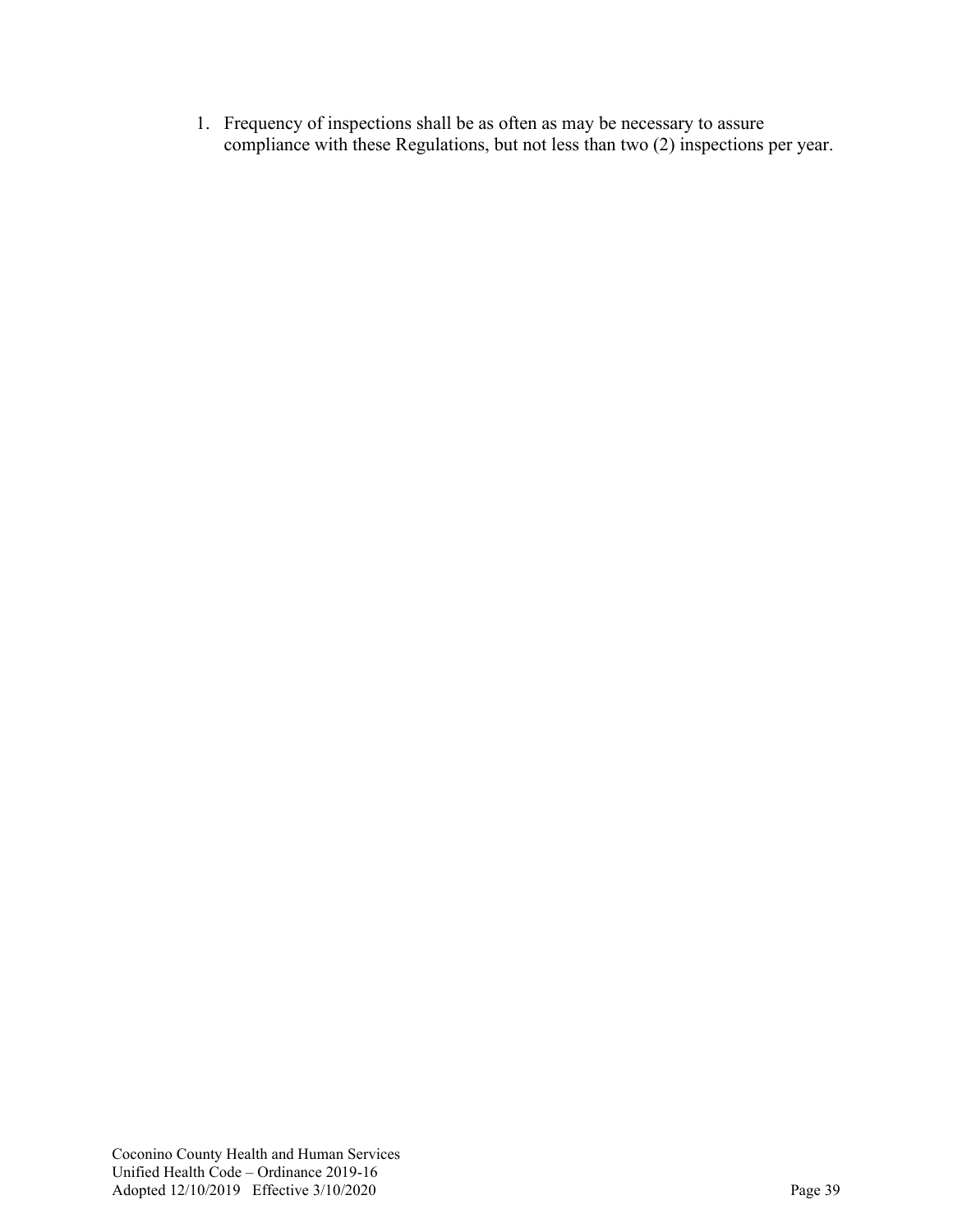1. Frequency of inspections shall be as often as may be necessary to assure compliance with these Regulations, but not less than two (2) inspections per year.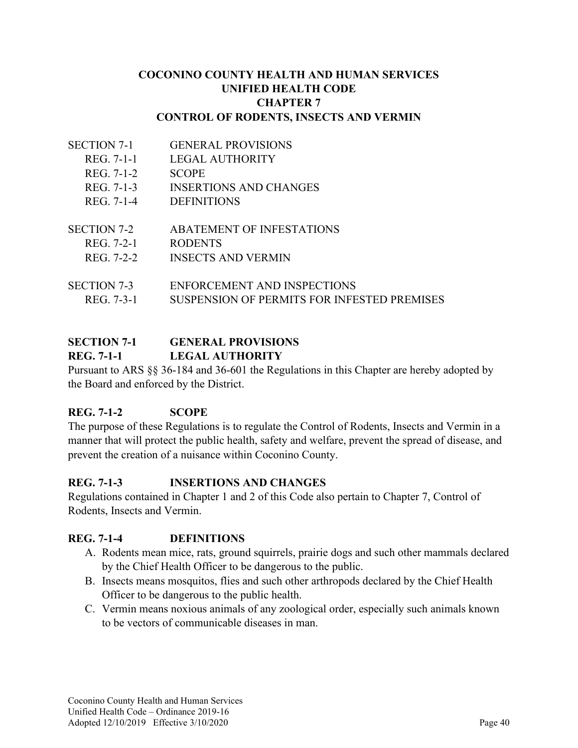# COCONINO COUNTY HEALTH AND HUMAN SERVICES
# UNIFIED HEALTH CODE
# CHAPTER 7
# CONTROL OF RODENTS, INSECTS AND VERMIN

| | |
|---|---|
| SECTION 7-1 | GENERAL PROVISIONS |
| REG. 7-1-1 | LEGAL AUTHORITY |
| REG. 7-1-2 | SCOPE |
| REG. 7-1-3 | INSERTIONS AND CHANGES |
| REG. 7-1-4 | DEFINITIONS |
| SECTION 7-2 | ABATEMENT OF INFESTATIONS |
| REG. 7-2-1 | RODENTS |
| REG. 7-2-2 | INSECTS AND VERMIN |
| SECTION 7-3 | ENFORCEMENT AND INSPECTIONS |
| REG. 7-3-1 | SUSPENSION OF PERMITS FOR INFESTED PREMISES |

## SECTION 7-1 GENERAL PROVISIONS

### REG. 7-1-1 LEGAL AUTHORITY

Pursuant to ARS §§ 36-184 and 36-601 the Regulations in this Chapter are hereby adopted by the Board and enforced by the District.

### REG. 7-1-2 SCOPE

The purpose of these Regulations is to regulate the Control of Rodents, Insects and Vermin in a manner that will protect the public health, safety and welfare, prevent the spread of disease, and prevent the creation of a nuisance within Coconino County.

### REG. 7-1-3 INSERTIONS AND CHANGES

Regulations contained in Chapter 1 and 2 of this Code also pertain to Chapter 7, Control of Rodents, Insects and Vermin.

### REG. 7-1-4 DEFINITIONS

A. Rodents mean mice, rats, ground squirrels, prairie dogs and such other mammals declared by the Chief Health Officer to be dangerous to the public.

B. Insects means mosquitos, flies and such other arthropods declared by the Chief Health Officer to be dangerous to the public health.

C. Vermin means noxious animals of any zoological order, especially such animals known to be vectors of communicable diseases in man.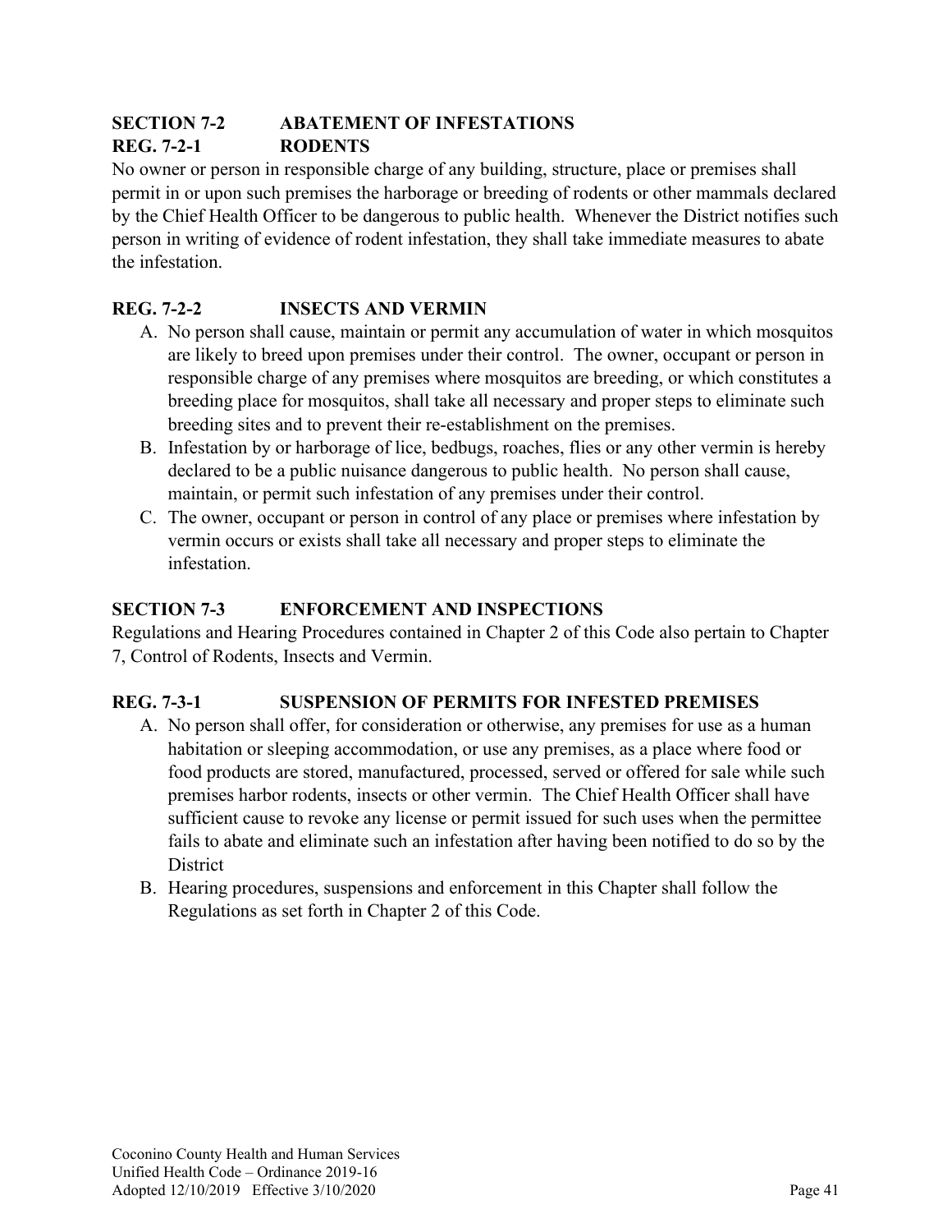## SECTION 7-2 ABATEMENT OF INFESTATIONS

### REG. 7-2-1 RODENTS

No owner or person in responsible charge of any building, structure, place or premises shall permit in or upon such premises the harborage or breeding of rodents or other mammals declared by the Chief Health Officer to be dangerous to public health. Whenever the District notifies such person in writing of evidence of rodent infestation, they shall take immediate measures to abate the infestation.

### REG. 7-2-2 INSECTS AND VERMIN

A. No person shall cause, maintain or permit any accumulation of water in which mosquitos are likely to breed upon premises under their control. The owner, occupant or person in responsible charge of any premises where mosquitos are breeding, or which constitutes a breeding place for mosquitos, shall take all necessary and proper steps to eliminate such breeding sites and to prevent their re-establishment on the premises.

B. Infestation by or harborage of lice, bedbugs, roaches, flies or any other vermin is hereby declared to be a public nuisance dangerous to public health. No person shall cause, maintain, or permit such infestation of any premises under their control.

C. The owner, occupant or person in control of any place or premises where infestation by vermin occurs or exists shall take all necessary and proper steps to eliminate the infestation.

## SECTION 7-3 ENFORCEMENT AND INSPECTIONS

Regulations and Hearing Procedures contained in Chapter 2 of this Code also pertain to Chapter 7, Control of Rodents, Insects and Vermin.

### REG. 7-3-1 SUSPENSION OF PERMITS FOR INFESTED PREMISES

A. No person shall offer, for consideration or otherwise, any premises for use as a human habitation or sleeping accommodation, or use any premises, as a place where food or food products are stored, manufactured, processed, served or offered for sale while such premises harbor rodents, insects or other vermin. The Chief Health Officer shall have sufficient cause to revoke any license or permit issued for such uses when the permittee fails to abate and eliminate such an infestation after having been notified to do so by the District

B. Hearing procedures, suspensions and enforcement in this Chapter shall follow the Regulations as set forth in Chapter 2 of this Code.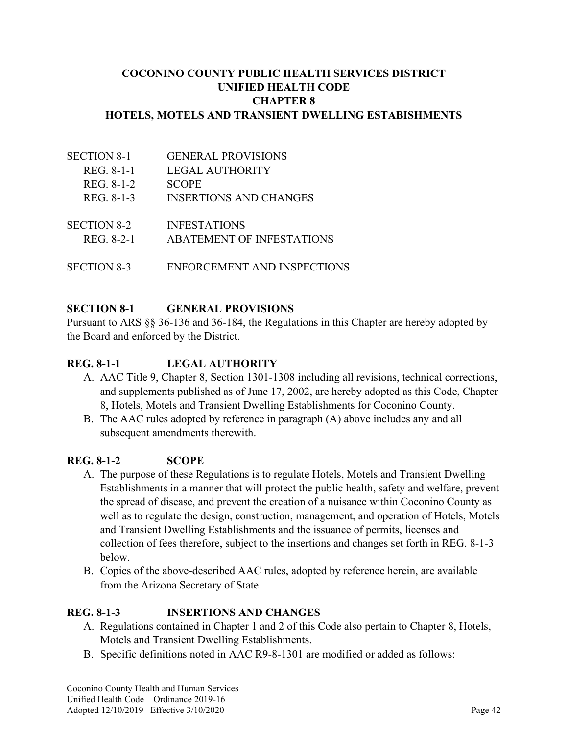# COCONINO COUNTY PUBLIC HEALTH SERVICES DISTRICT
# UNIFIED HEALTH CODE
# CHAPTER 8
# HOTELS, MOTELS AND TRANSIENT DWELLING ESTABISHMENTS

| | |
|---|---|
| SECTION 8-1 | GENERAL PROVISIONS |
| REG. 8-1-1 | LEGAL AUTHORITY |
| REG. 8-1-2 | SCOPE |
| REG. 8-1-3 | INSERTIONS AND CHANGES |
| SECTION 8-2 | INFESTATIONS |
| REG. 8-2-1 | ABATEMENT OF INFESTATIONS |
| SECTION 8-3 | ENFORCEMENT AND INSPECTIONS |

## SECTION 8-1 GENERAL PROVISIONS

Pursuant to ARS §§ 36-136 and 36-184, the Regulations in this Chapter are hereby adopted by the Board and enforced by the District.

### REG. 8-1-1 LEGAL AUTHORITY

A. AAC Title 9, Chapter 8, Section 1301-1308 including all revisions, technical corrections, and supplements published as of June 17, 2002, are hereby adopted as this Code, Chapter 8, Hotels, Motels and Transient Dwelling Establishments for Coconino County.

B. The AAC rules adopted by reference in paragraph (A) above includes any and all subsequent amendments therewith.

### REG. 8-1-2 SCOPE

A. The purpose of these Regulations is to regulate Hotels, Motels and Transient Dwelling Establishments in a manner that will protect the public health, safety and welfare, prevent the spread of disease, and prevent the creation of a nuisance within Coconino County as well as to regulate the design, construction, management, and operation of Hotels, Motels and Transient Dwelling Establishments and the issuance of permits, licenses and collection of fees therefore, subject to the insertions and changes set forth in REG. 8-1-3 below.

B. Copies of the above-described AAC rules, adopted by reference herein, are available from the Arizona Secretary of State.

### REG. 8-1-3 INSERTIONS AND CHANGES

A. Regulations contained in Chapter 1 and 2 of this Code also pertain to Chapter 8, Hotels, Motels and Transient Dwelling Establishments.

B. Specific definitions noted in AAC R9-8-1301 are modified or added as follows: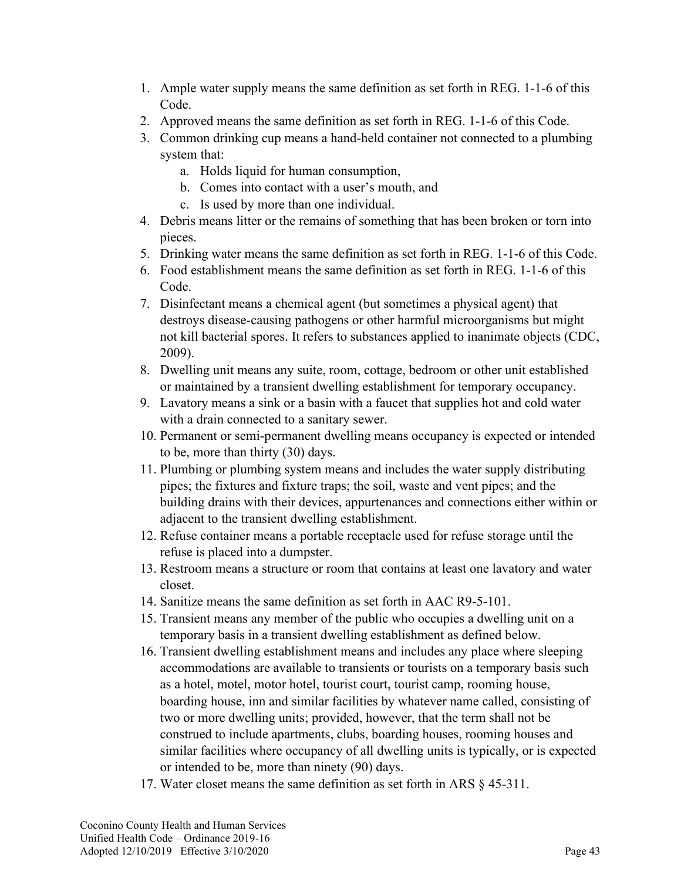1. Ample water supply means the same definition as set forth in REG. 1-1-6 of this Code.
2. Approved means the same definition as set forth in REG. 1-1-6 of this Code.
3. Common drinking cup means a hand-held container not connected to a plumbing system that:
    a. Holds liquid for human consumption,
    b. Comes into contact with a user's mouth, and
    c. Is used by more than one individual.
4. Debris means litter or the remains of something that has been broken or torn into pieces.
5. Drinking water means the same definition as set forth in REG. 1-1-6 of this Code.
6. Food establishment means the same definition as set forth in REG. 1-1-6 of this Code.
7. Disinfectant means a chemical agent (but sometimes a physical agent) that destroys disease-causing pathogens or other harmful microorganisms but might not kill bacterial spores. It refers to substances applied to inanimate objects (CDC, 2009).
8. Dwelling unit means any suite, room, cottage, bedroom or other unit established or maintained by a transient dwelling establishment for temporary occupancy.
9. Lavatory means a sink or a basin with a faucet that supplies hot and cold water with a drain connected to a sanitary sewer.
10. Permanent or semi-permanent dwelling means occupancy is expected or intended to be, more than thirty (30) days.
11. Plumbing or plumbing system means and includes the water supply distributing pipes; the fixtures and fixture traps; the soil, waste and vent pipes; and the building drains with their devices, appurtenances and connections either within or adjacent to the transient dwelling establishment.
12. Refuse container means a portable receptacle used for refuse storage until the refuse is placed into a dumpster.
13. Restroom means a structure or room that contains at least one lavatory and water closet.
14. Sanitize means the same definition as set forth in AAC R9-5-101.
15. Transient means any member of the public who occupies a dwelling unit on a temporary basis in a transient dwelling establishment as defined below.
16. Transient dwelling establishment means and includes any place where sleeping accommodations are available to transients or tourists on a temporary basis such as a hotel, motel, motor hotel, tourist court, tourist camp, rooming house, boarding house, inn and similar facilities by whatever name called, consisting of two or more dwelling units; provided, however, that the term shall not be construed to include apartments, clubs, boarding houses, rooming houses and similar facilities where occupancy of all dwelling units is typically, or is expected or intended to be, more than ninety (90) days.
17. Water closet means the same definition as set forth in ARS § 45-311.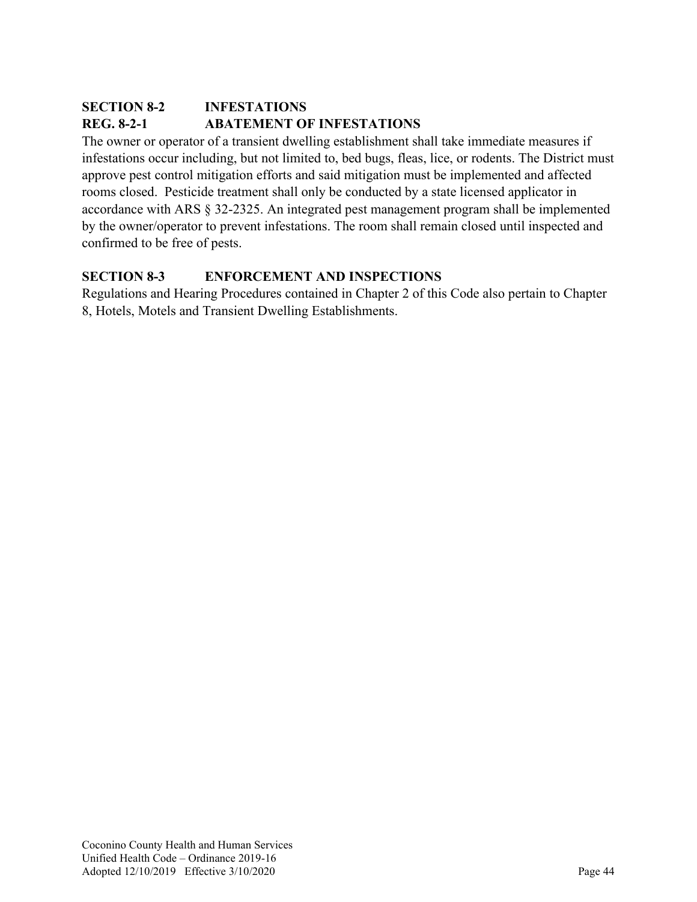## SECTION 8-2 INFESTATIONS

### REG. 8-2-1 ABATEMENT OF INFESTATIONS

The owner or operator of a transient dwelling establishment shall take immediate measures if infestations occur including, but not limited to, bed bugs, fleas, lice, or rodents. The District must approve pest control mitigation efforts and said mitigation must be implemented and affected rooms closed. Pesticide treatment shall only be conducted by a state licensed applicator in accordance with ARS § 32-2325. An integrated pest management program shall be implemented by the owner/operator to prevent infestations. The room shall remain closed until inspected and confirmed to be free of pests.

## SECTION 8-3 ENFORCEMENT AND INSPECTIONS

Regulations and Hearing Procedures contained in Chapter 2 of this Code also pertain to Chapter 8, Hotels, Motels and Transient Dwelling Establishments.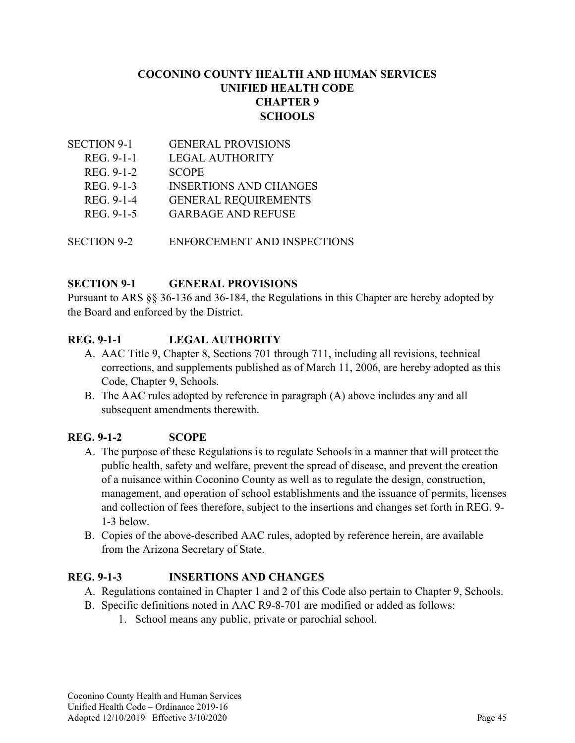# COCONINO COUNTY HEALTH AND HUMAN SERVICES
# UNIFIED HEALTH CODE
# CHAPTER 9
# SCHOOLS

| | |
|---|---|
| SECTION 9-1 | GENERAL PROVISIONS |
| REG. 9-1-1 | LEGAL AUTHORITY |
| REG. 9-1-2 | SCOPE |
| REG. 9-1-3 | INSERTIONS AND CHANGES |
| REG. 9-1-4 | GENERAL REQUIREMENTS |
| REG. 9-1-5 | GARBAGE AND REFUSE |
| SECTION 9-2 | ENFORCEMENT AND INSPECTIONS |

## SECTION 9-1 GENERAL PROVISIONS

Pursuant to ARS §§ 36-136 and 36-184, the Regulations in this Chapter are hereby adopted by the Board and enforced by the District.

### REG. 9-1-1 LEGAL AUTHORITY

A. AAC Title 9, Chapter 8, Sections 701 through 711, including all revisions, technical corrections, and supplements published as of March 11, 2006, are hereby adopted as this Code, Chapter 9, Schools.

B. The AAC rules adopted by reference in paragraph (A) above includes any and all subsequent amendments therewith.

### REG. 9-1-2 SCOPE

A. The purpose of these Regulations is to regulate Schools in a manner that will protect the public health, safety and welfare, prevent the spread of disease, and prevent the creation of a nuisance within Coconino County as well as to regulate the design, construction, management, and operation of school establishments and the issuance of permits, licenses and collection of fees therefore, subject to the insertions and changes set forth in REG. 9-1-3 below.

B. Copies of the above-described AAC rules, adopted by reference herein, are available from the Arizona Secretary of State.

### REG. 9-1-3 INSERTIONS AND CHANGES

A. Regulations contained in Chapter 1 and 2 of this Code also pertain to Chapter 9, Schools.

B. Specific definitions noted in AAC R9-8-701 are modified or added as follows:
   1. School means any public, private or parochial school.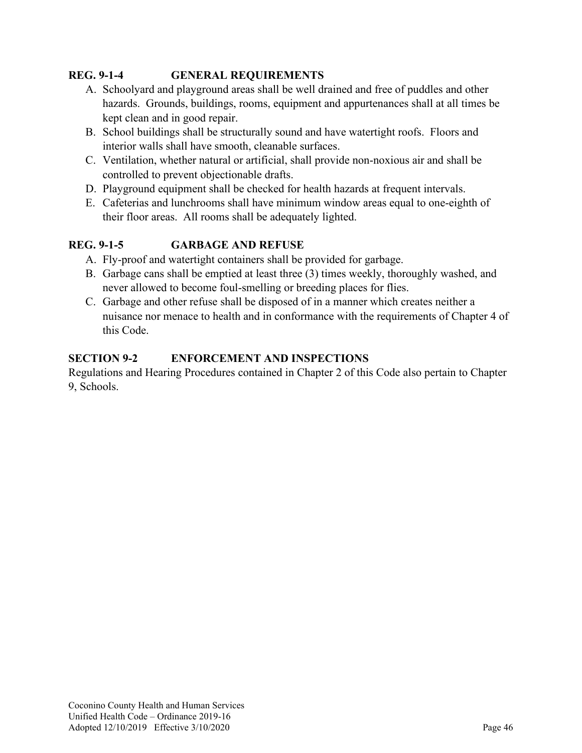### REG. 9-1-4 GENERAL REQUIREMENTS

A. Schoolyard and playground areas shall be well drained and free of puddles and other hazards. Grounds, buildings, rooms, equipment and appurtenances shall at all times be kept clean and in good repair.
B. School buildings shall be structurally sound and have watertight roofs. Floors and interior walls shall have smooth, cleanable surfaces.
C. Ventilation, whether natural or artificial, shall provide non-noxious air and shall be controlled to prevent objectionable drafts.
D. Playground equipment shall be checked for health hazards at frequent intervals.
E. Cafeterias and lunchrooms shall have minimum window areas equal to one-eighth of their floor areas. All rooms shall be adequately lighted.

### REG. 9-1-5 GARBAGE AND REFUSE

A. Fly-proof and watertight containers shall be provided for garbage.
B. Garbage cans shall be emptied at least three (3) times weekly, thoroughly washed, and never allowed to become foul-smelling or breeding places for flies.
C. Garbage and other refuse shall be disposed of in a manner which creates neither a nuisance nor menace to health and in conformance with the requirements of Chapter 4 of this Code.

## SECTION 9-2 ENFORCEMENT AND INSPECTIONS

Regulations and Hearing Procedures contained in Chapter 2 of this Code also pertain to Chapter 9, Schools.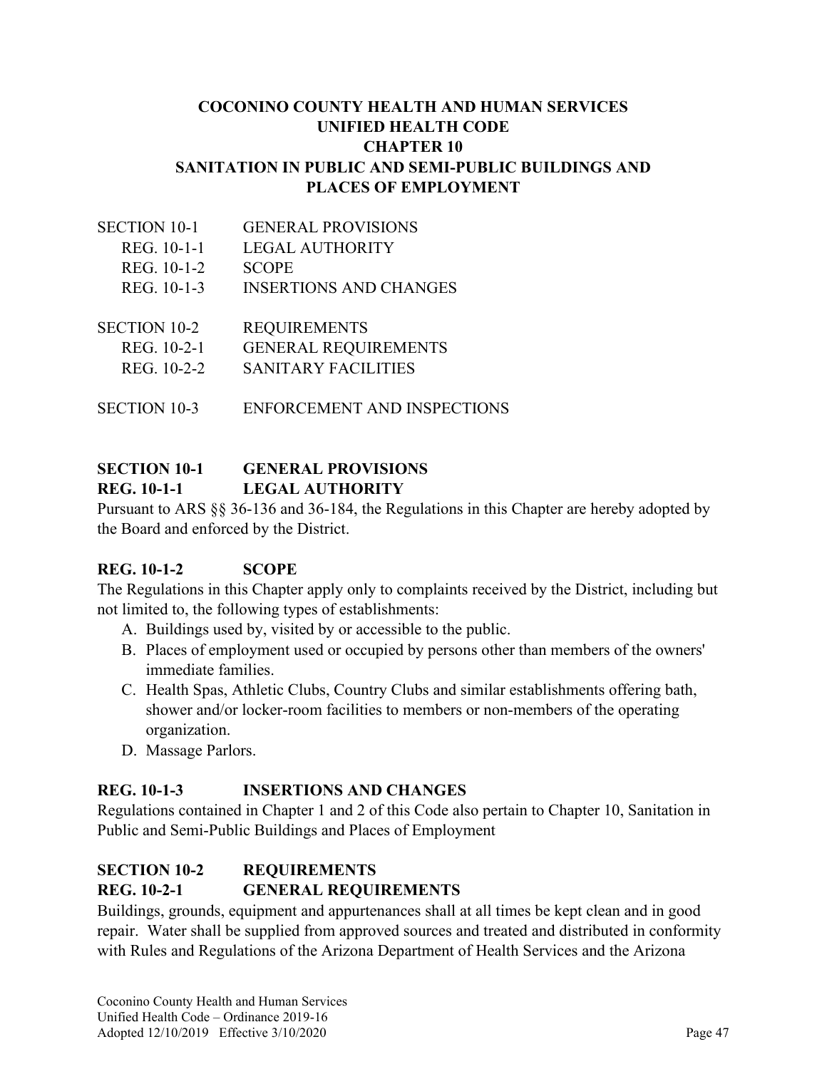# COCONINO COUNTY HEALTH AND HUMAN SERVICES
# UNIFIED HEALTH CODE
# CHAPTER 10
# SANITATION IN PUBLIC AND SEMI-PUBLIC BUILDINGS AND PLACES OF EMPLOYMENT

| | |
|---|---|
| SECTION 10-1 | GENERAL PROVISIONS |
| REG. 10-1-1 | LEGAL AUTHORITY |
| REG. 10-1-2 | SCOPE |
| REG. 10-1-3 | INSERTIONS AND CHANGES |
| SECTION 10-2 | REQUIREMENTS |
| REG. 10-2-1 | GENERAL REQUIREMENTS |
| REG. 10-2-2 | SANITARY FACILITIES |
| SECTION 10-3 | ENFORCEMENT AND INSPECTIONS |

## SECTION 10-1 GENERAL PROVISIONS

### REG. 10-1-1 LEGAL AUTHORITY

Pursuant to ARS §§ 36-136 and 36-184, the Regulations in this Chapter are hereby adopted by the Board and enforced by the District.

### REG. 10-1-2 SCOPE

The Regulations in this Chapter apply only to complaints received by the District, including but not limited to, the following types of establishments:

A. Buildings used by, visited by or accessible to the public.
B. Places of employment used or occupied by persons other than members of the owners' immediate families.
C. Health Spas, Athletic Clubs, Country Clubs and similar establishments offering bath, shower and/or locker-room facilities to members or non-members of the operating organization.
D. Massage Parlors.

### REG. 10-1-3 INSERTIONS AND CHANGES

Regulations contained in Chapter 1 and 2 of this Code also pertain to Chapter 10, Sanitation in Public and Semi-Public Buildings and Places of Employment

## SECTION 10-2 REQUIREMENTS

### REG. 10-2-1 GENERAL REQUIREMENTS

Buildings, grounds, equipment and appurtenances shall at all times be kept clean and in good repair. Water shall be supplied from approved sources and treated and distributed in conformity with Rules and Regulations of the Arizona Department of Health Services and the Arizona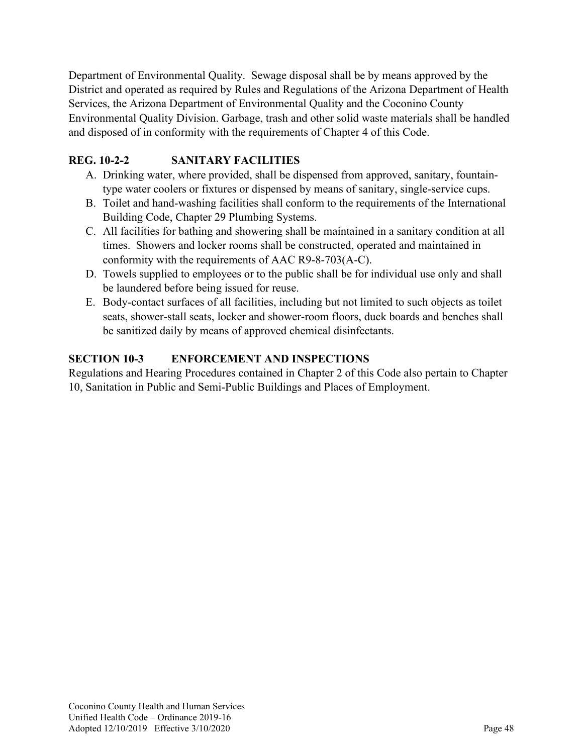Department of Environmental Quality. Sewage disposal shall be by means approved by the District and operated as required by Rules and Regulations of the Arizona Department of Health Services, the Arizona Department of Environmental Quality and the Coconino County Environmental Quality Division. Garbage, trash and other solid waste materials shall be handled and disposed of in conformity with the requirements of Chapter 4 of this Code.

### REG. 10-2-2 SANITARY FACILITIES

A. Drinking water, where provided, shall be dispensed from approved, sanitary, fountain-type water coolers or fixtures or dispensed by means of sanitary, single-service cups.
B. Toilet and hand-washing facilities shall conform to the requirements of the International Building Code, Chapter 29 Plumbing Systems.
C. All facilities for bathing and showering shall be maintained in a sanitary condition at all times. Showers and locker rooms shall be constructed, operated and maintained in conformity with the requirements of AAC R9-8-703(A-C).
D. Towels supplied to employees or to the public shall be for individual use only and shall be laundered before being issued for reuse.
E. Body-contact surfaces of all facilities, including but not limited to such objects as toilet seats, shower-stall seats, locker and shower-room floors, duck boards and benches shall be sanitized daily by means of approved chemical disinfectants.

## SECTION 10-3 ENFORCEMENT AND INSPECTIONS

Regulations and Hearing Procedures contained in Chapter 2 of this Code also pertain to Chapter 10, Sanitation in Public and Semi-Public Buildings and Places of Employment.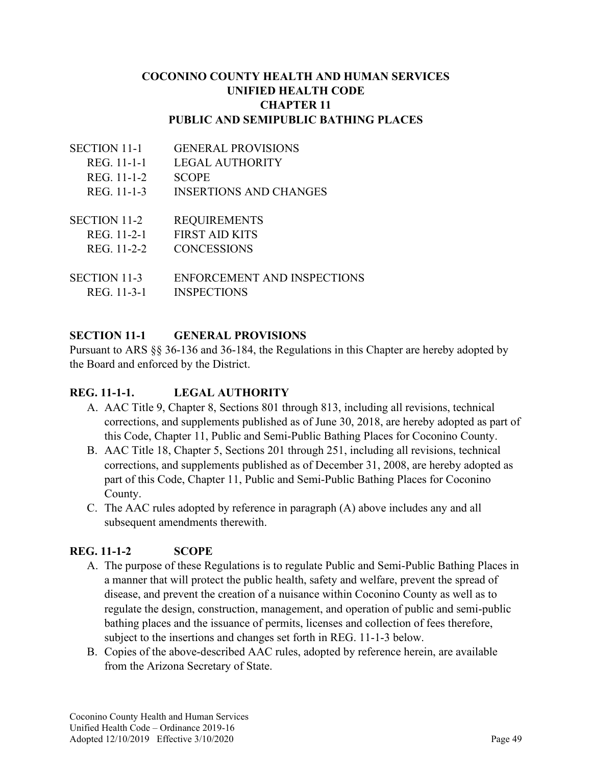# COCONINO COUNTY HEALTH AND HUMAN SERVICES
# UNIFIED HEALTH CODE
# CHAPTER 11
# PUBLIC AND SEMIPUBLIC BATHING PLACES

| | |
|---|---|
| SECTION 11-1 | GENERAL PROVISIONS |
| REG. 11-1-1 | LEGAL AUTHORITY |
| REG. 11-1-2 | SCOPE |
| REG. 11-1-3 | INSERTIONS AND CHANGES |
| SECTION 11-2 | REQUIREMENTS |
| REG. 11-2-1 | FIRST AID KITS |
| REG. 11-2-2 | CONCESSIONS |
| SECTION 11-3 | ENFORCEMENT AND INSPECTIONS |
| REG. 11-3-1 | INSPECTIONS |

## SECTION 11-1 GENERAL PROVISIONS

Pursuant to ARS §§ 36-136 and 36-184, the Regulations in this Chapter are hereby adopted by the Board and enforced by the District.

### REG. 11-1-1. LEGAL AUTHORITY

A. AAC Title 9, Chapter 8, Sections 801 through 813, including all revisions, technical corrections, and supplements published as of June 30, 2018, are hereby adopted as part of this Code, Chapter 11, Public and Semi-Public Bathing Places for Coconino County.

B. AAC Title 18, Chapter 5, Sections 201 through 251, including all revisions, technical corrections, and supplements published as of December 31, 2008, are hereby adopted as part of this Code, Chapter 11, Public and Semi-Public Bathing Places for Coconino County.

C. The AAC rules adopted by reference in paragraph (A) above includes any and all subsequent amendments therewith.

### REG. 11-1-2 SCOPE

A. The purpose of these Regulations is to regulate Public and Semi-Public Bathing Places in a manner that will protect the public health, safety and welfare, prevent the spread of disease, and prevent the creation of a nuisance within Coconino County as well as to regulate the design, construction, management, and operation of public and semi-public bathing places and the issuance of permits, licenses and collection of fees therefore, subject to the insertions and changes set forth in REG. 11-1-3 below.

B. Copies of the above-described AAC rules, adopted by reference herein, are available from the Arizona Secretary of State.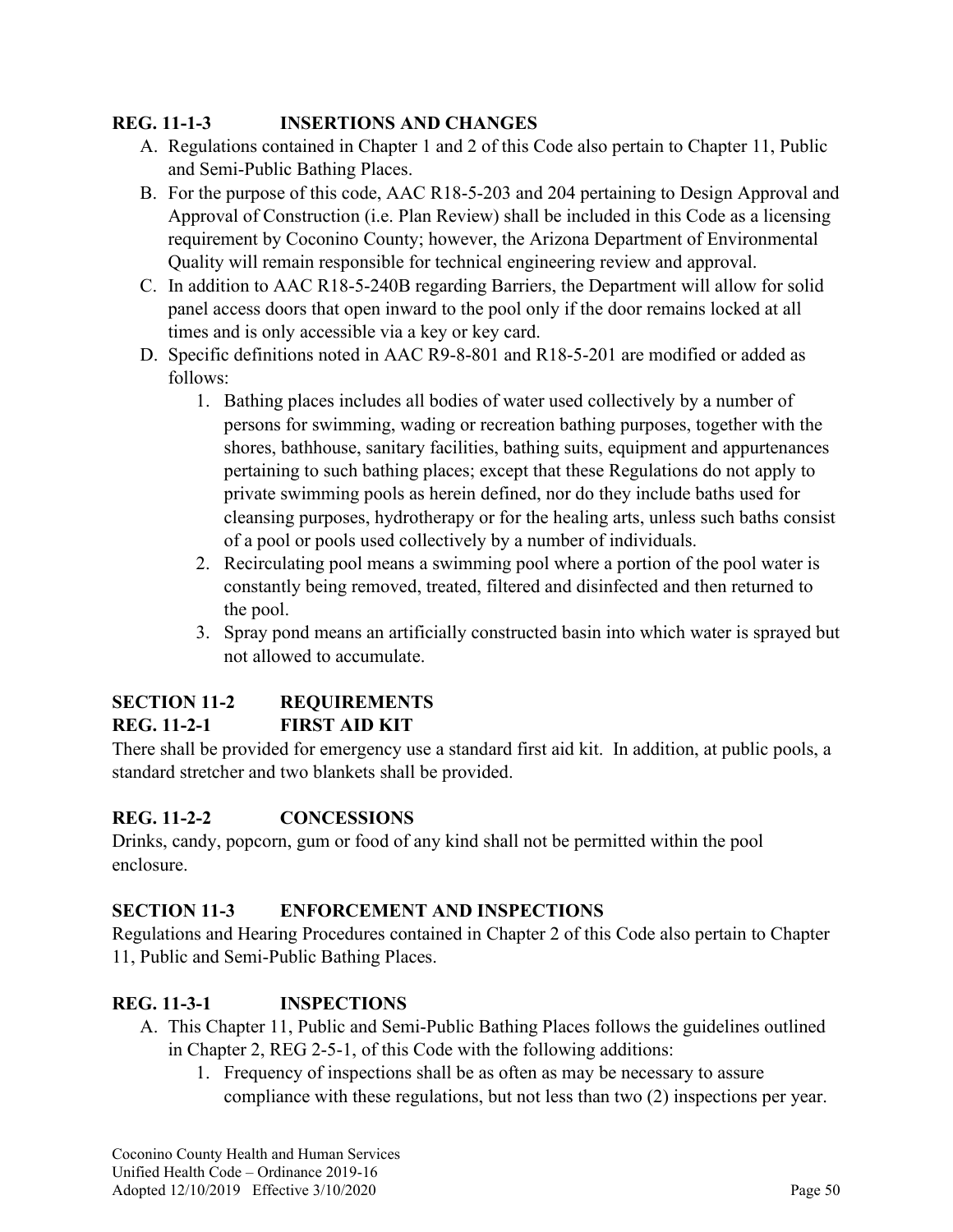### REG. 11-1-3 INSERTIONS AND CHANGES

A. Regulations contained in Chapter 1 and 2 of this Code also pertain to Chapter 11, Public and Semi-Public Bathing Places.
B. For the purpose of this code, AAC R18-5-203 and 204 pertaining to Design Approval and Approval of Construction (i.e. Plan Review) shall be included in this Code as a licensing requirement by Coconino County; however, the Arizona Department of Environmental Quality will remain responsible for technical engineering review and approval.
C. In addition to AAC R18-5-240B regarding Barriers, the Department will allow for solid panel access doors that open inward to the pool only if the door remains locked at all times and is only accessible via a key or key card.
D. Specific definitions noted in AAC R9-8-801 and R18-5-201 are modified or added as follows:
    1. Bathing places includes all bodies of water used collectively by a number of persons for swimming, wading or recreation bathing purposes, together with the shores, bathhouse, sanitary facilities, bathing suits, equipment and appurtenances pertaining to such bathing places; except that these Regulations do not apply to private swimming pools as herein defined, nor do they include baths used for cleansing purposes, hydrotherapy or for the healing arts, unless such baths consist of a pool or pools used collectively by a number of individuals.
    2. Recirculating pool means a swimming pool where a portion of the pool water is constantly being removed, treated, filtered and disinfected and then returned to the pool.
    3. Spray pond means an artificially constructed basin into which water is sprayed but not allowed to accumulate.

## SECTION 11-2 REQUIREMENTS

### REG. 11-2-1 FIRST AID KIT

There shall be provided for emergency use a standard first aid kit. In addition, at public pools, a standard stretcher and two blankets shall be provided.

### REG. 11-2-2 CONCESSIONS

Drinks, candy, popcorn, gum or food of any kind shall not be permitted within the pool enclosure.

## SECTION 11-3 ENFORCEMENT AND INSPECTIONS

Regulations and Hearing Procedures contained in Chapter 2 of this Code also pertain to Chapter 11, Public and Semi-Public Bathing Places.

### REG. 11-3-1 INSPECTIONS

A. This Chapter 11, Public and Semi-Public Bathing Places follows the guidelines outlined in Chapter 2, REG 2-5-1, of this Code with the following additions:
    1. Frequency of inspections shall be as often as may be necessary to assure compliance with these regulations, but not less than two (2) inspections per year.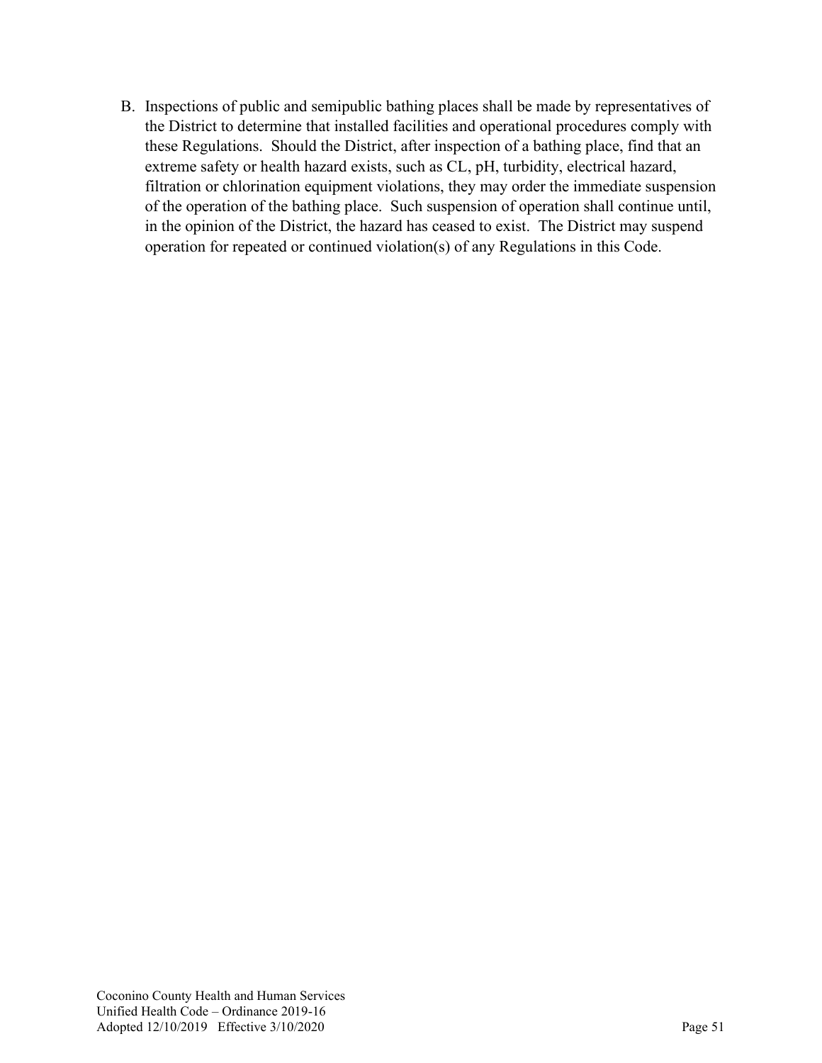B. Inspections of public and semipublic bathing places shall be made by representatives of the District to determine that installed facilities and operational procedures comply with these Regulations. Should the District, after inspection of a bathing place, find that an extreme safety or health hazard exists, such as CL, pH, turbidity, electrical hazard, filtration or chlorination equipment violations, they may order the immediate suspension of the operation of the bathing place. Such suspension of operation shall continue until, in the opinion of the District, the hazard has ceased to exist. The District may suspend operation for repeated or continued violation(s) of any Regulations in this Code.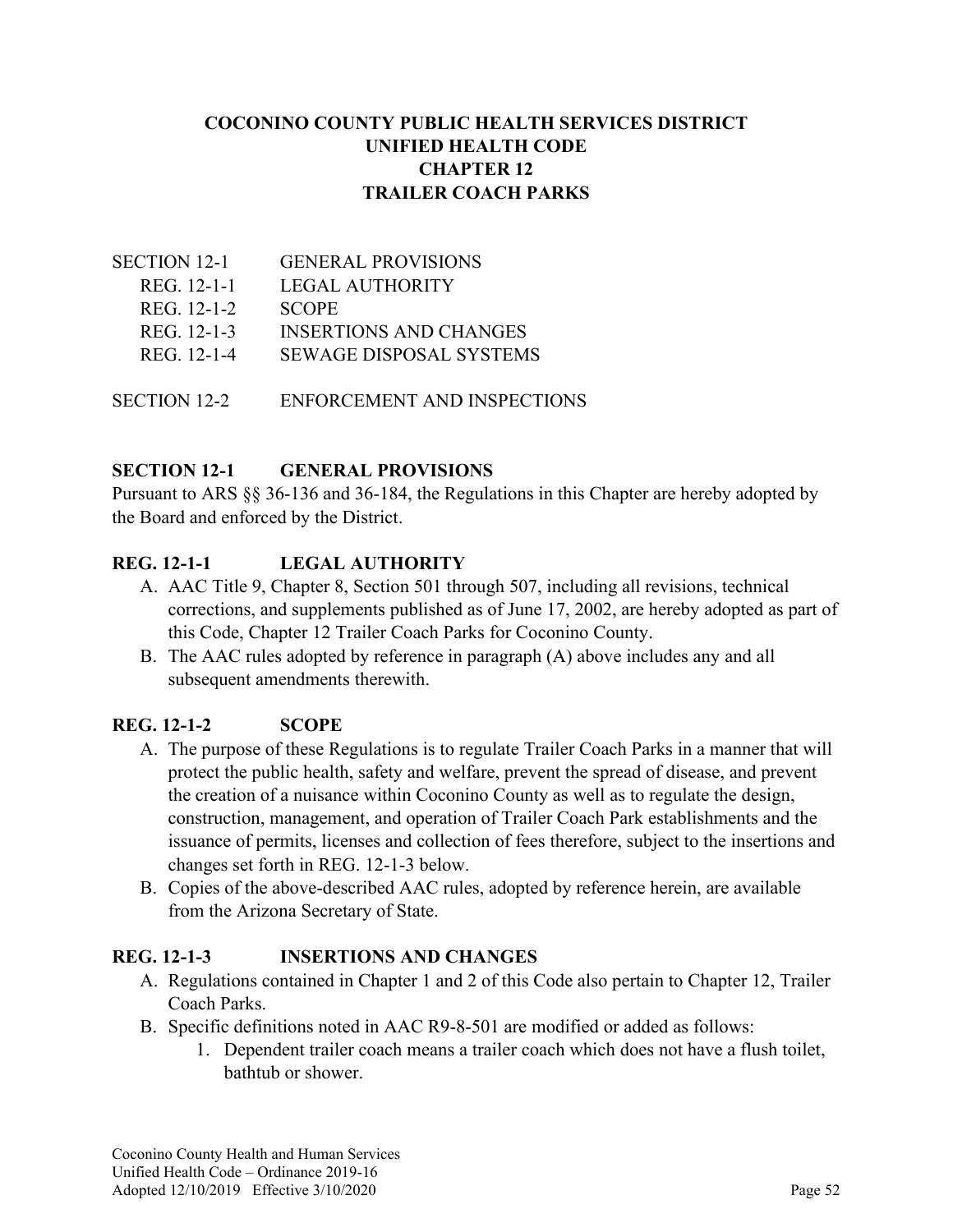# COCONINO COUNTY PUBLIC HEALTH SERVICES DISTRICT
# UNIFIED HEALTH CODE
# CHAPTER 12
# TRAILER COACH PARKS

| | |
|---|---|
| SECTION 12-1 | GENERAL PROVISIONS |
| REG. 12-1-1 | LEGAL AUTHORITY |
| REG. 12-1-2 | SCOPE |
| REG. 12-1-3 | INSERTIONS AND CHANGES |
| REG. 12-1-4 | SEWAGE DISPOSAL SYSTEMS |
| SECTION 12-2 | ENFORCEMENT AND INSPECTIONS |

## SECTION 12-1 GENERAL PROVISIONS

Pursuant to ARS §§ 36-136 and 36-184, the Regulations in this Chapter are hereby adopted by the Board and enforced by the District.

### REG. 12-1-1 LEGAL AUTHORITY

A. AAC Title 9, Chapter 8, Section 501 through 507, including all revisions, technical corrections, and supplements published as of June 17, 2002, are hereby adopted as part of this Code, Chapter 12 Trailer Coach Parks for Coconino County.

B. The AAC rules adopted by reference in paragraph (A) above includes any and all subsequent amendments therewith.

### REG. 12-1-2 SCOPE

A. The purpose of these Regulations is to regulate Trailer Coach Parks in a manner that will protect the public health, safety and welfare, prevent the spread of disease, and prevent the creation of a nuisance within Coconino County as well as to regulate the design, construction, management, and operation of Trailer Coach Park establishments and the issuance of permits, licenses and collection of fees therefore, subject to the insertions and changes set forth in REG. 12-1-3 below.

B. Copies of the above-described AAC rules, adopted by reference herein, are available from the Arizona Secretary of State.

### REG. 12-1-3 INSERTIONS AND CHANGES

A. Regulations contained in Chapter 1 and 2 of this Code also pertain to Chapter 12, Trailer Coach Parks.

B. Specific definitions noted in AAC R9-8-501 are modified or added as follows:

   1. Dependent trailer coach means a trailer coach which does not have a flush toilet, bathtub or shower.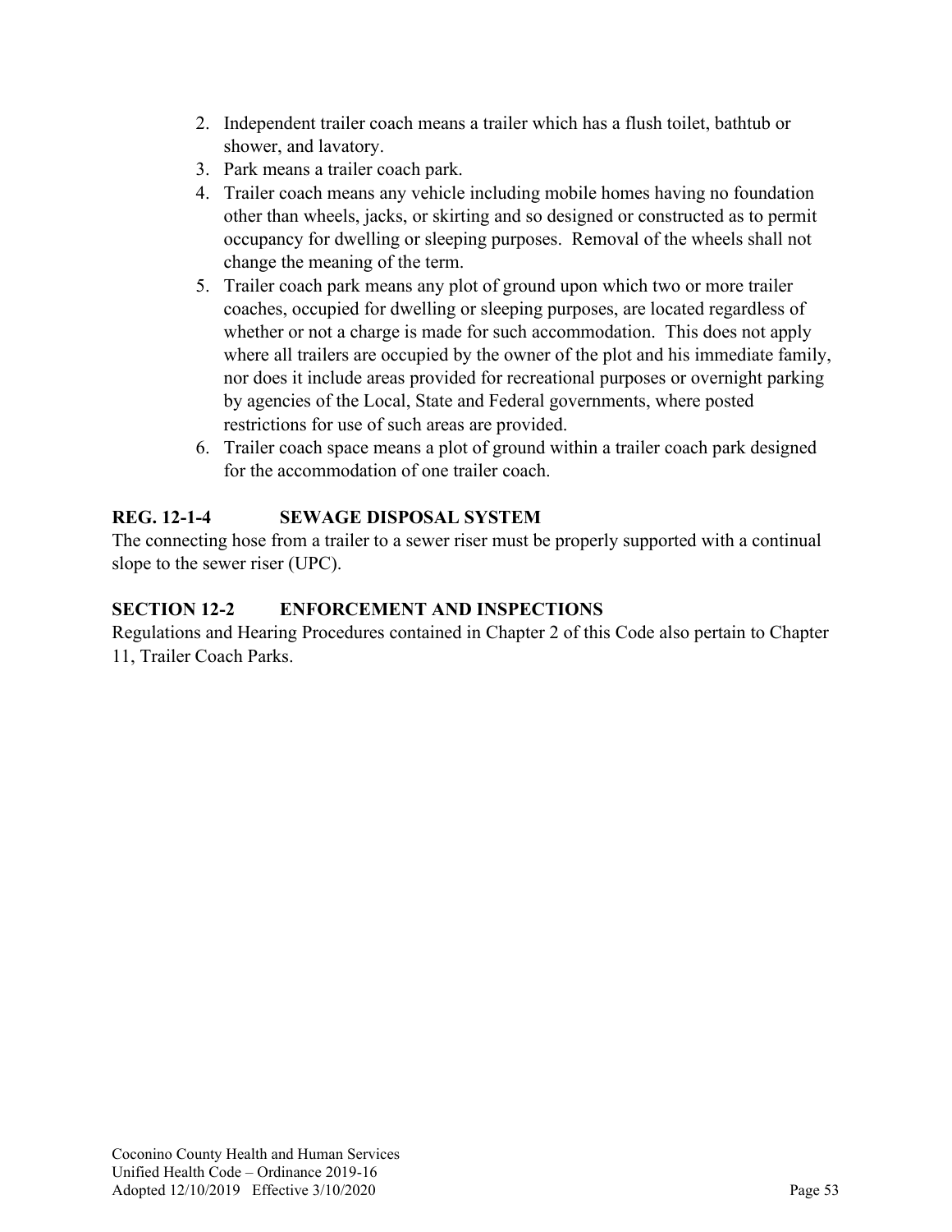2. Independent trailer coach means a trailer which has a flush toilet, bathtub or shower, and lavatory.
3. Park means a trailer coach park.
4. Trailer coach means any vehicle including mobile homes having no foundation other than wheels, jacks, or skirting and so designed or constructed as to permit occupancy for dwelling or sleeping purposes. Removal of the wheels shall not change the meaning of the term.
5. Trailer coach park means any plot of ground upon which two or more trailer coaches, occupied for dwelling or sleeping purposes, are located regardless of whether or not a charge is made for such accommodation. This does not apply where all trailers are occupied by the owner of the plot and his immediate family, nor does it include areas provided for recreational purposes or overnight parking by agencies of the Local, State and Federal governments, where posted restrictions for use of such areas are provided.
6. Trailer coach space means a plot of ground within a trailer coach park designed for the accommodation of one trailer coach.

### REG. 12-1-4 SEWAGE DISPOSAL SYSTEM

The connecting hose from a trailer to a sewer riser must be properly supported with a continual slope to the sewer riser (UPC).

## SECTION 12-2 ENFORCEMENT AND INSPECTIONS

Regulations and Hearing Procedures contained in Chapter 2 of this Code also pertain to Chapter 11, Trailer Coach Parks.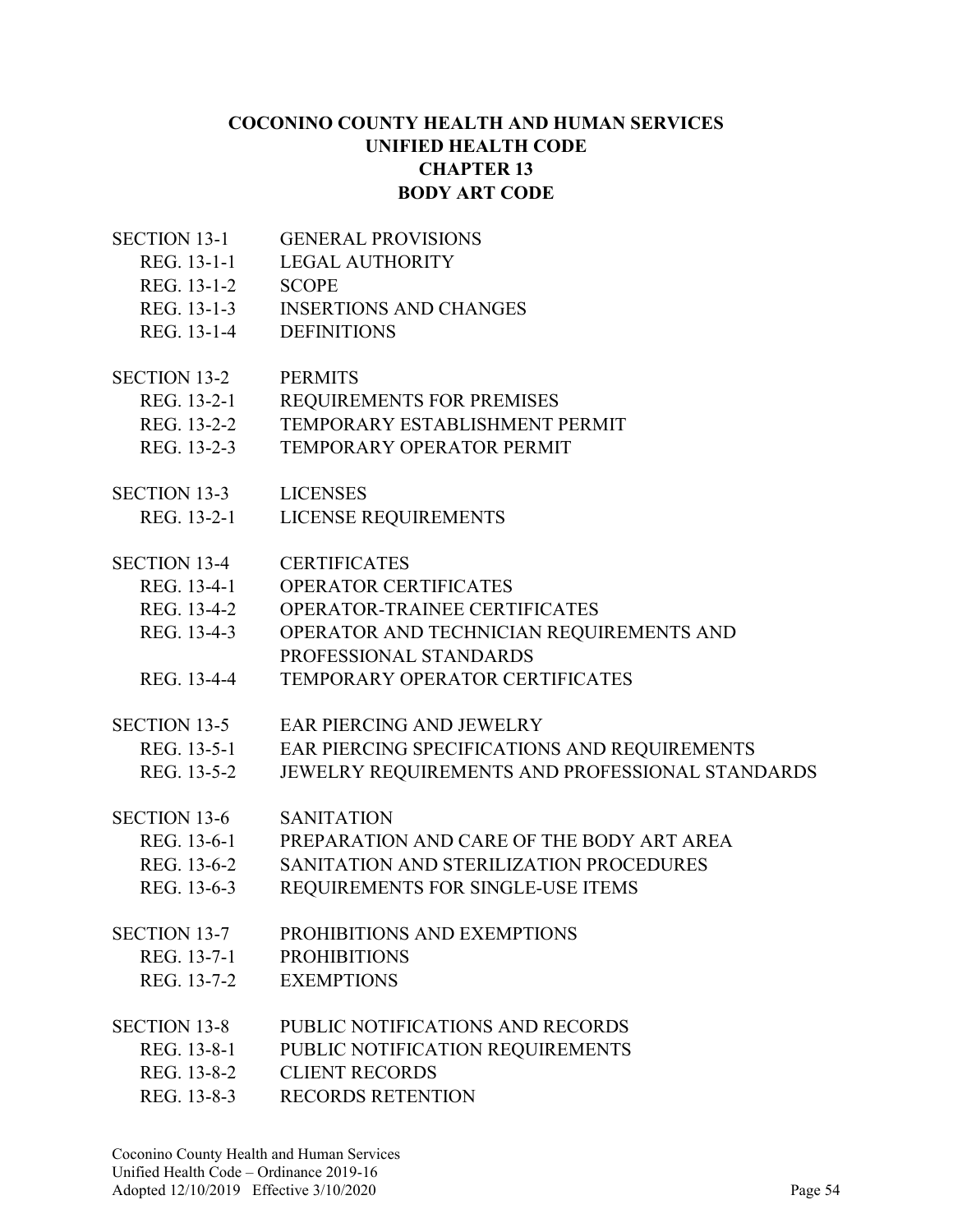# COCONINO COUNTY HEALTH AND HUMAN SERVICES
# UNIFIED HEALTH CODE
# CHAPTER 13
# BODY ART CODE

SECTION 13-1 GENERAL PROVISIONS
- REG. 13-1-1 LEGAL AUTHORITY
- REG. 13-1-2 SCOPE
- REG. 13-1-3 INSERTIONS AND CHANGES
- REG. 13-1-4 DEFINITIONS

SECTION 13-2 PERMITS
- REG. 13-2-1 REQUIREMENTS FOR PREMISES
- REG. 13-2-2 TEMPORARY ESTABLISHMENT PERMIT
- REG. 13-2-3 TEMPORARY OPERATOR PERMIT

SECTION 13-3 LICENSES
- REG. 13-2-1 LICENSE REQUIREMENTS

SECTION 13-4 CERTIFICATES
- REG. 13-4-1 OPERATOR CERTIFICATES
- REG. 13-4-2 OPERATOR-TRAINEE CERTIFICATES
- REG. 13-4-3 OPERATOR AND TECHNICIAN REQUIREMENTS AND PROFESSIONAL STANDARDS
- REG. 13-4-4 TEMPORARY OPERATOR CERTIFICATES

SECTION 13-5 EAR PIERCING AND JEWELRY
- REG. 13-5-1 EAR PIERCING SPECIFICATIONS AND REQUIREMENTS
- REG. 13-5-2 JEWELRY REQUIREMENTS AND PROFESSIONAL STANDARDS

SECTION 13-6 SANITATION
- REG. 13-6-1 PREPARATION AND CARE OF THE BODY ART AREA
- REG. 13-6-2 SANITATION AND STERILIZATION PROCEDURES
- REG. 13-6-3 REQUIREMENTS FOR SINGLE-USE ITEMS

SECTION 13-7 PROHIBITIONS AND EXEMPTIONS
- REG. 13-7-1 PROHIBITIONS
- REG. 13-7-2 EXEMPTIONS

SECTION 13-8 PUBLIC NOTIFICATIONS AND RECORDS
- REG. 13-8-1 PUBLIC NOTIFICATION REQUIREMENTS
- REG. 13-8-2 CLIENT RECORDS
- REG. 13-8-3 RECORDS RETENTION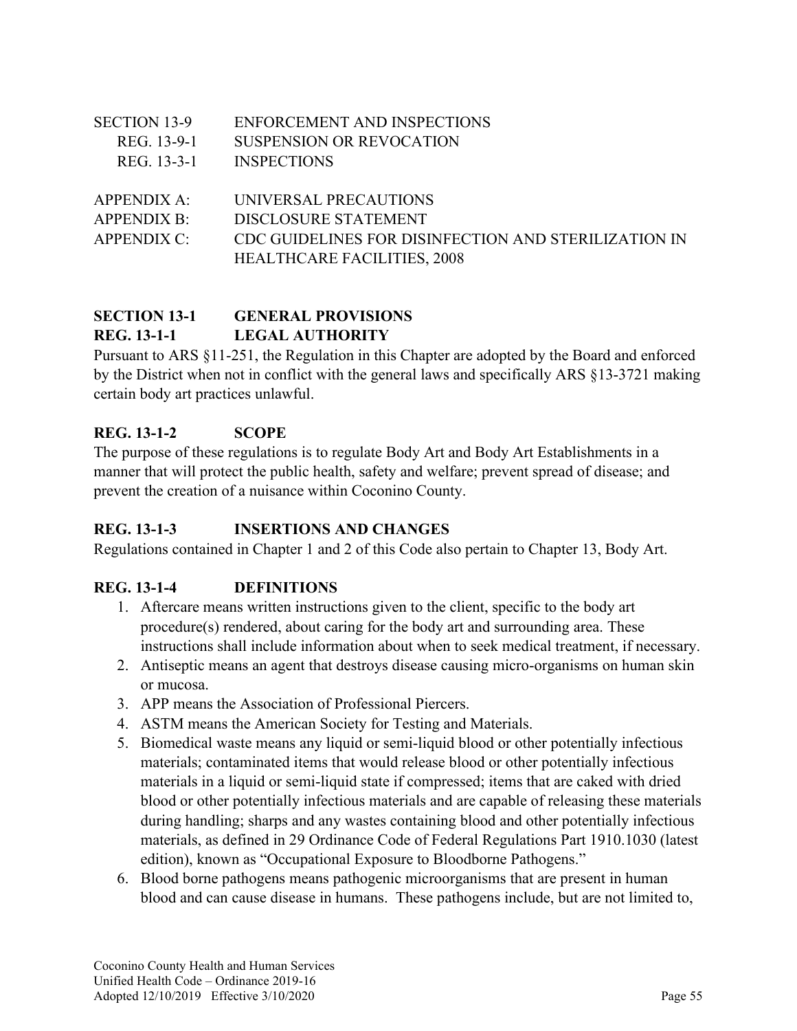| | |
|---|---|
| SECTION 13-9 | ENFORCEMENT AND INSPECTIONS |
| REG. 13-9-1 | SUSPENSION OR REVOCATION |
| REG. 13-3-1 | INSPECTIONS |

| | |
|---|---|
| APPENDIX A: | UNIVERSAL PRECAUTIONS |
| APPENDIX B: | DISCLOSURE STATEMENT |
| APPENDIX C: | CDC GUIDELINES FOR DISINFECTION AND STERILIZATION IN HEALTHCARE FACILITIES, 2008 |

## SECTION 13-1 GENERAL PROVISIONS

### REG. 13-1-1 LEGAL AUTHORITY

Pursuant to ARS §11-251, the Regulation in this Chapter are adopted by the Board and enforced by the District when not in conflict with the general laws and specifically ARS §13-3721 making certain body art practices unlawful.

### REG. 13-1-2 SCOPE

The purpose of these regulations is to regulate Body Art and Body Art Establishments in a manner that will protect the public health, safety and welfare; prevent spread of disease; and prevent the creation of a nuisance within Coconino County.

### REG. 13-1-3 INSERTIONS AND CHANGES

Regulations contained in Chapter 1 and 2 of this Code also pertain to Chapter 13, Body Art.

### REG. 13-1-4 DEFINITIONS

1. Aftercare means written instructions given to the client, specific to the body art procedure(s) rendered, about caring for the body art and surrounding area. These instructions shall include information about when to seek medical treatment, if necessary.
2. Antiseptic means an agent that destroys disease causing micro-organisms on human skin or mucosa.
3. APP means the Association of Professional Piercers.
4. ASTM means the American Society for Testing and Materials.
5. Biomedical waste means any liquid or semi-liquid blood or other potentially infectious materials; contaminated items that would release blood or other potentially infectious materials in a liquid or semi-liquid state if compressed; items that are caked with dried blood or other potentially infectious materials and are capable of releasing these materials during handling; sharps and any wastes containing blood and other potentially infectious materials, as defined in 29 Ordinance Code of Federal Regulations Part 1910.1030 (latest edition), known as "Occupational Exposure to Bloodborne Pathogens."
6. Blood borne pathogens means pathogenic microorganisms that are present in human blood and can cause disease in humans. These pathogens include, but are not limited to,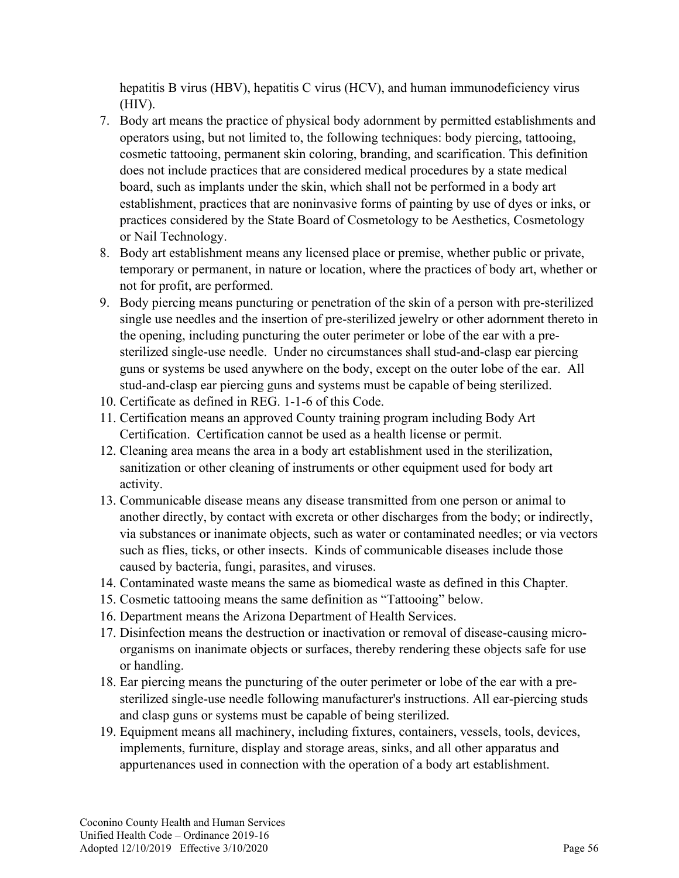hepatitis B virus (HBV), hepatitis C virus (HCV), and human immunodeficiency virus (HIV).

7. Body art means the practice of physical body adornment by permitted establishments and operators using, but not limited to, the following techniques: body piercing, tattooing, cosmetic tattooing, permanent skin coloring, branding, and scarification. This definition does not include practices that are considered medical procedures by a state medical board, such as implants under the skin, which shall not be performed in a body art establishment, practices that are noninvasive forms of painting by use of dyes or inks, or practices considered by the State Board of Cosmetology to be Aesthetics, Cosmetology or Nail Technology.
8. Body art establishment means any licensed place or premise, whether public or private, temporary or permanent, in nature or location, where the practices of body art, whether or not for profit, are performed.
9. Body piercing means puncturing or penetration of the skin of a person with pre-sterilized single use needles and the insertion of pre-sterilized jewelry or other adornment thereto in the opening, including puncturing the outer perimeter or lobe of the ear with a pre-sterilized single-use needle. Under no circumstances shall stud-and-clasp ear piercing guns or systems be used anywhere on the body, except on the outer lobe of the ear. All stud-and-clasp ear piercing guns and systems must be capable of being sterilized.
10. Certificate as defined in REG. 1-1-6 of this Code.
11. Certification means an approved County training program including Body Art Certification. Certification cannot be used as a health license or permit.
12. Cleaning area means the area in a body art establishment used in the sterilization, sanitization or other cleaning of instruments or other equipment used for body art activity.
13. Communicable disease means any disease transmitted from one person or animal to another directly, by contact with excreta or other discharges from the body; or indirectly, via substances or inanimate objects, such as water or contaminated needles; or via vectors such as flies, ticks, or other insects. Kinds of communicable diseases include those caused by bacteria, fungi, parasites, and viruses.
14. Contaminated waste means the same as biomedical waste as defined in this Chapter.
15. Cosmetic tattooing means the same definition as "Tattooing" below.
16. Department means the Arizona Department of Health Services.
17. Disinfection means the destruction or inactivation or removal of disease-causing micro-organisms on inanimate objects or surfaces, thereby rendering these objects safe for use or handling.
18. Ear piercing means the puncturing of the outer perimeter or lobe of the ear with a pre-sterilized single-use needle following manufacturer's instructions. All ear-piercing studs and clasp guns or systems must be capable of being sterilized.
19. Equipment means all machinery, including fixtures, containers, vessels, tools, devices, implements, furniture, display and storage areas, sinks, and all other apparatus and appurtenances used in connection with the operation of a body art establishment.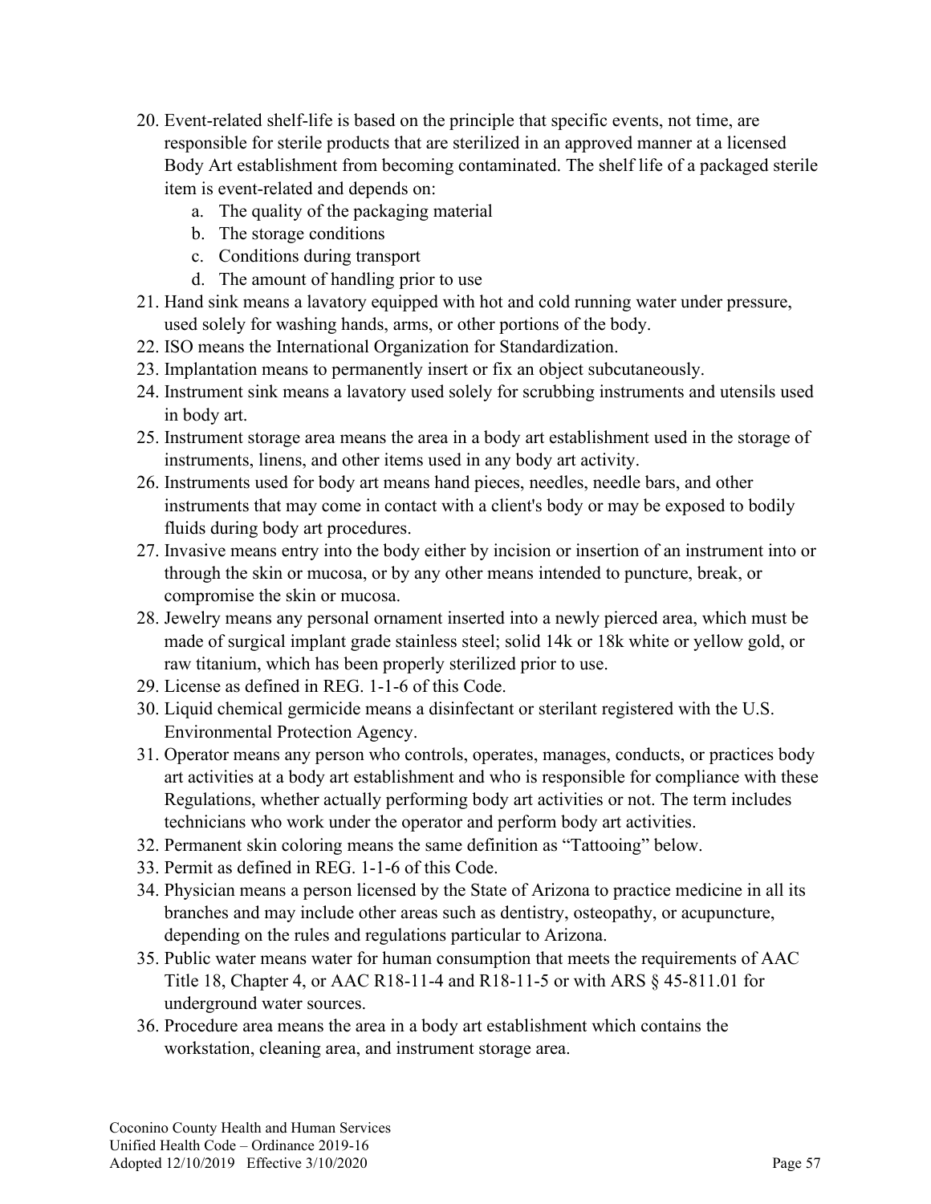20. Event-related shelf-life is based on the principle that specific events, not time, are responsible for sterile products that are sterilized in an approved manner at a licensed Body Art establishment from becoming contaminated. The shelf life of a packaged sterile item is event-related and depends on:
    a. The quality of the packaging material
    b. The storage conditions
    c. Conditions during transport
    d. The amount of handling prior to use
21. Hand sink means a lavatory equipped with hot and cold running water under pressure, used solely for washing hands, arms, or other portions of the body.
22. ISO means the International Organization for Standardization.
23. Implantation means to permanently insert or fix an object subcutaneously.
24. Instrument sink means a lavatory used solely for scrubbing instruments and utensils used in body art.
25. Instrument storage area means the area in a body art establishment used in the storage of instruments, linens, and other items used in any body art activity.
26. Instruments used for body art means hand pieces, needles, needle bars, and other instruments that may come in contact with a client's body or may be exposed to bodily fluids during body art procedures.
27. Invasive means entry into the body either by incision or insertion of an instrument into or through the skin or mucosa, or by any other means intended to puncture, break, or compromise the skin or mucosa.
28. Jewelry means any personal ornament inserted into a newly pierced area, which must be made of surgical implant grade stainless steel; solid 14k or 18k white or yellow gold, or raw titanium, which has been properly sterilized prior to use.
29. License as defined in REG. 1-1-6 of this Code.
30. Liquid chemical germicide means a disinfectant or sterilant registered with the U.S. Environmental Protection Agency.
31. Operator means any person who controls, operates, manages, conducts, or practices body art activities at a body art establishment and who is responsible for compliance with these Regulations, whether actually performing body art activities or not. The term includes technicians who work under the operator and perform body art activities.
32. Permanent skin coloring means the same definition as "Tattooing" below.
33. Permit as defined in REG. 1-1-6 of this Code.
34. Physician means a person licensed by the State of Arizona to practice medicine in all its branches and may include other areas such as dentistry, osteopathy, or acupuncture, depending on the rules and regulations particular to Arizona.
35. Public water means water for human consumption that meets the requirements of AAC Title 18, Chapter 4, or AAC R18-11-4 and R18-11-5 or with ARS § 45-811.01 for underground water sources.
36. Procedure area means the area in a body art establishment which contains the workstation, cleaning area, and instrument storage area.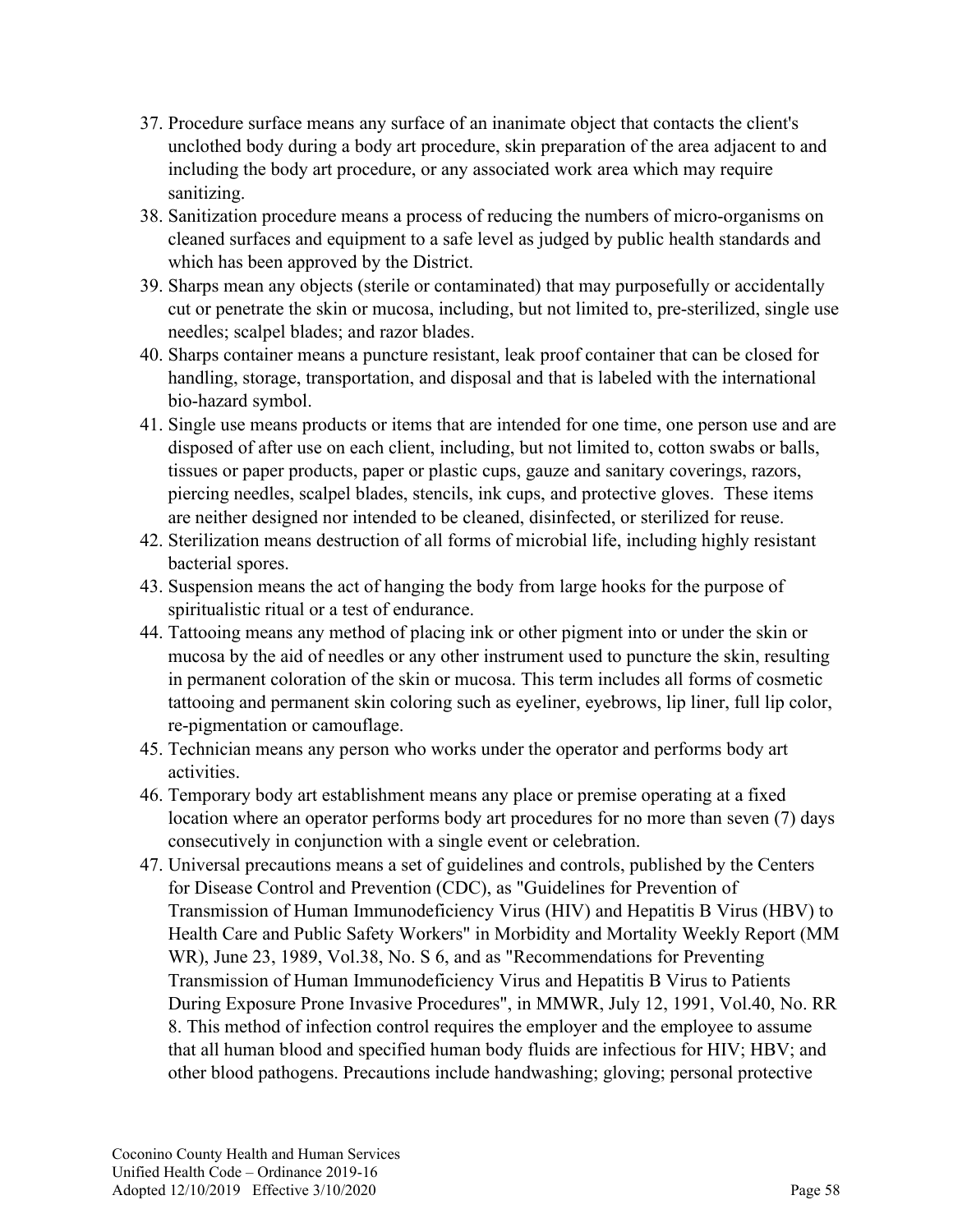37. Procedure surface means any surface of an inanimate object that contacts the client's unclothed body during a body art procedure, skin preparation of the area adjacent to and including the body art procedure, or any associated work area which may require sanitizing.
38. Sanitization procedure means a process of reducing the numbers of micro-organisms on cleaned surfaces and equipment to a safe level as judged by public health standards and which has been approved by the District.
39. Sharps mean any objects (sterile or contaminated) that may purposefully or accidentally cut or penetrate the skin or mucosa, including, but not limited to, pre-sterilized, single use needles; scalpel blades; and razor blades.
40. Sharps container means a puncture resistant, leak proof container that can be closed for handling, storage, transportation, and disposal and that is labeled with the international bio-hazard symbol.
41. Single use means products or items that are intended for one time, one person use and are disposed of after use on each client, including, but not limited to, cotton swabs or balls, tissues or paper products, paper or plastic cups, gauze and sanitary coverings, razors, piercing needles, scalpel blades, stencils, ink cups, and protective gloves. These items are neither designed nor intended to be cleaned, disinfected, or sterilized for reuse.
42. Sterilization means destruction of all forms of microbial life, including highly resistant bacterial spores.
43. Suspension means the act of hanging the body from large hooks for the purpose of spiritualistic ritual or a test of endurance.
44. Tattooing means any method of placing ink or other pigment into or under the skin or mucosa by the aid of needles or any other instrument used to puncture the skin, resulting in permanent coloration of the skin or mucosa. This term includes all forms of cosmetic tattooing and permanent skin coloring such as eyeliner, eyebrows, lip liner, full lip color, re-pigmentation or camouflage.
45. Technician means any person who works under the operator and performs body art activities.
46. Temporary body art establishment means any place or premise operating at a fixed location where an operator performs body art procedures for no more than seven (7) days consecutively in conjunction with a single event or celebration.
47. Universal precautions means a set of guidelines and controls, published by the Centers for Disease Control and Prevention (CDC), as "Guidelines for Prevention of Transmission of Human Immunodeficiency Virus (HIV) and Hepatitis B Virus (HBV) to Health Care and Public Safety Workers" in Morbidity and Mortality Weekly Report (MM WR), June 23, 1989, Vol.38, No. S 6, and as "Recommendations for Preventing Transmission of Human Immunodeficiency Virus and Hepatitis B Virus to Patients During Exposure Prone Invasive Procedures", in MMWR, July 12, 1991, Vol.40, No. RR 8. This method of infection control requires the employer and the employee to assume that all human blood and specified human body fluids are infectious for HIV; HBV; and other blood pathogens. Precautions include handwashing; gloving; personal protective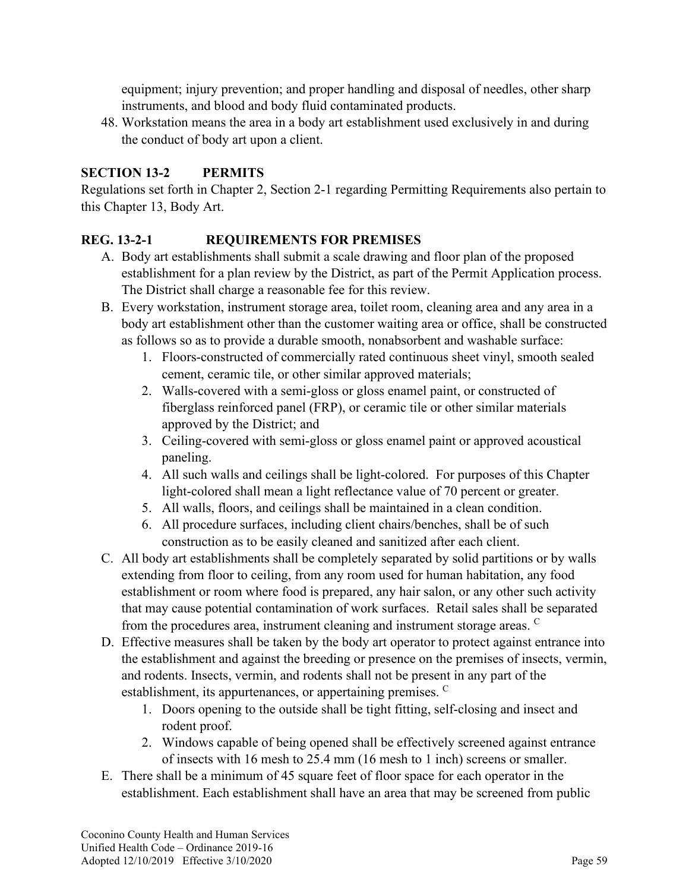equipment; injury prevention; and proper handling and disposal of needles, other sharp instruments, and blood and body fluid contaminated products.

48. Workstation means the area in a body art establishment used exclusively in and during the conduct of body art upon a client.

## SECTION 13-2 PERMITS

Regulations set forth in Chapter 2, Section 2-1 regarding Permitting Requirements also pertain to this Chapter 13, Body Art.

### REG. 13-2-1 REQUIREMENTS FOR PREMISES

A. Body art establishments shall submit a scale drawing and floor plan of the proposed establishment for a plan review by the District, as part of the Permit Application process. The District shall charge a reasonable fee for this review.

B. Every workstation, instrument storage area, toilet room, cleaning area and any area in a body art establishment other than the customer waiting area or office, shall be constructed as follows so as to provide a durable smooth, nonabsorbent and washable surface:
   1. Floors-constructed of commercially rated continuous sheet vinyl, smooth sealed cement, ceramic tile, or other similar approved materials;
   2. Walls-covered with a semi-gloss or gloss enamel paint, or constructed of fiberglass reinforced panel (FRP), or ceramic tile or other similar materials approved by the District; and
   3. Ceiling-covered with semi-gloss or gloss enamel paint or approved acoustical paneling.
   4. All such walls and ceilings shall be light-colored. For purposes of this Chapter light-colored shall mean a light reflectance value of 70 percent or greater.
   5. All walls, floors, and ceilings shall be maintained in a clean condition.
   6. All procedure surfaces, including client chairs/benches, shall be of such construction as to be easily cleaned and sanitized after each client.

C. All body art establishments shall be completely separated by solid partitions or by walls extending from floor to ceiling, from any room used for human habitation, any food establishment or room where food is prepared, any hair salon, or any other such activity that may cause potential contamination of work surfaces. Retail sales shall be separated from the procedures area, instrument cleaning and instrument storage areas. [C]

D. Effective measures shall be taken by the body art operator to protect against entrance into the establishment and against the breeding or presence on the premises of insects, vermin, and rodents. Insects, vermin, and rodents shall not be present in any part of the establishment, its appurtenances, or appertaining premises. [C]
   1. Doors opening to the outside shall be tight fitting, self-closing and insect and rodent proof.
   2. Windows capable of being opened shall be effectively screened against entrance of insects with 16 mesh to 25.4 mm (16 mesh to 1 inch) screens or smaller.

E. There shall be a minimum of 45 square feet of floor space for each operator in the establishment. Each establishment shall have an area that may be screened from public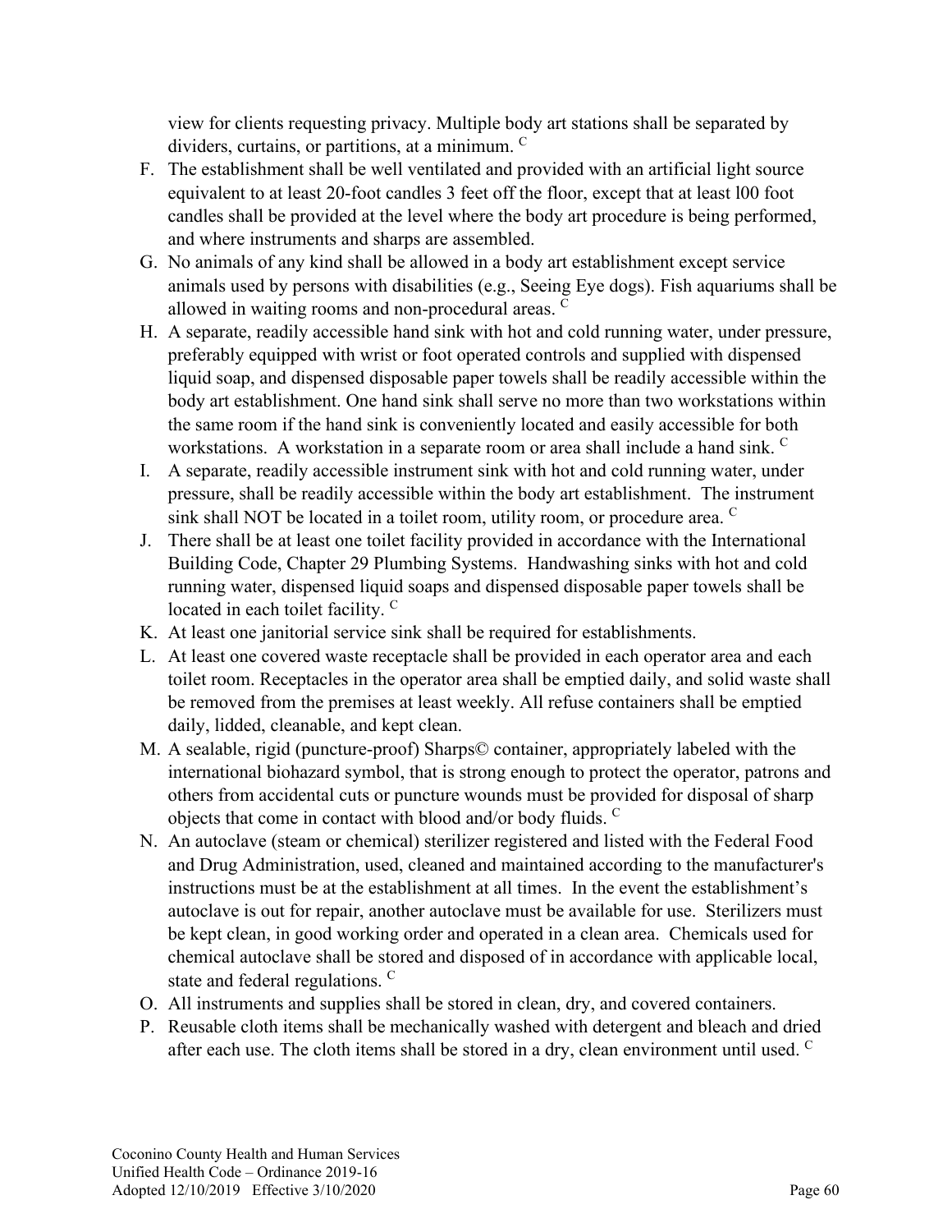view for clients requesting privacy. Multiple body art stations shall be separated by dividers, curtains, or partitions, at a minimum. [C]

F. The establishment shall be well ventilated and provided with an artificial light source equivalent to at least 20-foot candles 3 feet off the floor, except that at least l00 foot candles shall be provided at the level where the body art procedure is being performed, and where instruments and sharps are assembled.

G. No animals of any kind shall be allowed in a body art establishment except service animals used by persons with disabilities (e.g., Seeing Eye dogs). Fish aquariums shall be allowed in waiting rooms and non-procedural areas. [C]

H. A separate, readily accessible hand sink with hot and cold running water, under pressure, preferably equipped with wrist or foot operated controls and supplied with dispensed liquid soap, and dispensed disposable paper towels shall be readily accessible within the body art establishment. One hand sink shall serve no more than two workstations within the same room if the hand sink is conveniently located and easily accessible for both workstations. A workstation in a separate room or area shall include a hand sink. [C]

I. A separate, readily accessible instrument sink with hot and cold running water, under pressure, shall be readily accessible within the body art establishment. The instrument sink shall NOT be located in a toilet room, utility room, or procedure area. [C]

J. There shall be at least one toilet facility provided in accordance with the International Building Code, Chapter 29 Plumbing Systems. Handwashing sinks with hot and cold running water, dispensed liquid soaps and dispensed disposable paper towels shall be located in each toilet facility. [C]

K. At least one janitorial service sink shall be required for establishments.

L. At least one covered waste receptacle shall be provided in each operator area and each toilet room. Receptacles in the operator area shall be emptied daily, and solid waste shall be removed from the premises at least weekly. All refuse containers shall be emptied daily, lidded, cleanable, and kept clean.

M. A sealable, rigid (puncture-proof) Sharps© container, appropriately labeled with the international biohazard symbol, that is strong enough to protect the operator, patrons and others from accidental cuts or puncture wounds must be provided for disposal of sharp objects that come in contact with blood and/or body fluids. [C]

N. An autoclave (steam or chemical) sterilizer registered and listed with the Federal Food and Drug Administration, used, cleaned and maintained according to the manufacturer's instructions must be at the establishment at all times. In the event the establishment's autoclave is out for repair, another autoclave must be available for use. Sterilizers must be kept clean, in good working order and operated in a clean area. Chemicals used for chemical autoclave shall be stored and disposed of in accordance with applicable local, state and federal regulations. [C]

O. All instruments and supplies shall be stored in clean, dry, and covered containers.

P. Reusable cloth items shall be mechanically washed with detergent and bleach and dried after each use. The cloth items shall be stored in a dry, clean environment until used. [C]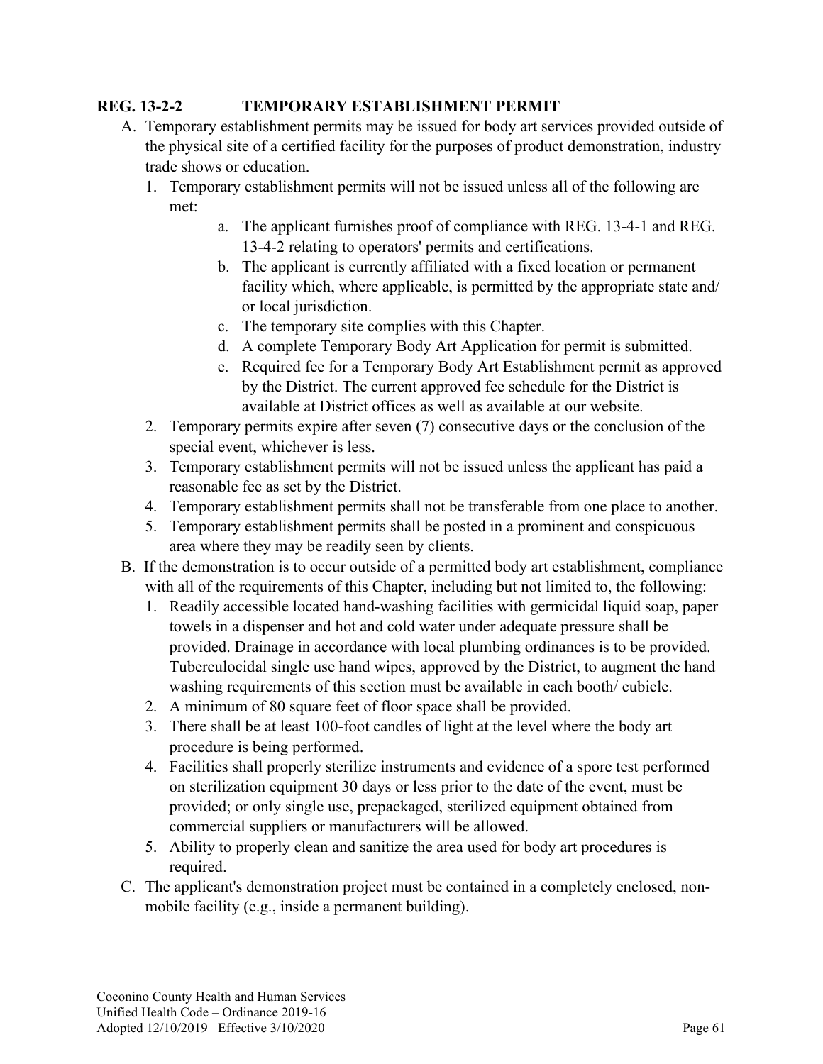### REG. 13-2-2 TEMPORARY ESTABLISHMENT PERMIT

A. Temporary establishment permits may be issued for body art services provided outside of the physical site of a certified facility for the purposes of product demonstration, industry trade shows or education.
   1. Temporary establishment permits will not be issued unless all of the following are met:
      a. The applicant furnishes proof of compliance with REG. 13-4-1 and REG. 13-4-2 relating to operators' permits and certifications.
      b. The applicant is currently affiliated with a fixed location or permanent facility which, where applicable, is permitted by the appropriate state and/ or local jurisdiction.
      c. The temporary site complies with this Chapter.
      d. A complete Temporary Body Art Application for permit is submitted.
      e. Required fee for a Temporary Body Art Establishment permit as approved by the District. The current approved fee schedule for the District is available at District offices as well as available at our website.
   2. Temporary permits expire after seven (7) consecutive days or the conclusion of the special event, whichever is less.
   3. Temporary establishment permits will not be issued unless the applicant has paid a reasonable fee as set by the District.
   4. Temporary establishment permits shall not be transferable from one place to another.
   5. Temporary establishment permits shall be posted in a prominent and conspicuous area where they may be readily seen by clients.

B. If the demonstration is to occur outside of a permitted body art establishment, compliance with all of the requirements of this Chapter, including but not limited to, the following:
   1. Readily accessible located hand-washing facilities with germicidal liquid soap, paper towels in a dispenser and hot and cold water under adequate pressure shall be provided. Drainage in accordance with local plumbing ordinances is to be provided. Tuberculocidal single use hand wipes, approved by the District, to augment the hand washing requirements of this section must be available in each booth/ cubicle.
   2. A minimum of 80 square feet of floor space shall be provided.
   3. There shall be at least 100-foot candles of light at the level where the body art procedure is being performed.
   4. Facilities shall properly sterilize instruments and evidence of a spore test performed on sterilization equipment 30 days or less prior to the date of the event, must be provided; or only single use, prepackaged, sterilized equipment obtained from commercial suppliers or manufacturers will be allowed.
   5. Ability to properly clean and sanitize the area used for body art procedures is required.

C. The applicant's demonstration project must be contained in a completely enclosed, non-mobile facility (e.g., inside a permanent building).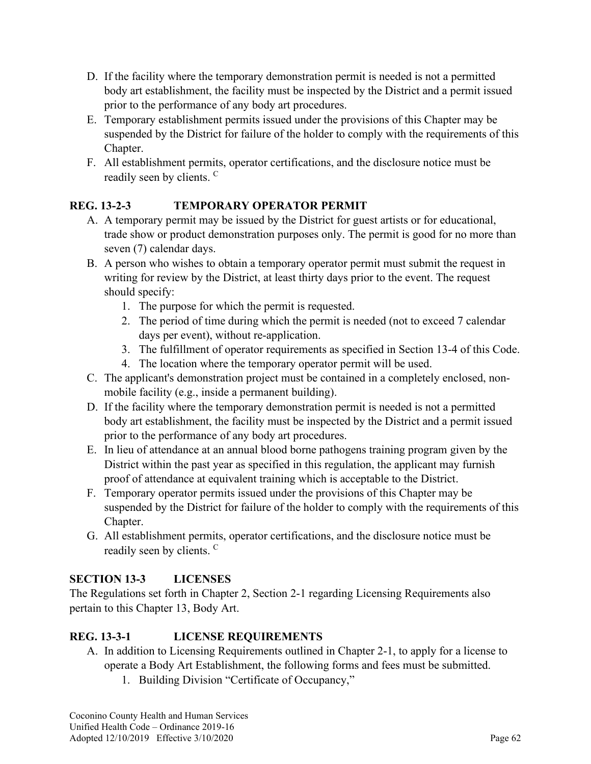D. If the facility where the temporary demonstration permit is needed is not a permitted body art establishment, the facility must be inspected by the District and a permit issued prior to the performance of any body art procedures.

E. Temporary establishment permits issued under the provisions of this Chapter may be suspended by the District for failure of the holder to comply with the requirements of this Chapter.

F. All establishment permits, operator certifications, and the disclosure notice must be readily seen by clients. [C]

## REG. 13-2-3 TEMPORARY OPERATOR PERMIT

A. A temporary permit may be issued by the District for guest artists or for educational, trade show or product demonstration purposes only. The permit is good for no more than seven (7) calendar days.

B. A person who wishes to obtain a temporary operator permit must submit the request in writing for review by the District, at least thirty days prior to the event. The request should specify:
   1. The purpose for which the permit is requested.
   2. The period of time during which the permit is needed (not to exceed 7 calendar days per event), without re-application.
   3. The fulfillment of operator requirements as specified in Section 13-4 of this Code.
   4. The location where the temporary operator permit will be used.

C. The applicant's demonstration project must be contained in a completely enclosed, non-mobile facility (e.g., inside a permanent building).

D. If the facility where the temporary demonstration permit is needed is not a permitted body art establishment, the facility must be inspected by the District and a permit issued prior to the performance of any body art procedures.

E. In lieu of attendance at an annual blood borne pathogens training program given by the District within the past year as specified in this regulation, the applicant may furnish proof of attendance at equivalent training which is acceptable to the District.

F. Temporary operator permits issued under the provisions of this Chapter may be suspended by the District for failure of the holder to comply with the requirements of this Chapter.

G. All establishment permits, operator certifications, and the disclosure notice must be readily seen by clients. [C]

## SECTION 13-3 LICENSES

The Regulations set forth in Chapter 2, Section 2-1 regarding Licensing Requirements also pertain to this Chapter 13, Body Art.

## REG. 13-3-1 LICENSE REQUIREMENTS

A. In addition to Licensing Requirements outlined in Chapter 2-1, to apply for a license to operate a Body Art Establishment, the following forms and fees must be submitted.
   1. Building Division "Certificate of Occupancy,"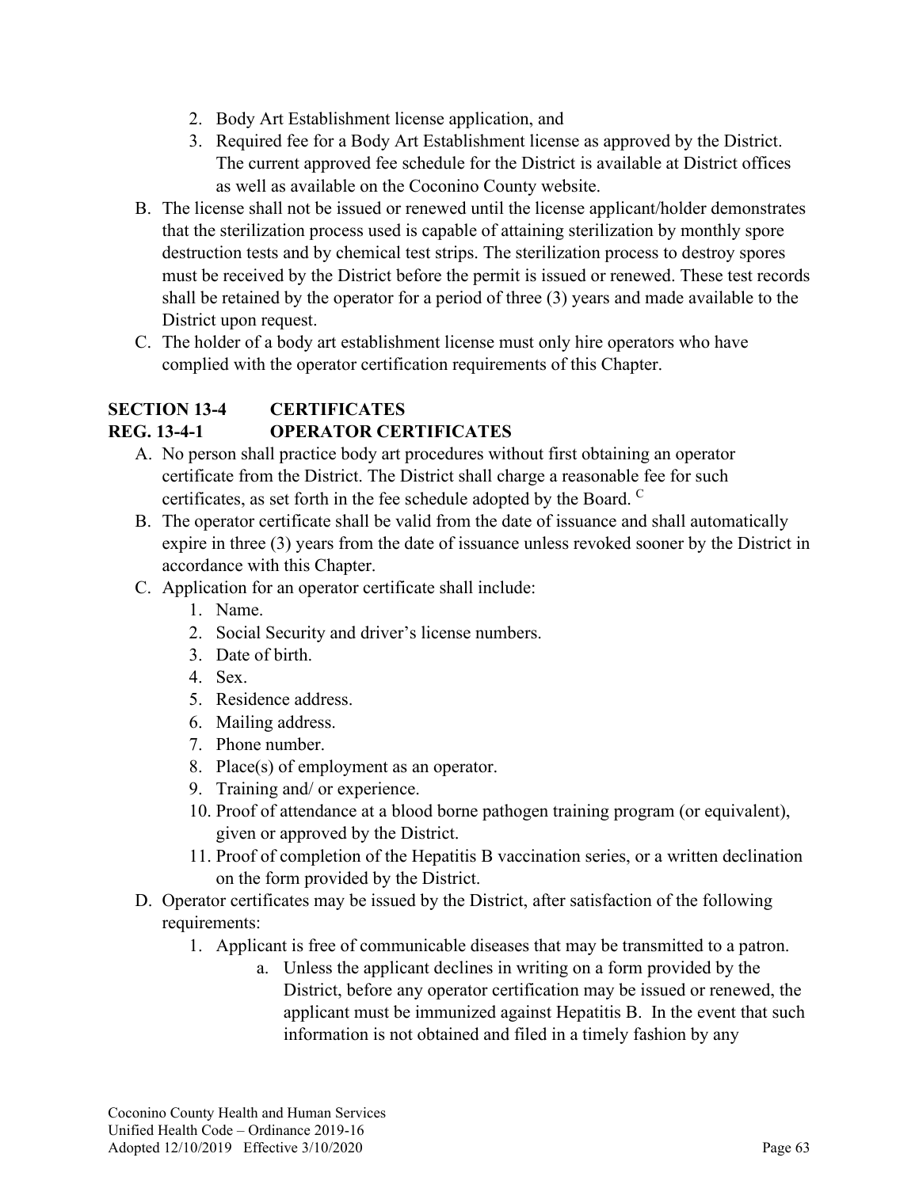2. Body Art Establishment license application, and
3. Required fee for a Body Art Establishment license as approved by the District. The current approved fee schedule for the District is available at District offices as well as available on the Coconino County website.

B. The license shall not be issued or renewed until the license applicant/holder demonstrates that the sterilization process used is capable of attaining sterilization by monthly spore destruction tests and by chemical test strips. The sterilization process to destroy spores must be received by the District before the permit is issued or renewed. These test records shall be retained by the operator for a period of three (3) years and made available to the District upon request.

C. The holder of a body art establishment license must only hire operators who have complied with the operator certification requirements of this Chapter.

## SECTION 13-4 CERTIFICATES

### REG. 13-4-1 OPERATOR CERTIFICATES

A. No person shall practice body art procedures without first obtaining an operator certificate from the District. The District shall charge a reasonable fee for such certificates, as set forth in the fee schedule adopted by the Board. [C]

B. The operator certificate shall be valid from the date of issuance and shall automatically expire in three (3) years from the date of issuance unless revoked sooner by the District in accordance with this Chapter.

C. Application for an operator certificate shall include:
   1. Name.
   2. Social Security and driver's license numbers.
   3. Date of birth.
   4. Sex.
   5. Residence address.
   6. Mailing address.
   7. Phone number.
   8. Place(s) of employment as an operator.
   9. Training and/ or experience.
   10. Proof of attendance at a blood borne pathogen training program (or equivalent), given or approved by the District.
   11. Proof of completion of the Hepatitis B vaccination series, or a written declination on the form provided by the District.

D. Operator certificates may be issued by the District, after satisfaction of the following requirements:
   1. Applicant is free of communicable diseases that may be transmitted to a patron.
      a. Unless the applicant declines in writing on a form provided by the District, before any operator certification may be issued or renewed, the applicant must be immunized against Hepatitis B. In the event that such information is not obtained and filed in a timely fashion by any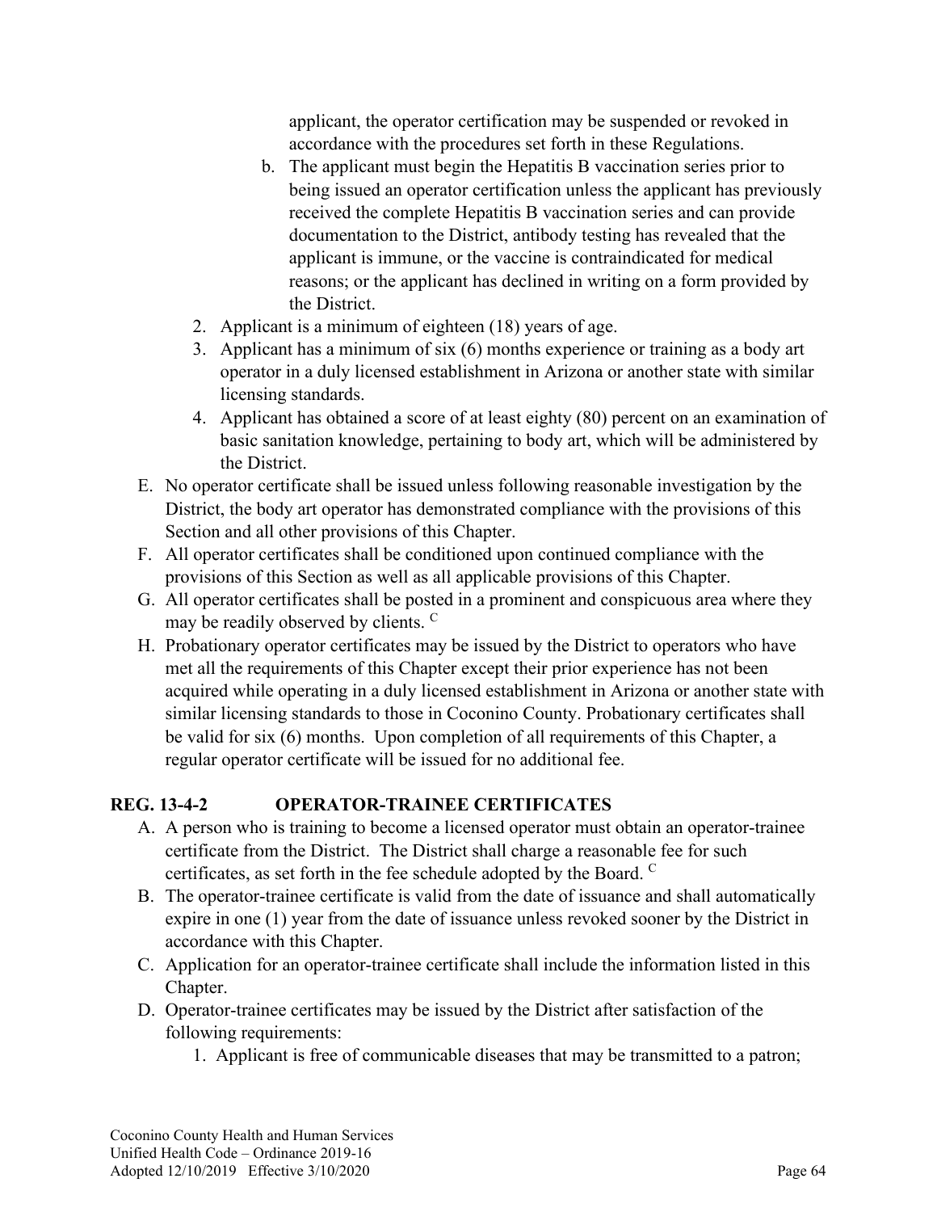applicant, the operator certification may be suspended or revoked in accordance with the procedures set forth in these Regulations.

b. The applicant must begin the Hepatitis B vaccination series prior to being issued an operator certification unless the applicant has previously received the complete Hepatitis B vaccination series and can provide documentation to the District, antibody testing has revealed that the applicant is immune, or the vaccine is contraindicated for medical reasons; or the applicant has declined in writing on a form provided by the District.

2. Applicant is a minimum of eighteen (18) years of age.
3. Applicant has a minimum of six (6) months experience or training as a body art operator in a duly licensed establishment in Arizona or another state with similar licensing standards.
4. Applicant has obtained a score of at least eighty (80) percent on an examination of basic sanitation knowledge, pertaining to body art, which will be administered by the District.

E. No operator certificate shall be issued unless following reasonable investigation by the District, the body art operator has demonstrated compliance with the provisions of this Section and all other provisions of this Chapter.

F. All operator certificates shall be conditioned upon continued compliance with the provisions of this Section as well as all applicable provisions of this Chapter.

G. All operator certificates shall be posted in a prominent and conspicuous area where they may be readily observed by clients. [C]

H. Probationary operator certificates may be issued by the District to operators who have met all the requirements of this Chapter except their prior experience has not been acquired while operating in a duly licensed establishment in Arizona or another state with similar licensing standards to those in Coconino County. Probationary certificates shall be valid for six (6) months. Upon completion of all requirements of this Chapter, a regular operator certificate will be issued for no additional fee.

## REG. 13-4-2 OPERATOR-TRAINEE CERTIFICATES

A. A person who is training to become a licensed operator must obtain an operator-trainee certificate from the District. The District shall charge a reasonable fee for such certificates, as set forth in the fee schedule adopted by the Board. [C]

B. The operator-trainee certificate is valid from the date of issuance and shall automatically expire in one (1) year from the date of issuance unless revoked sooner by the District in accordance with this Chapter.

C. Application for an operator-trainee certificate shall include the information listed in this Chapter.

D. Operator-trainee certificates may be issued by the District after satisfaction of the following requirements:

1. Applicant is free of communicable diseases that may be transmitted to a patron;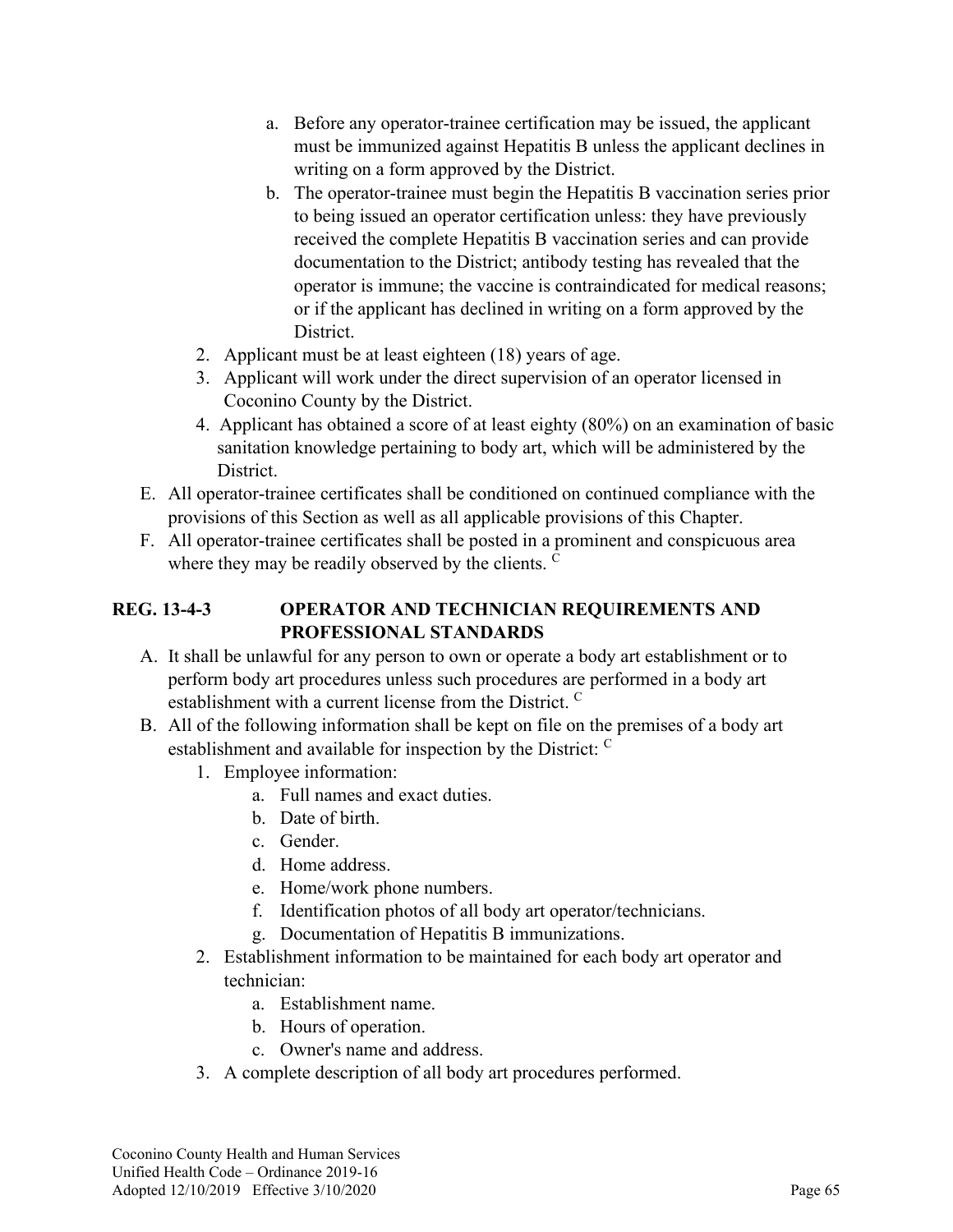a. Before any operator-trainee certification may be issued, the applicant must be immunized against Hepatitis B unless the applicant declines in writing on a form approved by the District.
b. The operator-trainee must begin the Hepatitis B vaccination series prior to being issued an operator certification unless: they have previously received the complete Hepatitis B vaccination series and can provide documentation to the District; antibody testing has revealed that the operator is immune; the vaccine is contraindicated for medical reasons; or if the applicant has declined in writing on a form approved by the District.

2. Applicant must be at least eighteen (18) years of age.
3. Applicant will work under the direct supervision of an operator licensed in Coconino County by the District.
4. Applicant has obtained a score of at least eighty (80%) on an examination of basic sanitation knowledge pertaining to body art, which will be administered by the District.

E. All operator-trainee certificates shall be conditioned on continued compliance with the provisions of this Section as well as all applicable provisions of this Chapter.

F. All operator-trainee certificates shall be posted in a prominent and conspicuous area where they may be readily observed by the clients. [C]

**REG. 13-4-3 OPERATOR AND TECHNICIAN REQUIREMENTS AND PROFESSIONAL STANDARDS**

A. It shall be unlawful for any person to own or operate a body art establishment or to perform body art procedures unless such procedures are performed in a body art establishment with a current license from the District. [C]

B. All of the following information shall be kept on file on the premises of a body art establishment and available for inspection by the District: [C]

1. Employee information:
   a. Full names and exact duties.
   b. Date of birth.
   c. Gender.
   d. Home address.
   e. Home/work phone numbers.
   f. Identification photos of all body art operator/technicians.
   g. Documentation of Hepatitis B immunizations.
2. Establishment information to be maintained for each body art operator and technician:
   a. Establishment name.
   b. Hours of operation.
   c. Owner's name and address.
3. A complete description of all body art procedures performed.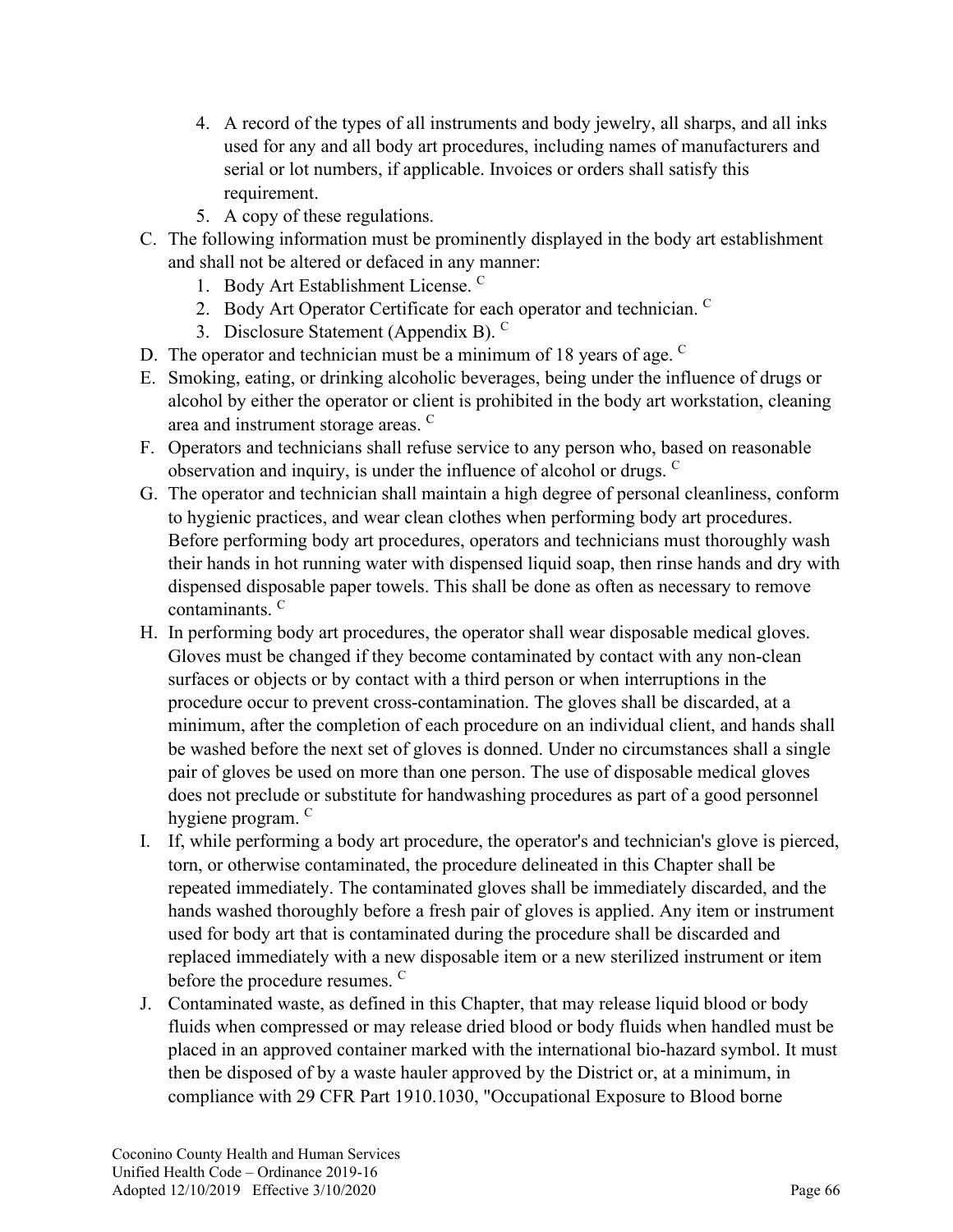4. A record of the types of all instruments and body jewelry, all sharps, and all inks used for any and all body art procedures, including names of manufacturers and serial or lot numbers, if applicable. Invoices or orders shall satisfy this requirement.
5. A copy of these regulations.

C. The following information must be prominently displayed in the body art establishment and shall not be altered or defaced in any manner:
   1. Body Art Establishment License. [C]
   2. Body Art Operator Certificate for each operator and technician. [C]
   3. Disclosure Statement (Appendix B). [C]

D. The operator and technician must be a minimum of 18 years of age. [C]

E. Smoking, eating, or drinking alcoholic beverages, being under the influence of drugs or alcohol by either the operator or client is prohibited in the body art workstation, cleaning area and instrument storage areas. [C]

F. Operators and technicians shall refuse service to any person who, based on reasonable observation and inquiry, is under the influence of alcohol or drugs. [C]

G. The operator and technician shall maintain a high degree of personal cleanliness, conform to hygienic practices, and wear clean clothes when performing body art procedures. Before performing body art procedures, operators and technicians must thoroughly wash their hands in hot running water with dispensed liquid soap, then rinse hands and dry with dispensed disposable paper towels. This shall be done as often as necessary to remove contaminants. [C]

H. In performing body art procedures, the operator shall wear disposable medical gloves. Gloves must be changed if they become contaminated by contact with any non-clean surfaces or objects or by contact with a third person or when interruptions in the procedure occur to prevent cross-contamination. The gloves shall be discarded, at a minimum, after the completion of each procedure on an individual client, and hands shall be washed before the next set of gloves is donned. Under no circumstances shall a single pair of gloves be used on more than one person. The use of disposable medical gloves does not preclude or substitute for handwashing procedures as part of a good personnel hygiene program. [C]

I. If, while performing a body art procedure, the operator's and technician's glove is pierced, torn, or otherwise contaminated, the procedure delineated in this Chapter shall be repeated immediately. The contaminated gloves shall be immediately discarded, and the hands washed thoroughly before a fresh pair of gloves is applied. Any item or instrument used for body art that is contaminated during the procedure shall be discarded and replaced immediately with a new disposable item or a new sterilized instrument or item before the procedure resumes. [C]

J. Contaminated waste, as defined in this Chapter, that may release liquid blood or body fluids when compressed or may release dried blood or body fluids when handled must be placed in an approved container marked with the international bio-hazard symbol. It must then be disposed of by a waste hauler approved by the District or, at a minimum, in compliance with 29 CFR Part 1910.1030, "Occupational Exposure to Blood borne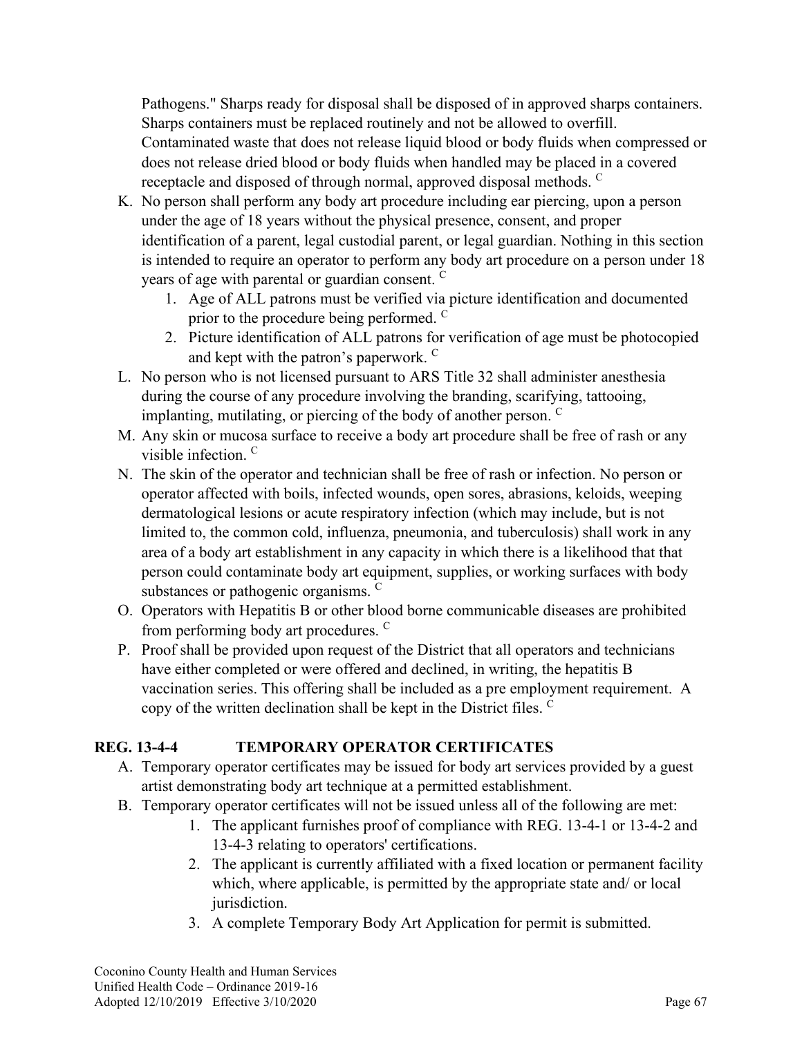Pathogens." Sharps ready for disposal shall be disposed of in approved sharps containers. Sharps containers must be replaced routinely and not be allowed to overfill. Contaminated waste that does not release liquid blood or body fluids when compressed or does not release dried blood or body fluids when handled may be placed in a covered receptacle and disposed of through normal, approved disposal methods. [C]

K. No person shall perform any body art procedure including ear piercing, upon a person under the age of 18 years without the physical presence, consent, and proper identification of a parent, legal custodial parent, or legal guardian. Nothing in this section is intended to require an operator to perform any body art procedure on a person under 18 years of age with parental or guardian consent. [C]
   1. Age of ALL patrons must be verified via picture identification and documented prior to the procedure being performed. [C]
   2. Picture identification of ALL patrons for verification of age must be photocopied and kept with the patron's paperwork. [C]
L. No person who is not licensed pursuant to ARS Title 32 shall administer anesthesia during the course of any procedure involving the branding, scarifying, tattooing, implanting, mutilating, or piercing of the body of another person. [C]
M. Any skin or mucosa surface to receive a body art procedure shall be free of rash or any visible infection. [C]
N. The skin of the operator and technician shall be free of rash or infection. No person or operator affected with boils, infected wounds, open sores, abrasions, keloids, weeping dermatological lesions or acute respiratory infection (which may include, but is not limited to, the common cold, influenza, pneumonia, and tuberculosis) shall work in any area of a body art establishment in any capacity in which there is a likelihood that that person could contaminate body art equipment, supplies, or working surfaces with body substances or pathogenic organisms. [C]
O. Operators with Hepatitis B or other blood borne communicable diseases are prohibited from performing body art procedures. [C]
P. Proof shall be provided upon request of the District that all operators and technicians have either completed or were offered and declined, in writing, the hepatitis B vaccination series. This offering shall be included as a pre employment requirement. A copy of the written declination shall be kept in the District files. [C]

## REG. 13-4-4 TEMPORARY OPERATOR CERTIFICATES

A. Temporary operator certificates may be issued for body art services provided by a guest artist demonstrating body art technique at a permitted establishment.
B. Temporary operator certificates will not be issued unless all of the following are met:
   1. The applicant furnishes proof of compliance with REG. 13-4-1 or 13-4-2 and 13-4-3 relating to operators' certifications.
   2. The applicant is currently affiliated with a fixed location or permanent facility which, where applicable, is permitted by the appropriate state and/ or local jurisdiction.
   3. A complete Temporary Body Art Application for permit is submitted.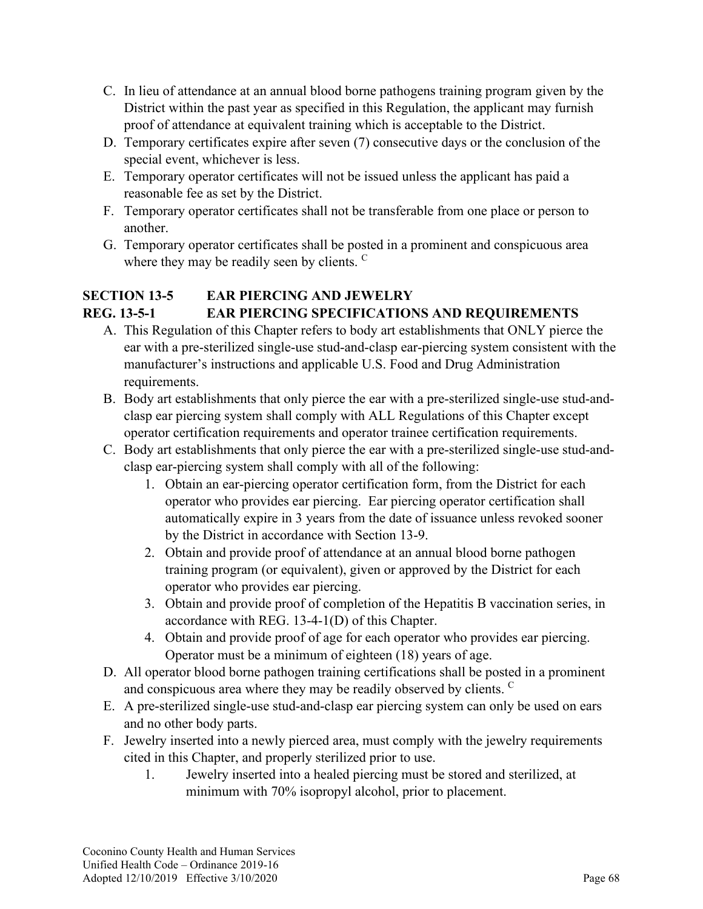C. In lieu of attendance at an annual blood borne pathogens training program given by the District within the past year as specified in this Regulation, the applicant may furnish proof of attendance at equivalent training which is acceptable to the District.

D. Temporary certificates expire after seven (7) consecutive days or the conclusion of the special event, whichever is less.

E. Temporary operator certificates will not be issued unless the applicant has paid a reasonable fee as set by the District.

F. Temporary operator certificates shall not be transferable from one place or person to another.

G. Temporary operator certificates shall be posted in a prominent and conspicuous area where they may be readily seen by clients. [C]

**SECTION 13-5 EAR PIERCING AND JEWELRY**

**REG. 13-5-1 EAR PIERCING SPECIFICATIONS AND REQUIREMENTS**

A. This Regulation of this Chapter refers to body art establishments that ONLY pierce the ear with a pre-sterilized single-use stud-and-clasp ear-piercing system consistent with the manufacturer's instructions and applicable U.S. Food and Drug Administration requirements.

B. Body art establishments that only pierce the ear with a pre-sterilized single-use stud-and-clasp ear piercing system shall comply with ALL Regulations of this Chapter except operator certification requirements and operator trainee certification requirements.

C. Body art establishments that only pierce the ear with a pre-sterilized single-use stud-and-clasp ear-piercing system shall comply with all of the following:

   1. Obtain an ear-piercing operator certification form, from the District for each operator who provides ear piercing. Ear piercing operator certification shall automatically expire in 3 years from the date of issuance unless revoked sooner by the District in accordance with Section 13-9.
   2. Obtain and provide proof of attendance at an annual blood borne pathogen training program (or equivalent), given or approved by the District for each operator who provides ear piercing.
   3. Obtain and provide proof of completion of the Hepatitis B vaccination series, in accordance with REG. 13-4-1(D) of this Chapter.
   4. Obtain and provide proof of age for each operator who provides ear piercing. Operator must be a minimum of eighteen (18) years of age.

D. All operator blood borne pathogen training certifications shall be posted in a prominent and conspicuous area where they may be readily observed by clients. [C]

E. A pre-sterilized single-use stud-and-clasp ear piercing system can only be used on ears and no other body parts.

F. Jewelry inserted into a newly pierced area, must comply with the jewelry requirements cited in this Chapter, and properly sterilized prior to use.

   1. Jewelry inserted into a healed piercing must be stored and sterilized, at minimum with 70% isopropyl alcohol, prior to placement.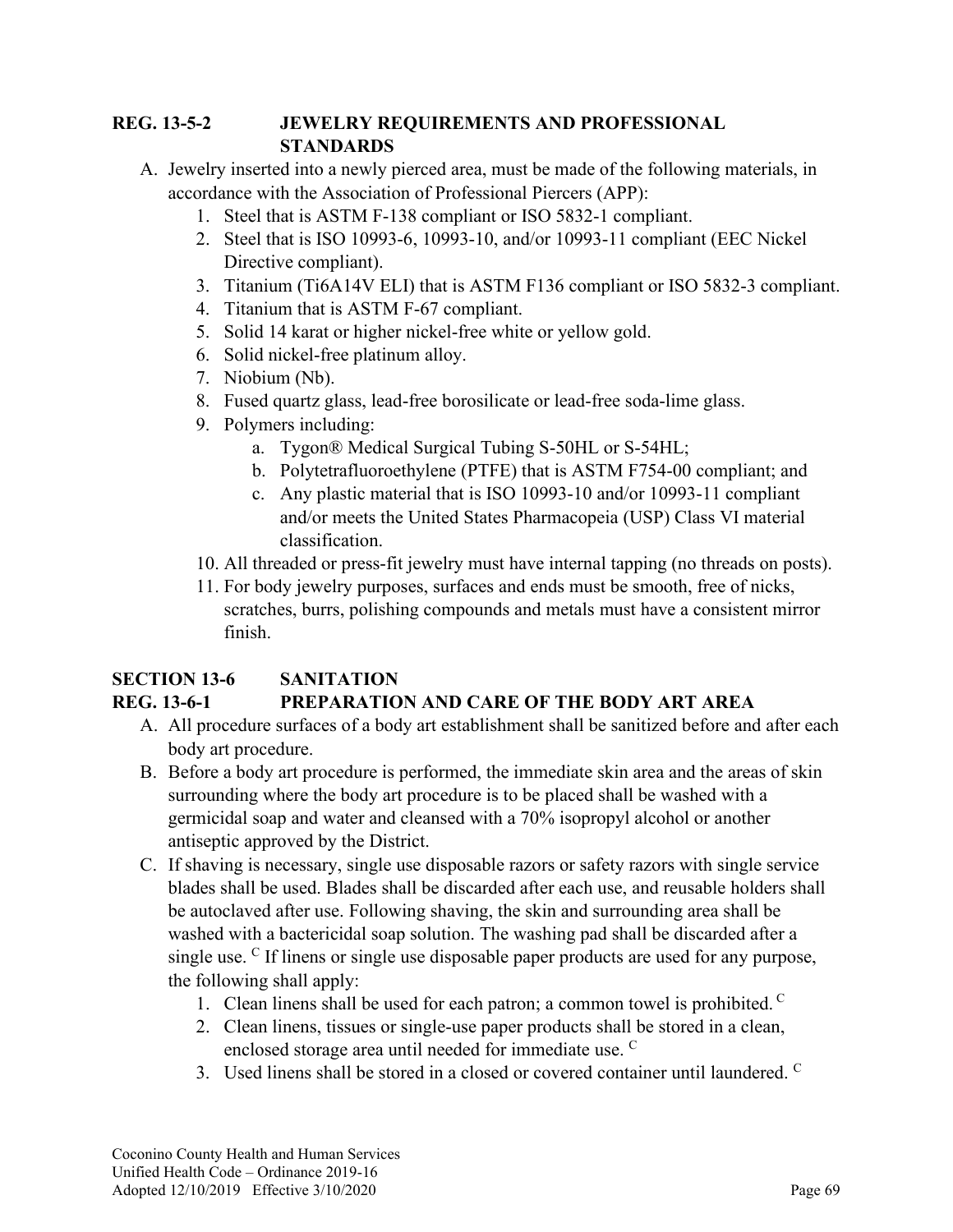## REG. 13-5-2 JEWELRY REQUIREMENTS AND PROFESSIONAL STANDARDS

A. Jewelry inserted into a newly pierced area, must be made of the following materials, in accordance with the Association of Professional Piercers (APP):
   1. Steel that is ASTM F-138 compliant or ISO 5832-1 compliant.
   2. Steel that is ISO 10993-6, 10993-10, and/or 10993-11 compliant (EEC Nickel Directive compliant).
   3. Titanium (Ti6A14V ELI) that is ASTM F136 compliant or ISO 5832-3 compliant.
   4. Titanium that is ASTM F-67 compliant.
   5. Solid 14 karat or higher nickel-free white or yellow gold.
   6. Solid nickel-free platinum alloy.
   7. Niobium (Nb).
   8. Fused quartz glass, lead-free borosilicate or lead-free soda-lime glass.
   9. Polymers including:
      a. Tygon® Medical Surgical Tubing S-50HL or S-54HL;
      b. Polytetrafluoroethylene (PTFE) that is ASTM F754-00 compliant; and
      c. Any plastic material that is ISO 10993-10 and/or 10993-11 compliant and/or meets the United States Pharmacopeia (USP) Class VI material classification.
   10. All threaded or press-fit jewelry must have internal tapping (no threads on posts).
   11. For body jewelry purposes, surfaces and ends must be smooth, free of nicks, scratches, burrs, polishing compounds and metals must have a consistent mirror finish.

## SECTION 13-6 SANITATION

## REG. 13-6-1 PREPARATION AND CARE OF THE BODY ART AREA

A. All procedure surfaces of a body art establishment shall be sanitized before and after each body art procedure.

B. Before a body art procedure is performed, the immediate skin area and the areas of skin surrounding where the body art procedure is to be placed shall be washed with a germicidal soap and water and cleansed with a 70% isopropyl alcohol or another antiseptic approved by the District.

C. If shaving is necessary, single use disposable razors or safety razors with single service blades shall be used. Blades shall be discarded after each use, and reusable holders shall be autoclaved after use. Following shaving, the skin and surrounding area shall be washed with a bactericidal soap solution. The washing pad shall be discarded after a single use. [C] If linens or single use disposable paper products are used for any purpose, the following shall apply:
   1. Clean linens shall be used for each patron; a common towel is prohibited. [C]
   2. Clean linens, tissues or single-use paper products shall be stored in a clean, enclosed storage area until needed for immediate use. [C]
   3. Used linens shall be stored in a closed or covered container until laundered. [C]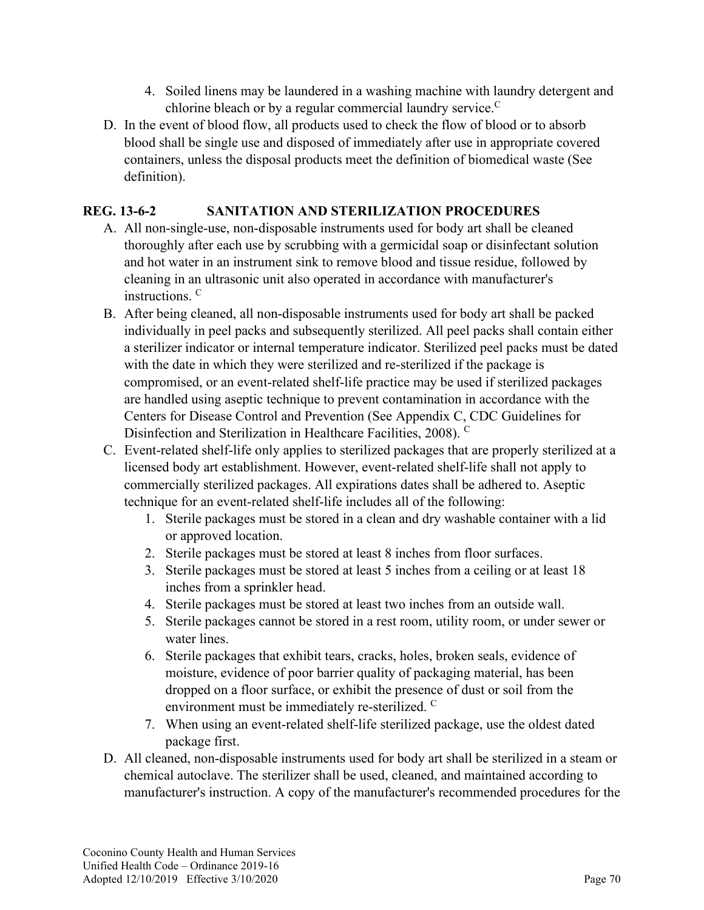4. Soiled linens may be laundered in a washing machine with laundry detergent and chlorine bleach or by a regular commercial laundry service.[C]

D. In the event of blood flow, all products used to check the flow of blood or to absorb blood shall be single use and disposed of immediately after use in appropriate covered containers, unless the disposal products meet the definition of biomedical waste (See definition).

## REG. 13-6-2 SANITATION AND STERILIZATION PROCEDURES

A. All non-single-use, non-disposable instruments used for body art shall be cleaned thoroughly after each use by scrubbing with a germicidal soap or disinfectant solution and hot water in an instrument sink to remove blood and tissue residue, followed by cleaning in an ultrasonic unit also operated in accordance with manufacturer's instructions. [C]

B. After being cleaned, all non-disposable instruments used for body art shall be packed individually in peel packs and subsequently sterilized. All peel packs shall contain either a sterilizer indicator or internal temperature indicator. Sterilized peel packs must be dated with the date in which they were sterilized and re-sterilized if the package is compromised, or an event-related shelf-life practice may be used if sterilized packages are handled using aseptic technique to prevent contamination in accordance with the Centers for Disease Control and Prevention (See Appendix C, CDC Guidelines for Disinfection and Sterilization in Healthcare Facilities, 2008). [C]

C. Event-related shelf-life only applies to sterilized packages that are properly sterilized at a licensed body art establishment. However, event-related shelf-life shall not apply to commercially sterilized packages. All expirations dates shall be adhered to. Aseptic technique for an event-related shelf-life includes all of the following:
   1. Sterile packages must be stored in a clean and dry washable container with a lid or approved location.
   2. Sterile packages must be stored at least 8 inches from floor surfaces.
   3. Sterile packages must be stored at least 5 inches from a ceiling or at least 18 inches from a sprinkler head.
   4. Sterile packages must be stored at least two inches from an outside wall.
   5. Sterile packages cannot be stored in a rest room, utility room, or under sewer or water lines.
   6. Sterile packages that exhibit tears, cracks, holes, broken seals, evidence of moisture, evidence of poor barrier quality of packaging material, has been dropped on a floor surface, or exhibit the presence of dust or soil from the environment must be immediately re-sterilized. [C]
   7. When using an event-related shelf-life sterilized package, use the oldest dated package first.

D. All cleaned, non-disposable instruments used for body art shall be sterilized in a steam or chemical autoclave. The sterilizer shall be used, cleaned, and maintained according to manufacturer's instruction. A copy of the manufacturer's recommended procedures for the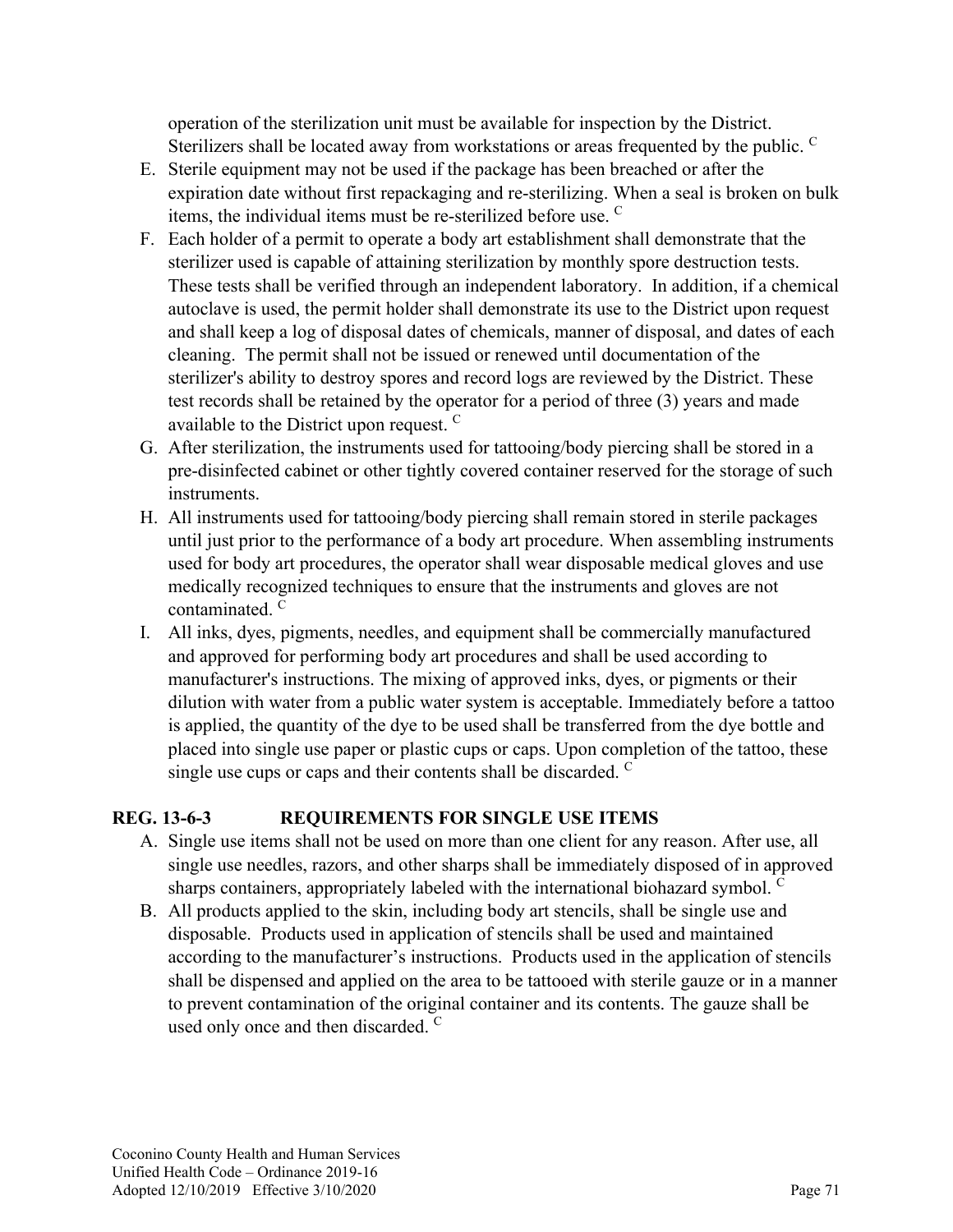operation of the sterilization unit must be available for inspection by the District. Sterilizers shall be located away from workstations or areas frequented by the public. [C]

E. Sterile equipment may not be used if the package has been breached or after the expiration date without first repackaging and re-sterilizing. When a seal is broken on bulk items, the individual items must be re-sterilized before use. [C]
F. Each holder of a permit to operate a body art establishment shall demonstrate that the sterilizer used is capable of attaining sterilization by monthly spore destruction tests. These tests shall be verified through an independent laboratory. In addition, if a chemical autoclave is used, the permit holder shall demonstrate its use to the District upon request and shall keep a log of disposal dates of chemicals, manner of disposal, and dates of each cleaning. The permit shall not be issued or renewed until documentation of the sterilizer's ability to destroy spores and record logs are reviewed by the District. These test records shall be retained by the operator for a period of three (3) years and made available to the District upon request. [C]
G. After sterilization, the instruments used for tattooing/body piercing shall be stored in a pre-disinfected cabinet or other tightly covered container reserved for the storage of such instruments.
H. All instruments used for tattooing/body piercing shall remain stored in sterile packages until just prior to the performance of a body art procedure. When assembling instruments used for body art procedures, the operator shall wear disposable medical gloves and use medically recognized techniques to ensure that the instruments and gloves are not contaminated. [C]
I. All inks, dyes, pigments, needles, and equipment shall be commercially manufactured and approved for performing body art procedures and shall be used according to manufacturer's instructions. The mixing of approved inks, dyes, or pigments or their dilution with water from a public water system is acceptable. Immediately before a tattoo is applied, the quantity of the dye to be used shall be transferred from the dye bottle and placed into single use paper or plastic cups or caps. Upon completion of the tattoo, these single use cups or caps and their contents shall be discarded. [C]

## REG. 13-6-3 REQUIREMENTS FOR SINGLE USE ITEMS

A. Single use items shall not be used on more than one client for any reason. After use, all single use needles, razors, and other sharps shall be immediately disposed of in approved sharps containers, appropriately labeled with the international biohazard symbol. [C]
B. All products applied to the skin, including body art stencils, shall be single use and disposable. Products used in application of stencils shall be used and maintained according to the manufacturer's instructions. Products used in the application of stencils shall be dispensed and applied on the area to be tattooed with sterile gauze or in a manner to prevent contamination of the original container and its contents. The gauze shall be used only once and then discarded. [C]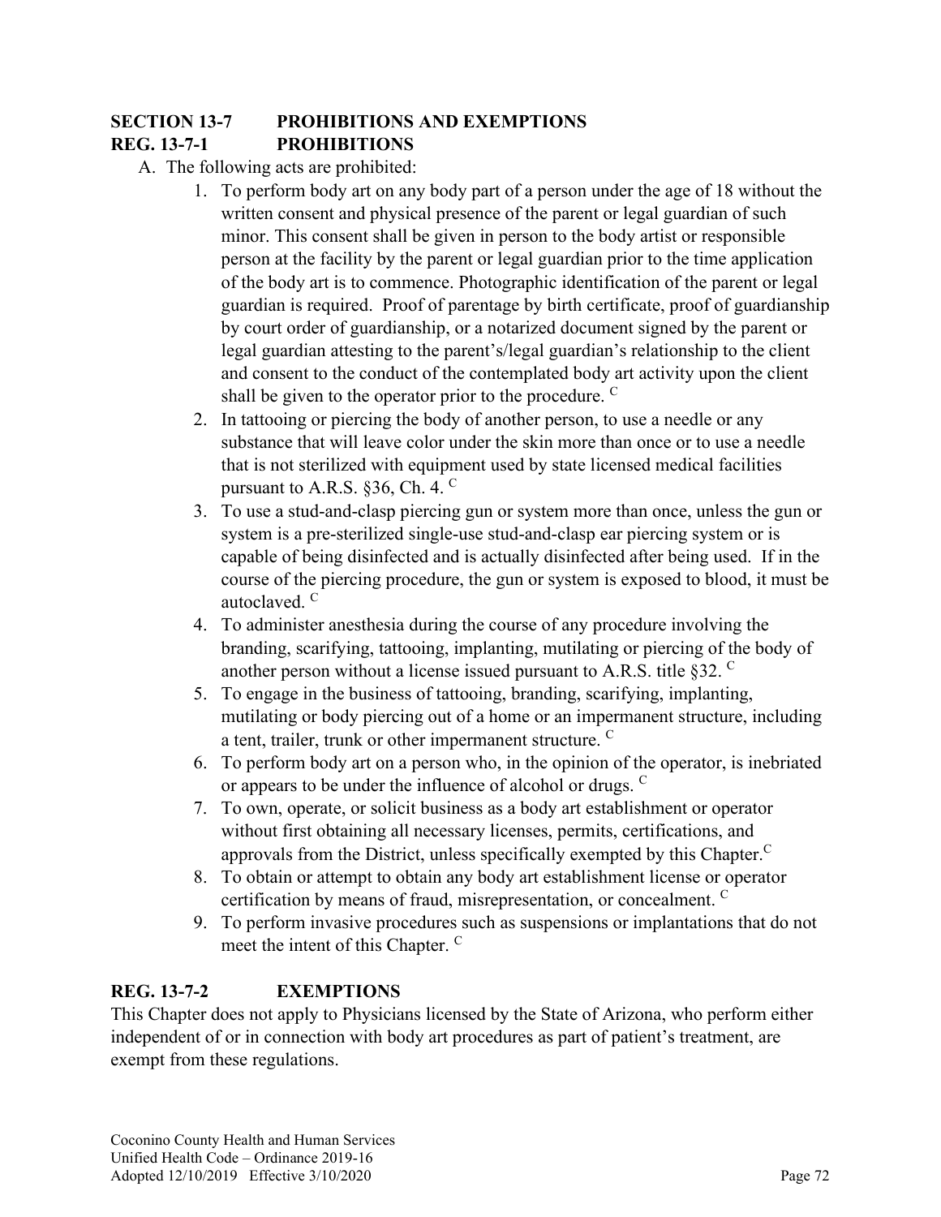## SECTION 13-7 PROHIBITIONS AND EXEMPTIONS

### REG. 13-7-1 PROHIBITIONS

A. The following acts are prohibited:

1. To perform body art on any body part of a person under the age of 18 without the written consent and physical presence of the parent or legal guardian of such minor. This consent shall be given in person to the body artist or responsible person at the facility by the parent or legal guardian prior to the time application of the body art is to commence. Photographic identification of the parent or legal guardian is required. Proof of parentage by birth certificate, proof of guardianship by court order of guardianship, or a notarized document signed by the parent or legal guardian attesting to the parent's/legal guardian's relationship to the client and consent to the conduct of the contemplated body art activity upon the client shall be given to the operator prior to the procedure. [C]
2. In tattooing or piercing the body of another person, to use a needle or any substance that will leave color under the skin more than once or to use a needle that is not sterilized with equipment used by state licensed medical facilities pursuant to A.R.S. §36, Ch. 4. [C]
3. To use a stud-and-clasp piercing gun or system more than once, unless the gun or system is a pre-sterilized single-use stud-and-clasp ear piercing system or is capable of being disinfected and is actually disinfected after being used. If in the course of the piercing procedure, the gun or system is exposed to blood, it must be autoclaved. [C]
4. To administer anesthesia during the course of any procedure involving the branding, scarifying, tattooing, implanting, mutilating or piercing of the body of another person without a license issued pursuant to A.R.S. title §32. [C]
5. To engage in the business of tattooing, branding, scarifying, implanting, mutilating or body piercing out of a home or an impermanent structure, including a tent, trailer, trunk or other impermanent structure. [C]
6. To perform body art on a person who, in the opinion of the operator, is inebriated or appears to be under the influence of alcohol or drugs. [C]
7. To own, operate, or solicit business as a body art establishment or operator without first obtaining all necessary licenses, permits, certifications, and approvals from the District, unless specifically exempted by this Chapter.[C]
8. To obtain or attempt to obtain any body art establishment license or operator certification by means of fraud, misrepresentation, or concealment. [C]
9. To perform invasive procedures such as suspensions or implantations that do not meet the intent of this Chapter. [C]

### REG. 13-7-2 EXEMPTIONS

This Chapter does not apply to Physicians licensed by the State of Arizona, who perform either independent of or in connection with body art procedures as part of patient's treatment, are exempt from these regulations.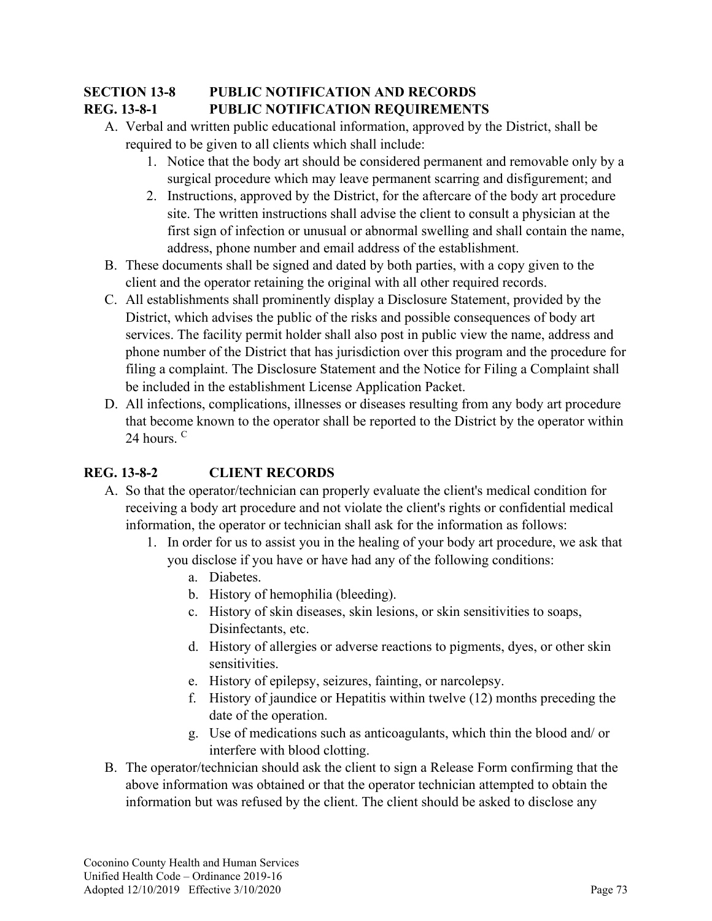## SECTION 13-8 PUBLIC NOTIFICATION AND RECORDS

### REG. 13-8-1 PUBLIC NOTIFICATION REQUIREMENTS

A. Verbal and written public educational information, approved by the District, shall be required to be given to all clients which shall include:
   1. Notice that the body art should be considered permanent and removable only by a surgical procedure which may leave permanent scarring and disfigurement; and
   2. Instructions, approved by the District, for the aftercare of the body art procedure site. The written instructions shall advise the client to consult a physician at the first sign of infection or unusual or abnormal swelling and shall contain the name, address, phone number and email address of the establishment.

B. These documents shall be signed and dated by both parties, with a copy given to the client and the operator retaining the original with all other required records.

C. All establishments shall prominently display a Disclosure Statement, provided by the District, which advises the public of the risks and possible consequences of body art services. The facility permit holder shall also post in public view the name, address and phone number of the District that has jurisdiction over this program and the procedure for filing a complaint. The Disclosure Statement and the Notice for Filing a Complaint shall be included in the establishment License Application Packet.

D. All infections, complications, illnesses or diseases resulting from any body art procedure that become known to the operator shall be reported to the District by the operator within 24 hours. [C]

### REG. 13-8-2 CLIENT RECORDS

A. So that the operator/technician can properly evaluate the client's medical condition for receiving a body art procedure and not violate the client's rights or confidential medical information, the operator or technician shall ask for the information as follows:
   1. In order for us to assist you in the healing of your body art procedure, we ask that you disclose if you have or have had any of the following conditions:
      a. Diabetes.
      b. History of hemophilia (bleeding).
      c. History of skin diseases, skin lesions, or skin sensitivities to soaps, Disinfectants, etc.
      d. History of allergies or adverse reactions to pigments, dyes, or other skin sensitivities.
      e. History of epilepsy, seizures, fainting, or narcolepsy.
      f. History of jaundice or Hepatitis within twelve (12) months preceding the date of the operation.
      g. Use of medications such as anticoagulants, which thin the blood and/ or interfere with blood clotting.

B. The operator/technician should ask the client to sign a Release Form confirming that the above information was obtained or that the operator technician attempted to obtain the information but was refused by the client. The client should be asked to disclose any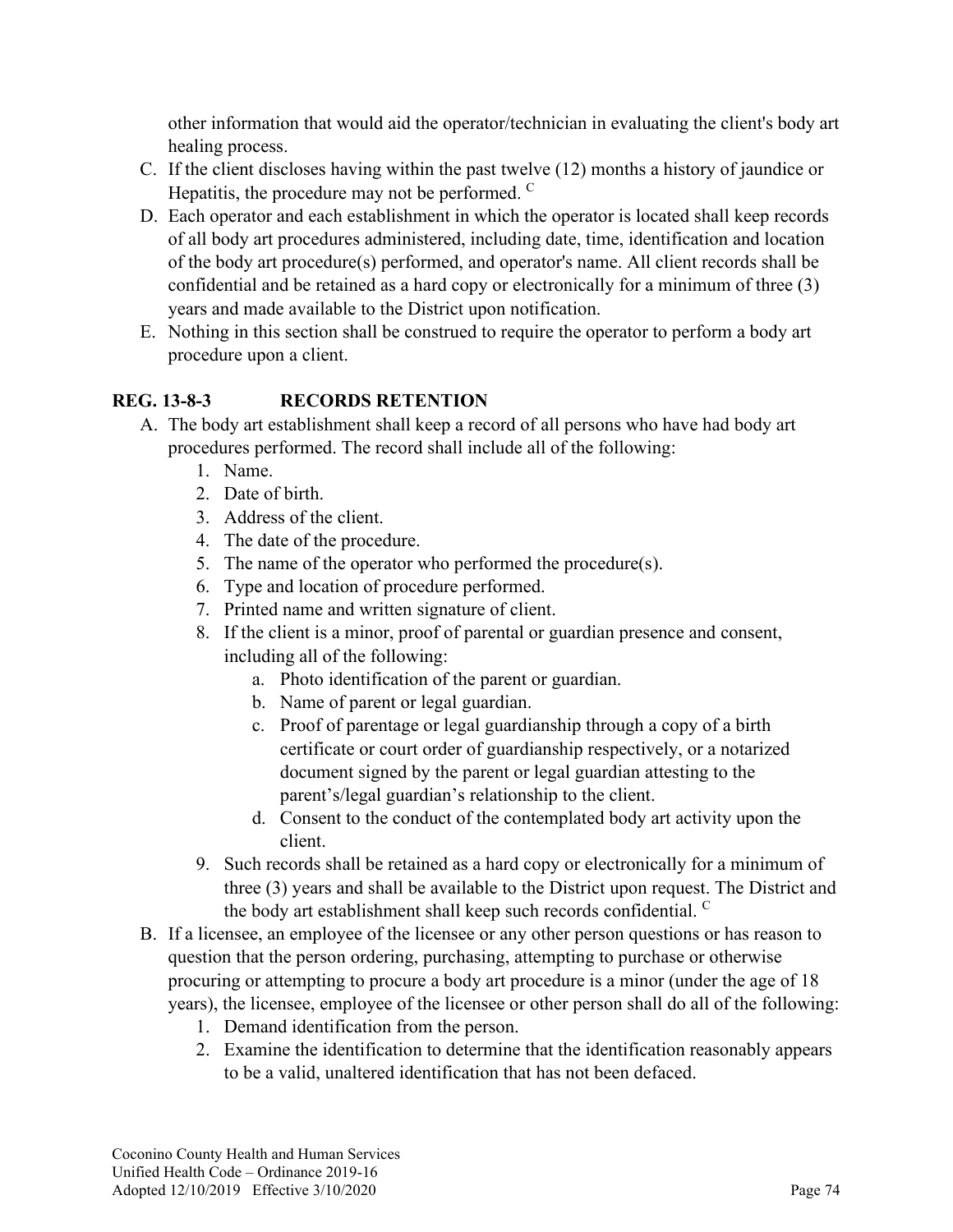other information that would aid the operator/technician in evaluating the client's body art healing process.

C. If the client discloses having within the past twelve (12) months a history of jaundice or Hepatitis, the procedure may not be performed. [C]

D. Each operator and each establishment in which the operator is located shall keep records of all body art procedures administered, including date, time, identification and location of the body art procedure(s) performed, and operator's name. All client records shall be confidential and be retained as a hard copy or electronically for a minimum of three (3) years and made available to the District upon notification.

E. Nothing in this section shall be construed to require the operator to perform a body art procedure upon a client.

### REG. 13-8-3 RECORDS RETENTION

A. The body art establishment shall keep a record of all persons who have had body art procedures performed. The record shall include all of the following:
   1. Name.
   2. Date of birth.
   3. Address of the client.
   4. The date of the procedure.
   5. The name of the operator who performed the procedure(s).
   6. Type and location of procedure performed.
   7. Printed name and written signature of client.
   8. If the client is a minor, proof of parental or guardian presence and consent, including all of the following:
      a. Photo identification of the parent or guardian.
      b. Name of parent or legal guardian.
      c. Proof of parentage or legal guardianship through a copy of a birth certificate or court order of guardianship respectively, or a notarized document signed by the parent or legal guardian attesting to the parent's/legal guardian's relationship to the client.
      d. Consent to the conduct of the contemplated body art activity upon the client.
   9. Such records shall be retained as a hard copy or electronically for a minimum of three (3) years and shall be available to the District upon request. The District and the body art establishment shall keep such records confidential. [C]

B. If a licensee, an employee of the licensee or any other person questions or has reason to question that the person ordering, purchasing, attempting to purchase or otherwise procuring or attempting to procure a body art procedure is a minor (under the age of 18 years), the licensee, employee of the licensee or other person shall do all of the following:
   1. Demand identification from the person.
   2. Examine the identification to determine that the identification reasonably appears to be a valid, unaltered identification that has not been defaced.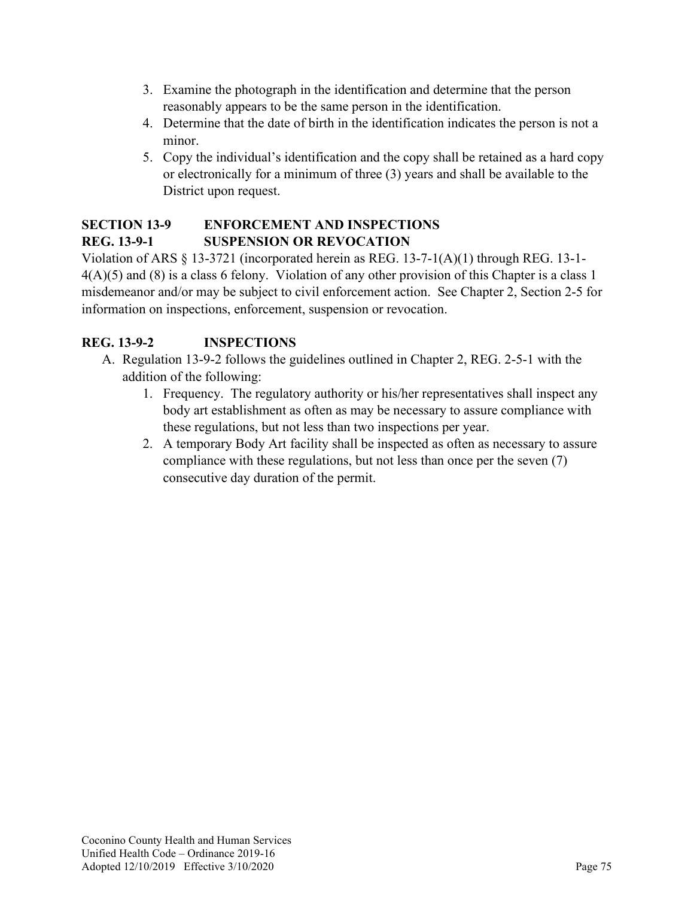3. Examine the photograph in the identification and determine that the person reasonably appears to be the same person in the identification.
4. Determine that the date of birth in the identification indicates the person is not a minor.
5. Copy the individual's identification and the copy shall be retained as a hard copy or electronically for a minimum of three (3) years and shall be available to the District upon request.

**SECTION 13-9 ENFORCEMENT AND INSPECTIONS**

**REG. 13-9-1 SUSPENSION OR REVOCATION**

Violation of ARS § 13-3721 (incorporated herein as REG. 13-7-1(A)(1) through REG. 13-1-4(A)(5) and (8) is a class 6 felony. Violation of any other provision of this Chapter is a class 1 misdemeanor and/or may be subject to civil enforcement action. See Chapter 2, Section 2-5 for information on inspections, enforcement, suspension or revocation.

**REG. 13-9-2 INSPECTIONS**

A. Regulation 13-9-2 follows the guidelines outlined in Chapter 2, REG. 2-5-1 with the addition of the following:
   1. Frequency. The regulatory authority or his/her representatives shall inspect any body art establishment as often as may be necessary to assure compliance with these regulations, but not less than two inspections per year.
   2. A temporary Body Art facility shall be inspected as often as necessary to assure compliance with these regulations, but not less than once per the seven (7) consecutive day duration of the permit.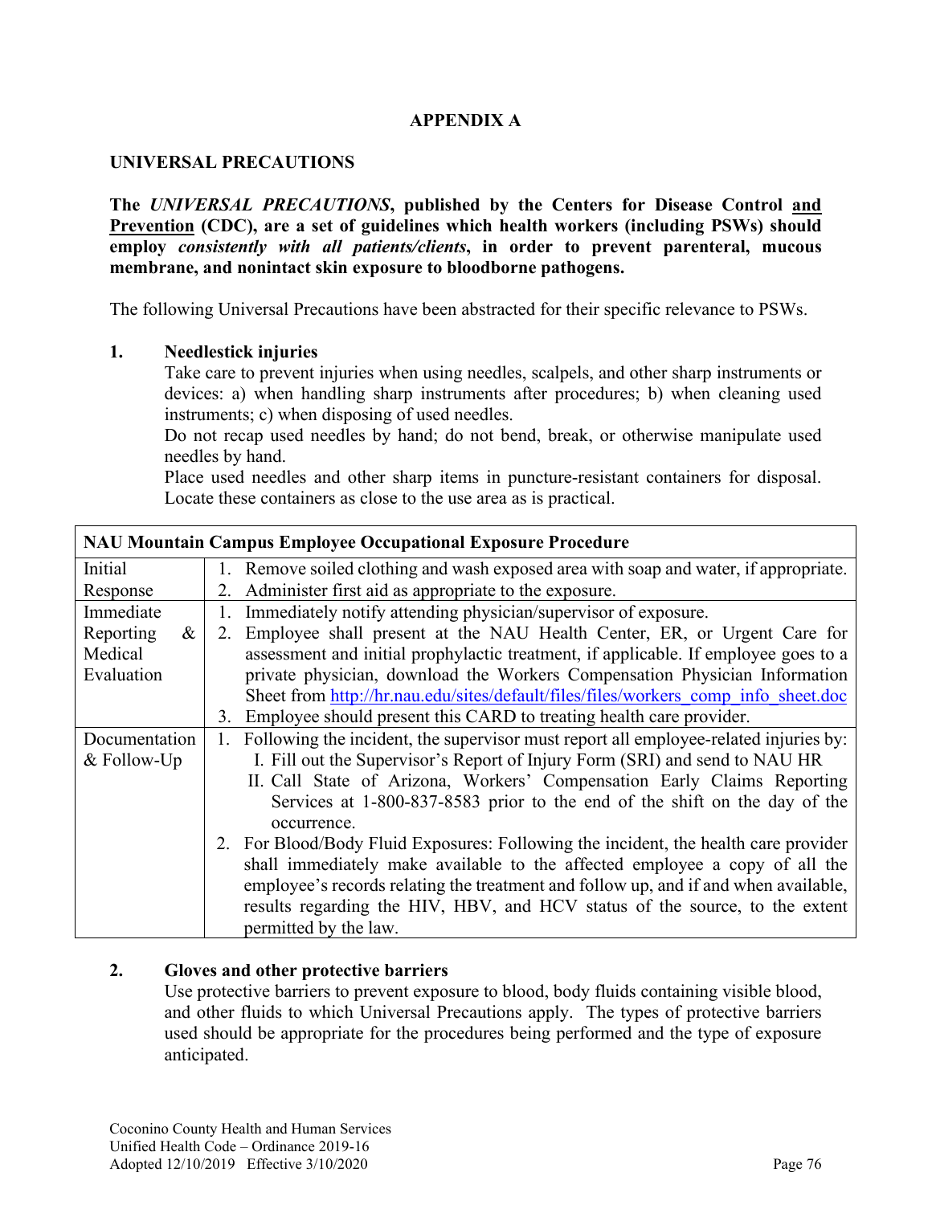# APPENDIX A

## UNIVERSAL PRECAUTIONS

**The *UNIVERSAL PRECAUTIONS*, published by the Centers for Disease Control <u>and Prevention</u> (CDC), are a set of guidelines which health workers (including PSWs) should employ *consistently with all patients/clients*, in order to prevent parenteral, mucous membrane, and nonintact skin exposure to bloodborne pathogens.**

The following Universal Precautions have been abstracted for their specific relevance to PSWs.

**1. Needlestick injuries**

Take care to prevent injuries when using needles, scalpels, and other sharp instruments or devices: a) when handling sharp instruments after procedures; b) when cleaning used instruments; c) when disposing of used needles.

Do not recap used needles by hand; do not bend, break, or otherwise manipulate used needles by hand.

Place used needles and other sharp items in puncture-resistant containers for disposal. Locate these containers as close to the use area as is practical.

| **NAU Mountain Campus Employee Occupational Exposure Procedure** | |
|---|---|
| Initial Response | 1. Remove soiled clothing and wash exposed area with soap and water, if appropriate.<br>2. Administer first aid as appropriate to the exposure. |
| Immediate Reporting & Medical Evaluation | 1. Immediately notify attending physician/supervisor of exposure.<br>2. Employee shall present at the NAU Health Center, ER, or Urgent Care for assessment and initial prophylactic treatment, if applicable. If employee goes to a private physician, download the Workers Compensation Physician Information Sheet from http://hr.nau.edu/sites/default/files/files/workers_comp_info_sheet.doc<br>3. Employee should present this CARD to treating health care provider. |
| Documentation & Follow-Up | 1. Following the incident, the supervisor must report all employee-related injuries by:<br>I. Fill out the Supervisor's Report of Injury Form (SRI) and send to NAU HR<br>II. Call State of Arizona, Workers' Compensation Early Claims Reporting Services at 1-800-837-8583 prior to the end of the shift on the day of the occurrence.<br>2. For Blood/Body Fluid Exposures: Following the incident, the health care provider shall immediately make available to the affected employee a copy of all the employee's records relating the treatment and follow up, and if and when available, results regarding the HIV, HBV, and HCV status of the source, to the extent permitted by the law. |

**2. Gloves and other protective barriers**

Use protective barriers to prevent exposure to blood, body fluids containing visible blood, and other fluids to which Universal Precautions apply. The types of protective barriers used should be appropriate for the procedures being performed and the type of exposure anticipated.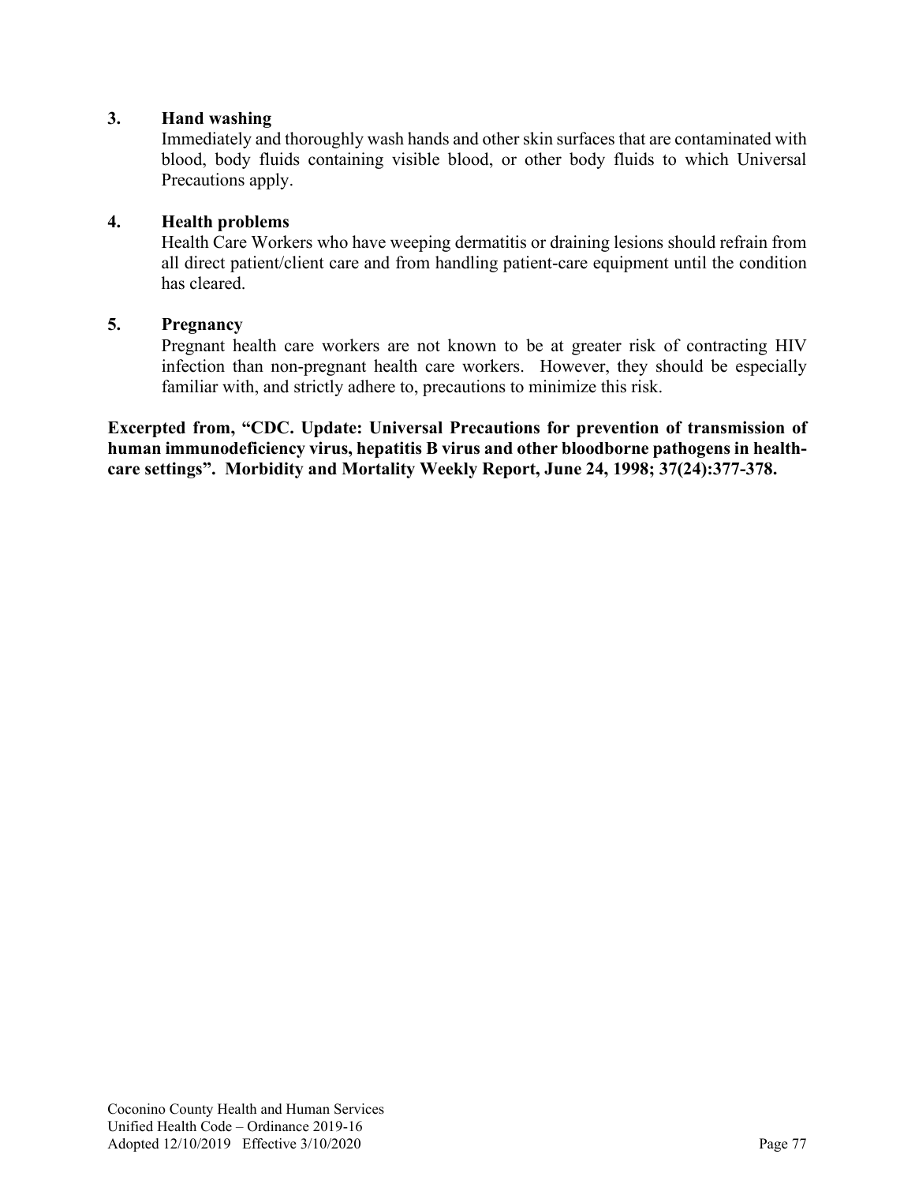**3. Hand washing**

Immediately and thoroughly wash hands and other skin surfaces that are contaminated with blood, body fluids containing visible blood, or other body fluids to which Universal Precautions apply.

**4. Health problems**

Health Care Workers who have weeping dermatitis or draining lesions should refrain from all direct patient/client care and from handling patient-care equipment until the condition has cleared.

**5. Pregnancy**

Pregnant health care workers are not known to be at greater risk of contracting HIV infection than non-pregnant health care workers. However, they should be especially familiar with, and strictly adhere to, precautions to minimize this risk.

**Excerpted from, "CDC. Update: Universal Precautions for prevention of transmission of human immunodeficiency virus, hepatitis B virus and other bloodborne pathogens in health-care settings". Morbidity and Mortality Weekly Report, June 24, 1998; 37(24):377-378.**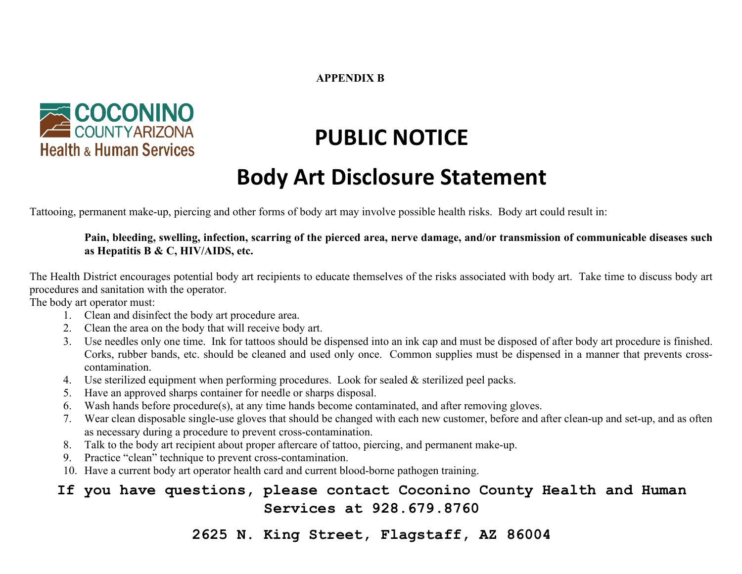**APPENDIX B**

COCONINO COUNTY ARIZONA Health & Human Services

# PUBLIC NOTICE

# Body Art Disclosure Statement

Tattooing, permanent make-up, piercing and other forms of body art may involve possible health risks. Body art could result in:

> **Pain, bleeding, swelling, infection, scarring of the pierced area, nerve damage, and/or transmission of communicable diseases such as Hepatitis B & C, HIV/AIDS, etc.**

The Health District encourages potential body art recipients to educate themselves of the risks associated with body art. Take time to discuss body art procedures and sanitation with the operator.

The body art operator must:

1. Clean and disinfect the body art procedure area.
2. Clean the area on the body that will receive body art.
3. Use needles only one time. Ink for tattoos should be dispensed into an ink cap and must be disposed of after body art procedure is finished. Corks, rubber bands, etc. should be cleaned and used only once. Common supplies must be dispensed in a manner that prevents cross-contamination.
4. Use sterilized equipment when performing procedures. Look for sealed & sterilized peel packs.
5. Have an approved sharps container for needle or sharps disposal.
6. Wash hands before procedure(s), at any time hands become contaminated, and after removing gloves.
7. Wear clean disposable single-use gloves that should be changed with each new customer, before and after clean-up and set-up, and as often as necessary during a procedure to prevent cross-contamination.
8. Talk to the body art recipient about proper aftercare of tattoo, piercing, and permanent make-up.
9. Practice "clean" technique to prevent cross-contamination.
10. Have a current body art operator health card and current blood-borne pathogen training.

**If you have questions, please contact Coconino County Health and Human Services at 928.679.8760**

**2625 N. King Street, Flagstaff, AZ 86004**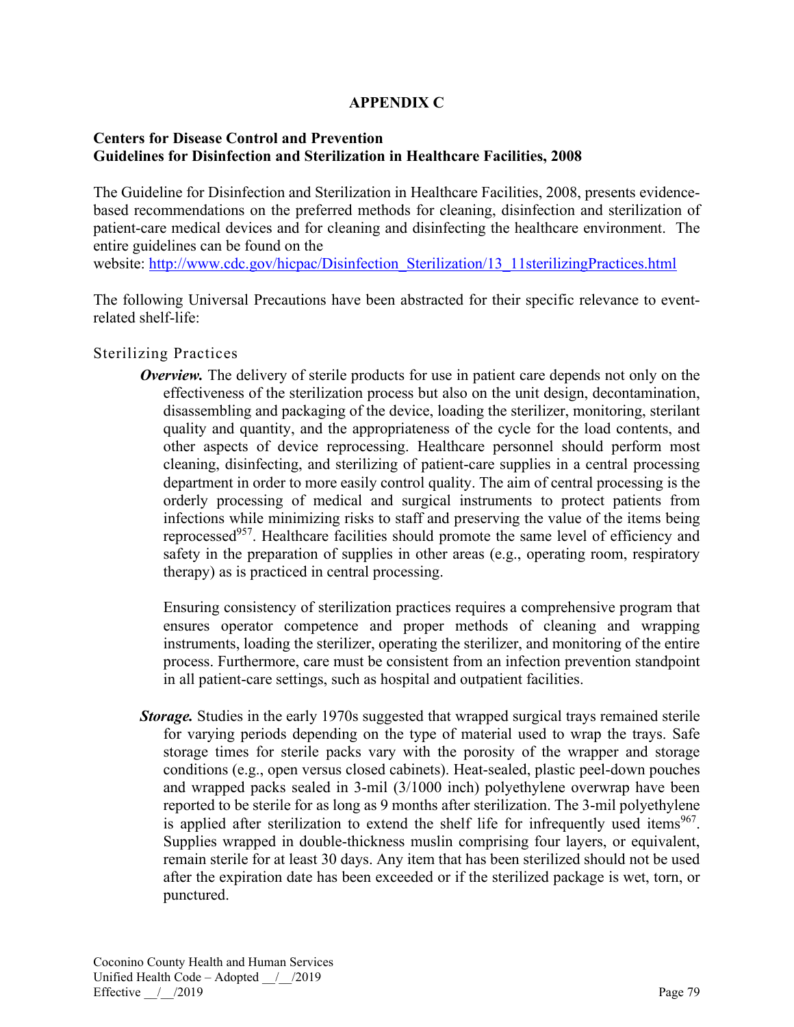# APPENDIX C

## Centers for Disease Control and Prevention
## Guidelines for Disinfection and Sterilization in Healthcare Facilities, 2008

The Guideline for Disinfection and Sterilization in Healthcare Facilities, 2008, presents evidence-based recommendations on the preferred methods for cleaning, disinfection and sterilization of patient-care medical devices and for cleaning and disinfecting the healthcare environment. The entire guidelines can be found on the website: [http://www.cdc.gov/hicpac/Disinfection_Sterilization/13_11sterilizingPractices.html](http://www.cdc.gov/hicpac/Disinfection_Sterilization/13_11sterilizingPractices.html)

The following Universal Precautions have been abstracted for their specific relevance to event-related shelf-life:

### Sterilizing Practices

***Overview.*** The delivery of sterile products for use in patient care depends not only on the effectiveness of the sterilization process but also on the unit design, decontamination, disassembling and packaging of the device, loading the sterilizer, monitoring, sterilant quality and quantity, and the appropriateness of the cycle for the load contents, and other aspects of device reprocessing. Healthcare personnel should perform most cleaning, disinfecting, and sterilizing of patient-care supplies in a central processing department in order to more easily control quality. The aim of central processing is the orderly processing of medical and surgical instruments to protect patients from infections while minimizing risks to staff and preserving the value of the items being reprocessed[957]. Healthcare facilities should promote the same level of efficiency and safety in the preparation of supplies in other areas (e.g., operating room, respiratory therapy) as is practiced in central processing.

Ensuring consistency of sterilization practices requires a comprehensive program that ensures operator competence and proper methods of cleaning and wrapping instruments, loading the sterilizer, operating the sterilizer, and monitoring of the entire process. Furthermore, care must be consistent from an infection prevention standpoint in all patient-care settings, such as hospital and outpatient facilities.

***Storage.*** Studies in the early 1970s suggested that wrapped surgical trays remained sterile for varying periods depending on the type of material used to wrap the trays. Safe storage times for sterile packs vary with the porosity of the wrapper and storage conditions (e.g., open versus closed cabinets). Heat-sealed, plastic peel-down pouches and wrapped packs sealed in 3-mil (3/1000 inch) polyethylene overwrap have been reported to be sterile for as long as 9 months after sterilization. The 3-mil polyethylene is applied after sterilization to extend the shelf life for infrequently used items[967]. Supplies wrapped in double-thickness muslin comprising four layers, or equivalent, remain sterile for at least 30 days. Any item that has been sterilized should not be used after the expiration date has been exceeded or if the sterilized package is wet, torn, or punctured.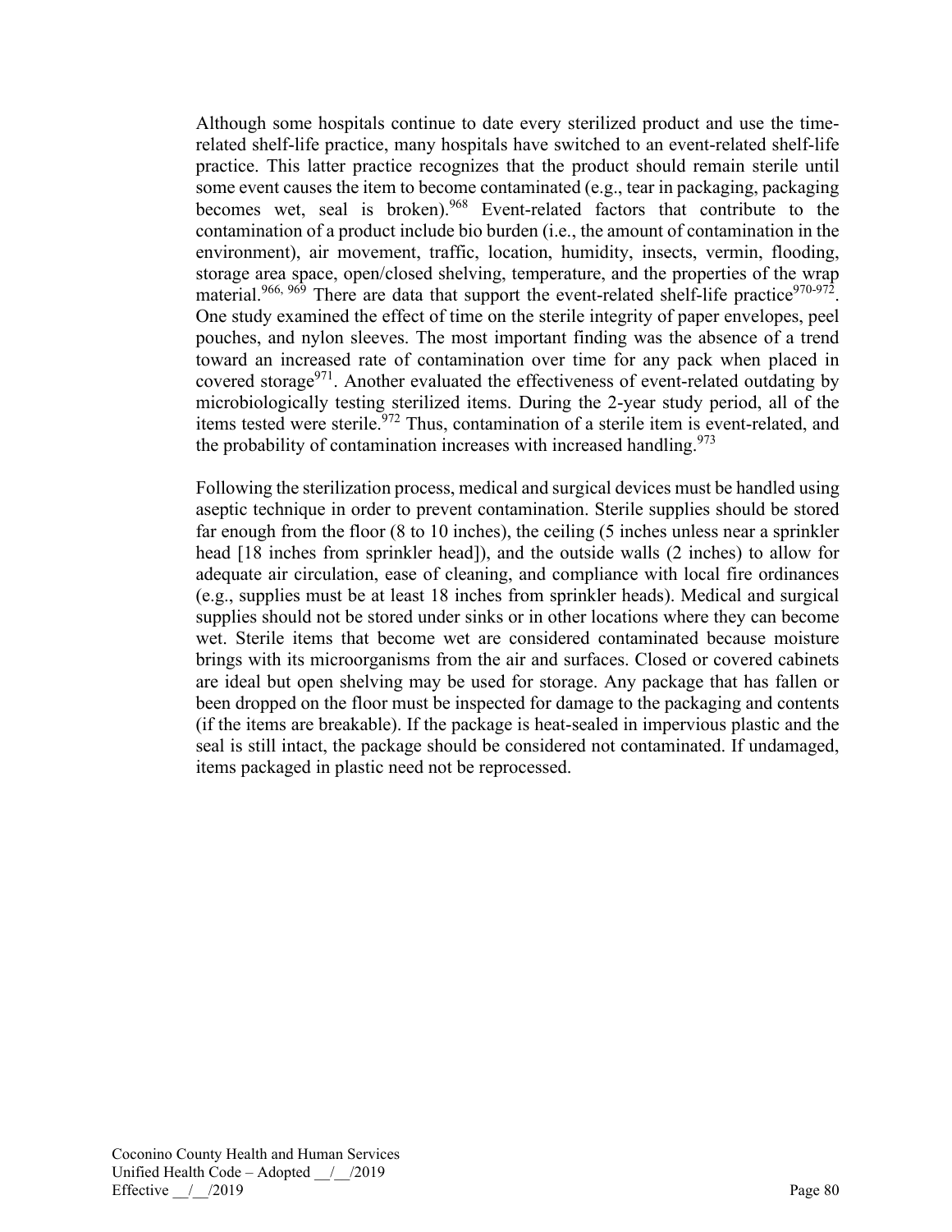Although some hospitals continue to date every sterilized product and use the time-related shelf-life practice, many hospitals have switched to an event-related shelf-life practice. This latter practice recognizes that the product should remain sterile until some event causes the item to become contaminated (e.g., tear in packaging, packaging becomes wet, seal is broken).[968] Event-related factors that contribute to the contamination of a product include bio burden (i.e., the amount of contamination in the environment), air movement, traffic, location, humidity, insects, vermin, flooding, storage area space, open/closed shelving, temperature, and the properties of the wrap material.[966, 969] There are data that support the event-related shelf-life practice[970-972]. One study examined the effect of time on the sterile integrity of paper envelopes, peel pouches, and nylon sleeves. The most important finding was the absence of a trend toward an increased rate of contamination over time for any pack when placed in covered storage[971]. Another evaluated the effectiveness of event-related outdating by microbiologically testing sterilized items. During the 2-year study period, all of the items tested were sterile.[972] Thus, contamination of a sterile item is event-related, and the probability of contamination increases with increased handling.[973]

Following the sterilization process, medical and surgical devices must be handled using aseptic technique in order to prevent contamination. Sterile supplies should be stored far enough from the floor (8 to 10 inches), the ceiling (5 inches unless near a sprinkler head [18 inches from sprinkler head]), and the outside walls (2 inches) to allow for adequate air circulation, ease of cleaning, and compliance with local fire ordinances (e.g., supplies must be at least 18 inches from sprinkler heads). Medical and surgical supplies should not be stored under sinks or in other locations where they can become wet. Sterile items that become wet are considered contaminated because moisture brings with its microorganisms from the air and surfaces. Closed or covered cabinets are ideal but open shelving may be used for storage. Any package that has fallen or been dropped on the floor must be inspected for damage to the packaging and contents (if the items are breakable). If the package is heat-sealed in impervious plastic and the seal is still intact, the package should be considered not contaminated. If undamaged, items packaged in plastic need not be reprocessed.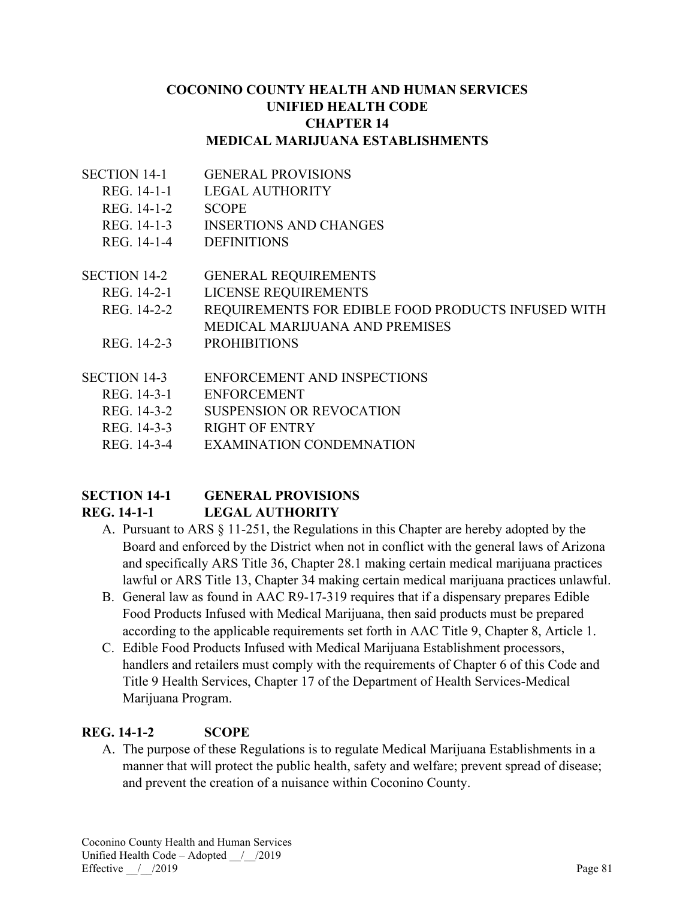# COCONINO COUNTY HEALTH AND HUMAN SERVICES
# UNIFIED HEALTH CODE
# CHAPTER 14
# MEDICAL MARIJUANA ESTABLISHMENTS

| | |
|---|---|
| SECTION 14-1 | GENERAL PROVISIONS |
| REG. 14-1-1 | LEGAL AUTHORITY |
| REG. 14-1-2 | SCOPE |
| REG. 14-1-3 | INSERTIONS AND CHANGES |
| REG. 14-1-4 | DEFINITIONS |
| SECTION 14-2 | GENERAL REQUIREMENTS |
| REG. 14-2-1 | LICENSE REQUIREMENTS |
| REG. 14-2-2 | REQUIREMENTS FOR EDIBLE FOOD PRODUCTS INFUSED WITH MEDICAL MARIJUANA AND PREMISES |
| REG. 14-2-3 | PROHIBITIONS |
| SECTION 14-3 | ENFORCEMENT AND INSPECTIONS |
| REG. 14-3-1 | ENFORCEMENT |
| REG. 14-3-2 | SUSPENSION OR REVOCATION |
| REG. 14-3-3 | RIGHT OF ENTRY |
| REG. 14-3-4 | EXAMINATION CONDEMNATION |

## SECTION 14-1 GENERAL PROVISIONS

### REG. 14-1-1 LEGAL AUTHORITY

A. Pursuant to ARS § 11-251, the Regulations in this Chapter are hereby adopted by the Board and enforced by the District when not in conflict with the general laws of Arizona and specifically ARS Title 36, Chapter 28.1 making certain medical marijuana practices lawful or ARS Title 13, Chapter 34 making certain medical marijuana practices unlawful.

B. General law as found in AAC R9-17-319 requires that if a dispensary prepares Edible Food Products Infused with Medical Marijuana, then said products must be prepared according to the applicable requirements set forth in AAC Title 9, Chapter 8, Article 1.

C. Edible Food Products Infused with Medical Marijuana Establishment processors, handlers and retailers must comply with the requirements of Chapter 6 of this Code and Title 9 Health Services, Chapter 17 of the Department of Health Services-Medical Marijuana Program.

### REG. 14-1-2 SCOPE

A. The purpose of these Regulations is to regulate Medical Marijuana Establishments in a manner that will protect the public health, safety and welfare; prevent spread of disease; and prevent the creation of a nuisance within Coconino County.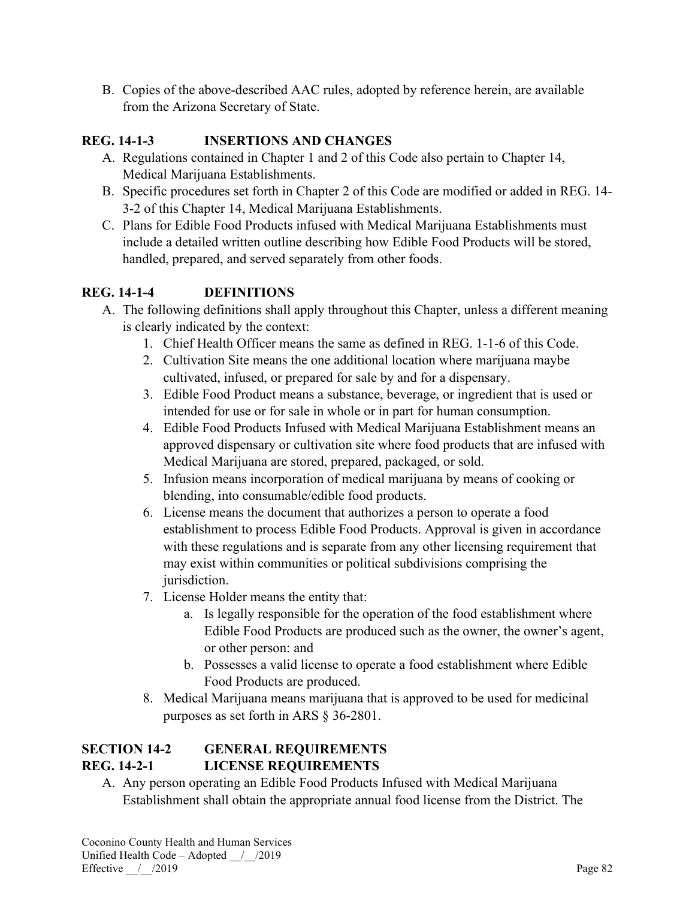B. Copies of the above-described AAC rules, adopted by reference herein, are available from the Arizona Secretary of State.

## REG. 14-1-3 INSERTIONS AND CHANGES

A. Regulations contained in Chapter 1 and 2 of this Code also pertain to Chapter 14, Medical Marijuana Establishments.
B. Specific procedures set forth in Chapter 2 of this Code are modified or added in REG. 14-3-2 of this Chapter 14, Medical Marijuana Establishments.
C. Plans for Edible Food Products infused with Medical Marijuana Establishments must include a detailed written outline describing how Edible Food Products will be stored, handled, prepared, and served separately from other foods.

## REG. 14-1-4 DEFINITIONS

A. The following definitions shall apply throughout this Chapter, unless a different meaning is clearly indicated by the context:
   1. Chief Health Officer means the same as defined in REG. 1-1-6 of this Code.
   2. Cultivation Site means the one additional location where marijuana maybe cultivated, infused, or prepared for sale by and for a dispensary.
   3. Edible Food Product means a substance, beverage, or ingredient that is used or intended for use or for sale in whole or in part for human consumption.
   4. Edible Food Products Infused with Medical Marijuana Establishment means an approved dispensary or cultivation site where food products that are infused with Medical Marijuana are stored, prepared, packaged, or sold.
   5. Infusion means incorporation of medical marijuana by means of cooking or blending, into consumable/edible food products.
   6. License means the document that authorizes a person to operate a food establishment to process Edible Food Products. Approval is given in accordance with these regulations and is separate from any other licensing requirement that may exist within communities or political subdivisions comprising the jurisdiction.
   7. License Holder means the entity that:
      a. Is legally responsible for the operation of the food establishment where Edible Food Products are produced such as the owner, the owner's agent, or other person: and
      b. Possesses a valid license to operate a food establishment where Edible Food Products are produced.
   8. Medical Marijuana means marijuana that is approved to be used for medicinal purposes as set forth in ARS § 36-2801.

## SECTION 14-2 GENERAL REQUIREMENTS

## REG. 14-2-1 LICENSE REQUIREMENTS

A. Any person operating an Edible Food Products Infused with Medical Marijuana Establishment shall obtain the appropriate annual food license from the District. The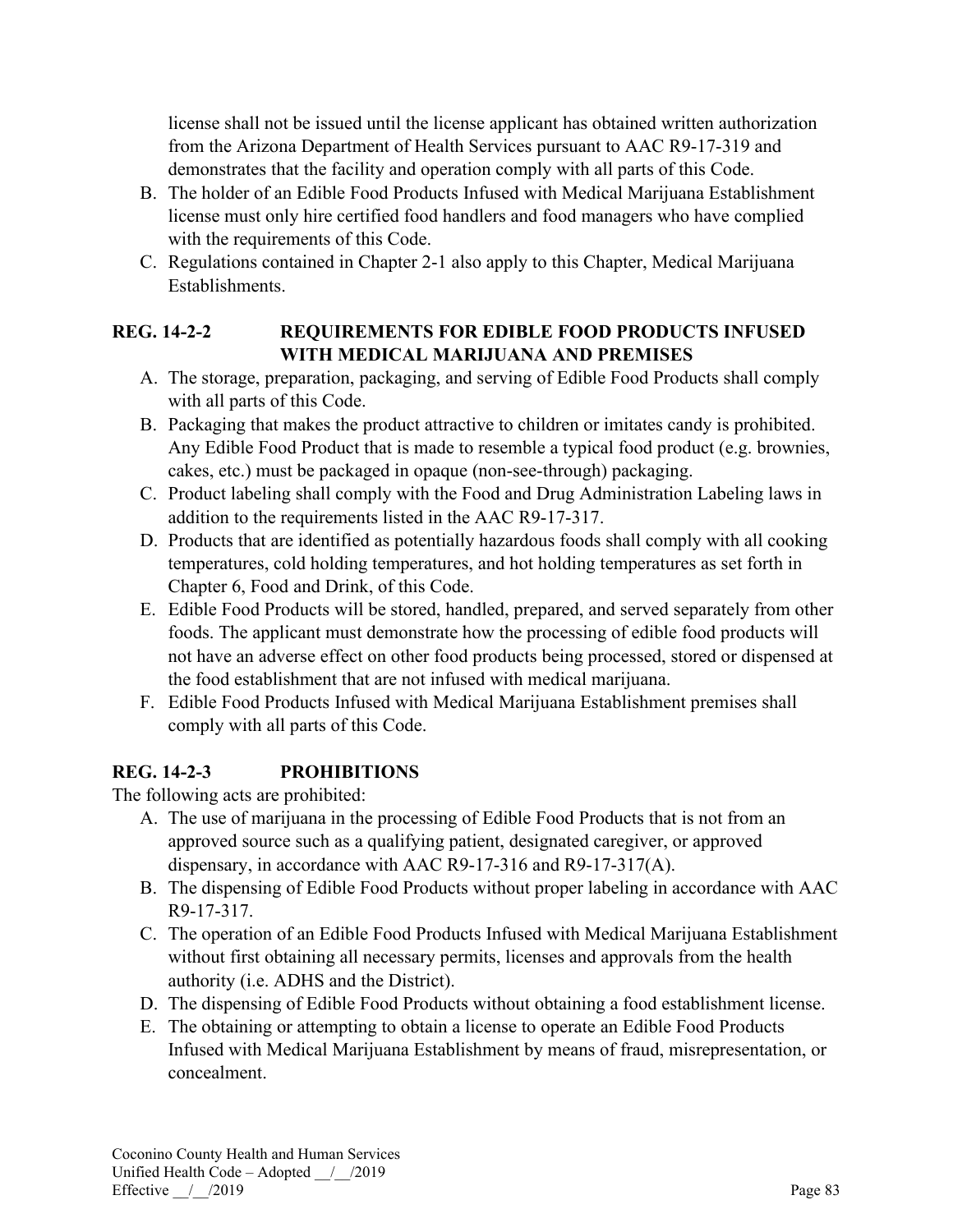license shall not be issued until the license applicant has obtained written authorization from the Arizona Department of Health Services pursuant to AAC R9-17-319 and demonstrates that the facility and operation comply with all parts of this Code.

B. The holder of an Edible Food Products Infused with Medical Marijuana Establishment license must only hire certified food handlers and food managers who have complied with the requirements of this Code.
C. Regulations contained in Chapter 2-1 also apply to this Chapter, Medical Marijuana Establishments.

### REG. 14-2-2 REQUIREMENTS FOR EDIBLE FOOD PRODUCTS INFUSED WITH MEDICAL MARIJUANA AND PREMISES

A. The storage, preparation, packaging, and serving of Edible Food Products shall comply with all parts of this Code.
B. Packaging that makes the product attractive to children or imitates candy is prohibited. Any Edible Food Product that is made to resemble a typical food product (e.g. brownies, cakes, etc.) must be packaged in opaque (non-see-through) packaging.
C. Product labeling shall comply with the Food and Drug Administration Labeling laws in addition to the requirements listed in the AAC R9-17-317.
D. Products that are identified as potentially hazardous foods shall comply with all cooking temperatures, cold holding temperatures, and hot holding temperatures as set forth in Chapter 6, Food and Drink, of this Code.
E. Edible Food Products will be stored, handled, prepared, and served separately from other foods. The applicant must demonstrate how the processing of edible food products will not have an adverse effect on other food products being processed, stored or dispensed at the food establishment that are not infused with medical marijuana.
F. Edible Food Products Infused with Medical Marijuana Establishment premises shall comply with all parts of this Code.

### REG. 14-2-3 PROHIBITIONS

The following acts are prohibited:

A. The use of marijuana in the processing of Edible Food Products that is not from an approved source such as a qualifying patient, designated caregiver, or approved dispensary, in accordance with AAC R9-17-316 and R9-17-317(A).
B. The dispensing of Edible Food Products without proper labeling in accordance with AAC R9-17-317.
C. The operation of an Edible Food Products Infused with Medical Marijuana Establishment without first obtaining all necessary permits, licenses and approvals from the health authority (i.e. ADHS and the District).
D. The dispensing of Edible Food Products without obtaining a food establishment license.
E. The obtaining or attempting to obtain a license to operate an Edible Food Products Infused with Medical Marijuana Establishment by means of fraud, misrepresentation, or concealment.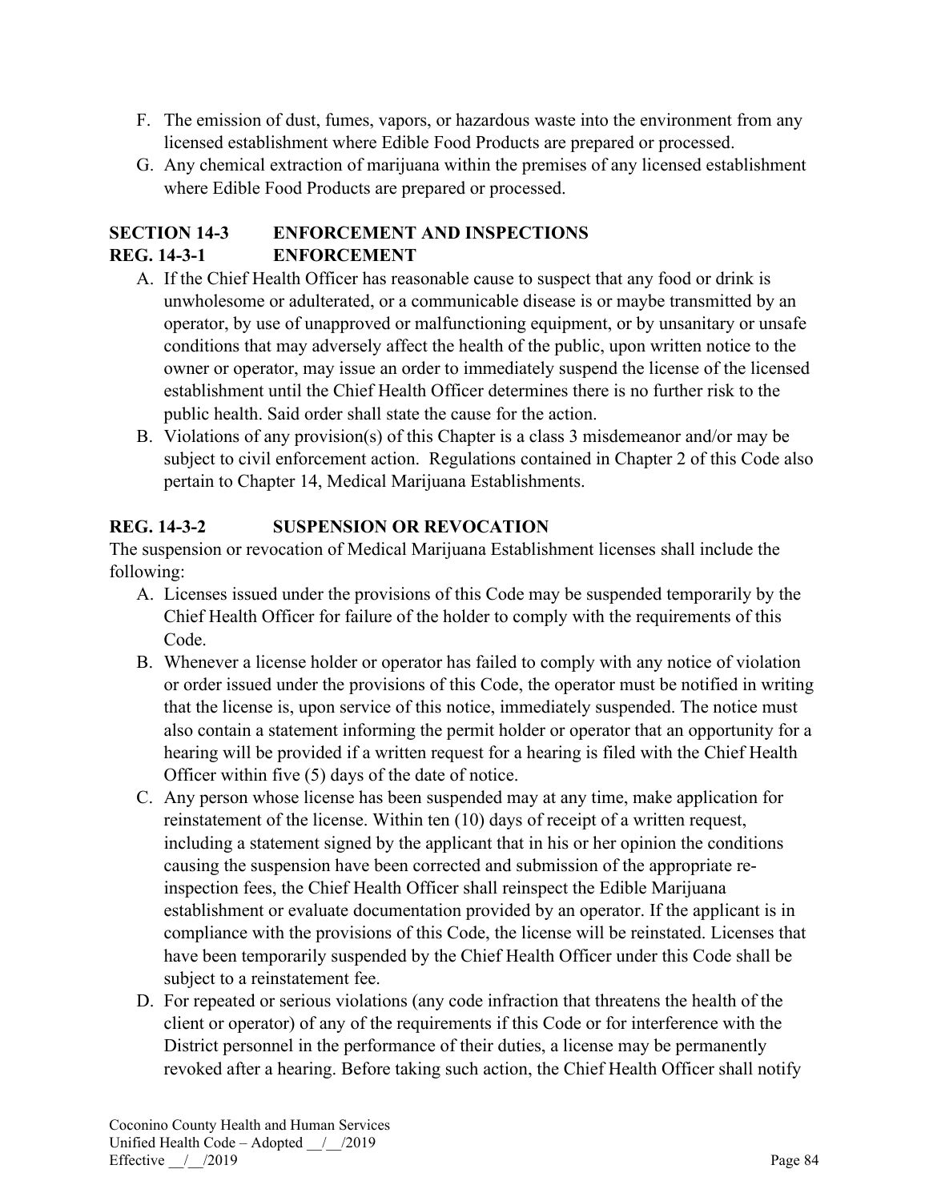F. The emission of dust, fumes, vapors, or hazardous waste into the environment from any licensed establishment where Edible Food Products are prepared or processed.
G. Any chemical extraction of marijuana within the premises of any licensed establishment where Edible Food Products are prepared or processed.

## SECTION 14-3 ENFORCEMENT AND INSPECTIONS

### REG. 14-3-1 ENFORCEMENT

A. If the Chief Health Officer has reasonable cause to suspect that any food or drink is unwholesome or adulterated, or a communicable disease is or maybe transmitted by an operator, by use of unapproved or malfunctioning equipment, or by unsanitary or unsafe conditions that may adversely affect the health of the public, upon written notice to the owner or operator, may issue an order to immediately suspend the license of the licensed establishment until the Chief Health Officer determines there is no further risk to the public health. Said order shall state the cause for the action.
B. Violations of any provision(s) of this Chapter is a class 3 misdemeanor and/or may be subject to civil enforcement action. Regulations contained in Chapter 2 of this Code also pertain to Chapter 14, Medical Marijuana Establishments.

### REG. 14-3-2 SUSPENSION OR REVOCATION

The suspension or revocation of Medical Marijuana Establishment licenses shall include the following:

A. Licenses issued under the provisions of this Code may be suspended temporarily by the Chief Health Officer for failure of the holder to comply with the requirements of this Code.
B. Whenever a license holder or operator has failed to comply with any notice of violation or order issued under the provisions of this Code, the operator must be notified in writing that the license is, upon service of this notice, immediately suspended. The notice must also contain a statement informing the permit holder or operator that an opportunity for a hearing will be provided if a written request for a hearing is filed with the Chief Health Officer within five (5) days of the date of notice.
C. Any person whose license has been suspended may at any time, make application for reinstatement of the license. Within ten (10) days of receipt of a written request, including a statement signed by the applicant that in his or her opinion the conditions causing the suspension have been corrected and submission of the appropriate re-inspection fees, the Chief Health Officer shall reinspect the Edible Marijuana establishment or evaluate documentation provided by an operator. If the applicant is in compliance with the provisions of this Code, the license will be reinstated. Licenses that have been temporarily suspended by the Chief Health Officer under this Code shall be subject to a reinstatement fee.
D. For repeated or serious violations (any code infraction that threatens the health of the client or operator) of any of the requirements if this Code or for interference with the District personnel in the performance of their duties, a license may be permanently revoked after a hearing. Before taking such action, the Chief Health Officer shall notify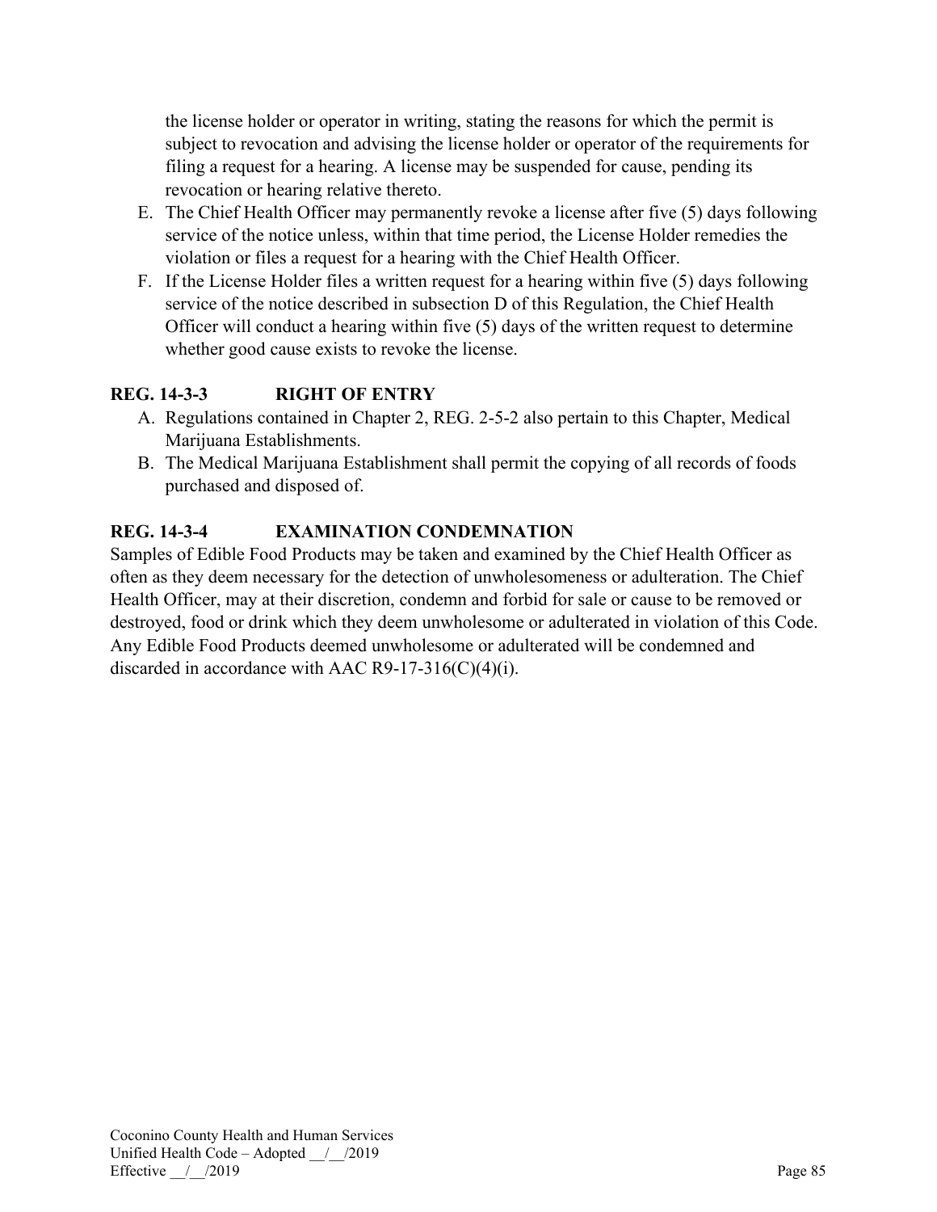the license holder or operator in writing, stating the reasons for which the permit is subject to revocation and advising the license holder or operator of the requirements for filing a request for a hearing. A license may be suspended for cause, pending its revocation or hearing relative thereto.

E. The Chief Health Officer may permanently revoke a license after five (5) days following service of the notice unless, within that time period, the License Holder remedies the violation or files a request for a hearing with the Chief Health Officer.
F. If the License Holder files a written request for a hearing within five (5) days following service of the notice described in subsection D of this Regulation, the Chief Health Officer will conduct a hearing within five (5) days of the written request to determine whether good cause exists to revoke the license.

### REG. 14-3-3 RIGHT OF ENTRY

A. Regulations contained in Chapter 2, REG. 2-5-2 also pertain to this Chapter, Medical Marijuana Establishments.
B. The Medical Marijuana Establishment shall permit the copying of all records of foods purchased and disposed of.

### REG. 14-3-4 EXAMINATION CONDEMNATION

Samples of Edible Food Products may be taken and examined by the Chief Health Officer as often as they deem necessary for the detection of unwholesomeness or adulteration. The Chief Health Officer, may at their discretion, condemn and forbid for sale or cause to be removed or destroyed, food or drink which they deem unwholesome or adulterated in violation of this Code. Any Edible Food Products deemed unwholesome or adulterated will be condemned and discarded in accordance with AAC R9-17-316(C)(4)(i).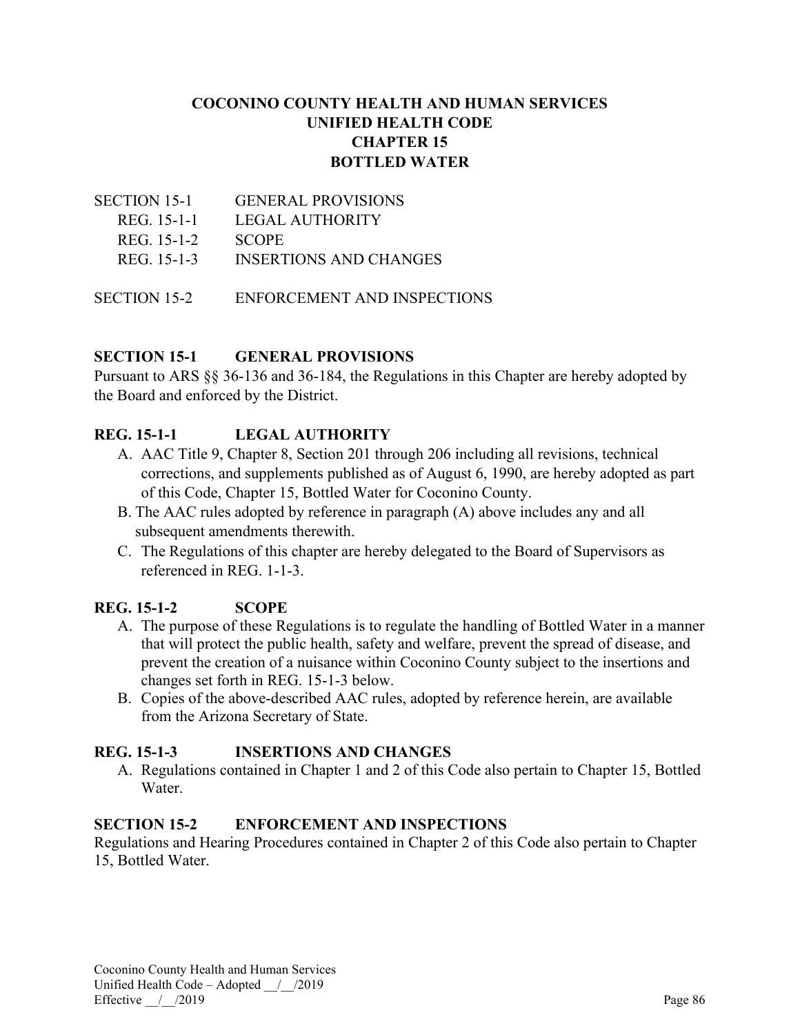# COCONINO COUNTY HEALTH AND HUMAN SERVICES
# UNIFIED HEALTH CODE
# CHAPTER 15
# BOTTLED WATER

| | |
|---|---|
| SECTION 15-1 | GENERAL PROVISIONS |
| REG. 15-1-1 | LEGAL AUTHORITY |
| REG. 15-1-2 | SCOPE |
| REG. 15-1-3 | INSERTIONS AND CHANGES |
| SECTION 15-2 | ENFORCEMENT AND INSPECTIONS |

## SECTION 15-1 GENERAL PROVISIONS

Pursuant to ARS §§ 36-136 and 36-184, the Regulations in this Chapter are hereby adopted by the Board and enforced by the District.

### REG. 15-1-1 LEGAL AUTHORITY

A. AAC Title 9, Chapter 8, Section 201 through 206 including all revisions, technical corrections, and supplements published as of August 6, 1990, are hereby adopted as part of this Code, Chapter 15, Bottled Water for Coconino County.

B. The AAC rules adopted by reference in paragraph (A) above includes any and all subsequent amendments therewith.

C. The Regulations of this chapter are hereby delegated to the Board of Supervisors as referenced in REG. 1-1-3.

### REG. 15-1-2 SCOPE

A. The purpose of these Regulations is to regulate the handling of Bottled Water in a manner that will protect the public health, safety and welfare, prevent the spread of disease, and prevent the creation of a nuisance within Coconino County subject to the insertions and changes set forth in REG. 15-1-3 below.

B. Copies of the above-described AAC rules, adopted by reference herein, are available from the Arizona Secretary of State.

### REG. 15-1-3 INSERTIONS AND CHANGES

A. Regulations contained in Chapter 1 and 2 of this Code also pertain to Chapter 15, Bottled Water.

## SECTION 15-2 ENFORCEMENT AND INSPECTIONS

Regulations and Hearing Procedures contained in Chapter 2 of this Code also pertain to Chapter 15, Bottled Water.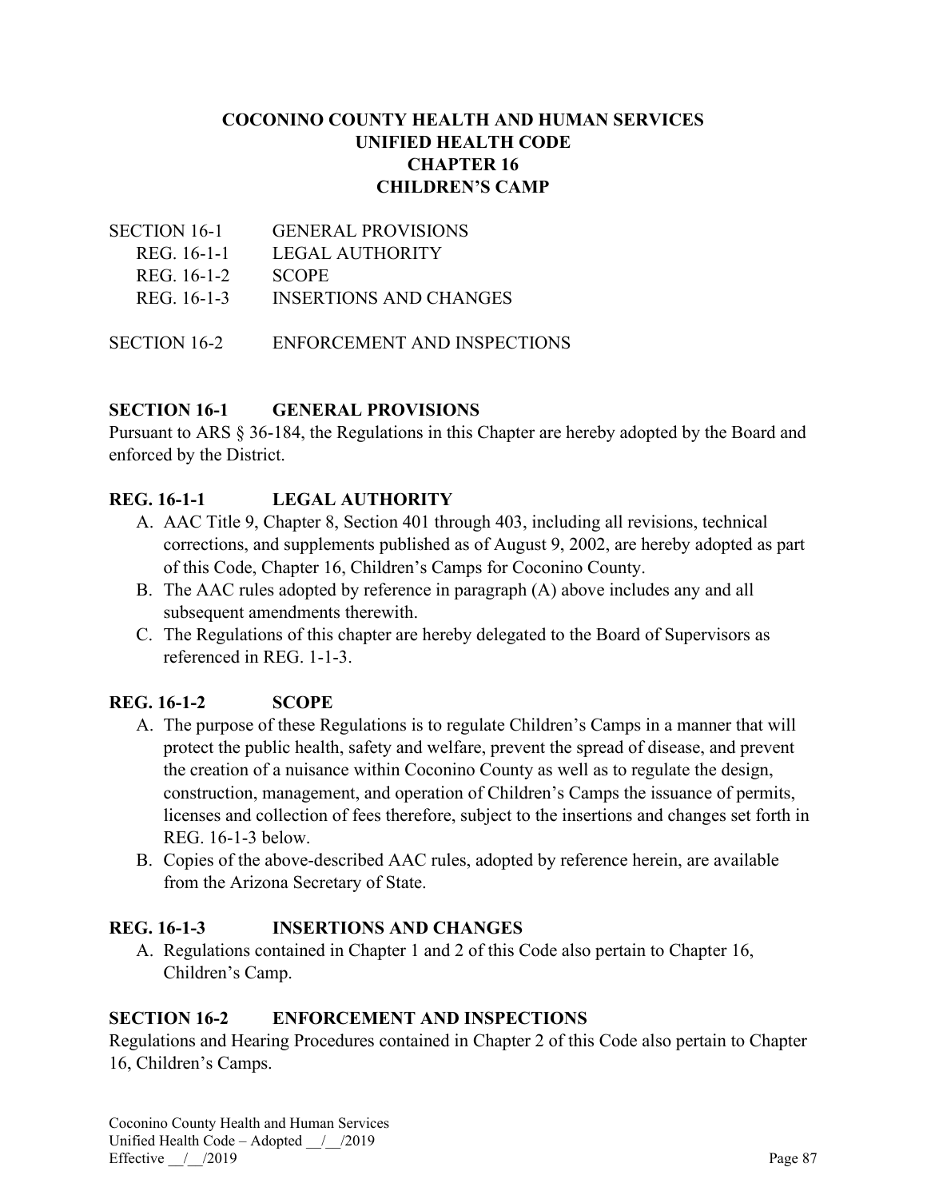# COCONINO COUNTY HEALTH AND HUMAN SERVICES
# UNIFIED HEALTH CODE
# CHAPTER 16
# CHILDREN'S CAMP

| | |
|---|---|
| SECTION 16-1 | GENERAL PROVISIONS |
| REG. 16-1-1 | LEGAL AUTHORITY |
| REG. 16-1-2 | SCOPE |
| REG. 16-1-3 | INSERTIONS AND CHANGES |
| SECTION 16-2 | ENFORCEMENT AND INSPECTIONS |

## SECTION 16-1 GENERAL PROVISIONS

Pursuant to ARS § 36-184, the Regulations in this Chapter are hereby adopted by the Board and enforced by the District.

### REG. 16-1-1 LEGAL AUTHORITY

A. AAC Title 9, Chapter 8, Section 401 through 403, including all revisions, technical corrections, and supplements published as of August 9, 2002, are hereby adopted as part of this Code, Chapter 16, Children's Camps for Coconino County.

B. The AAC rules adopted by reference in paragraph (A) above includes any and all subsequent amendments therewith.

C. The Regulations of this chapter are hereby delegated to the Board of Supervisors as referenced in REG. 1-1-3.

### REG. 16-1-2 SCOPE

A. The purpose of these Regulations is to regulate Children's Camps in a manner that will protect the public health, safety and welfare, prevent the spread of disease, and prevent the creation of a nuisance within Coconino County as well as to regulate the design, construction, management, and operation of Children's Camps the issuance of permits, licenses and collection of fees therefore, subject to the insertions and changes set forth in REG. 16-1-3 below.

B. Copies of the above-described AAC rules, adopted by reference herein, are available from the Arizona Secretary of State.

### REG. 16-1-3 INSERTIONS AND CHANGES

A. Regulations contained in Chapter 1 and 2 of this Code also pertain to Chapter 16, Children's Camp.

## SECTION 16-2 ENFORCEMENT AND INSPECTIONS

Regulations and Hearing Procedures contained in Chapter 2 of this Code also pertain to Chapter 16, Children's Camps.